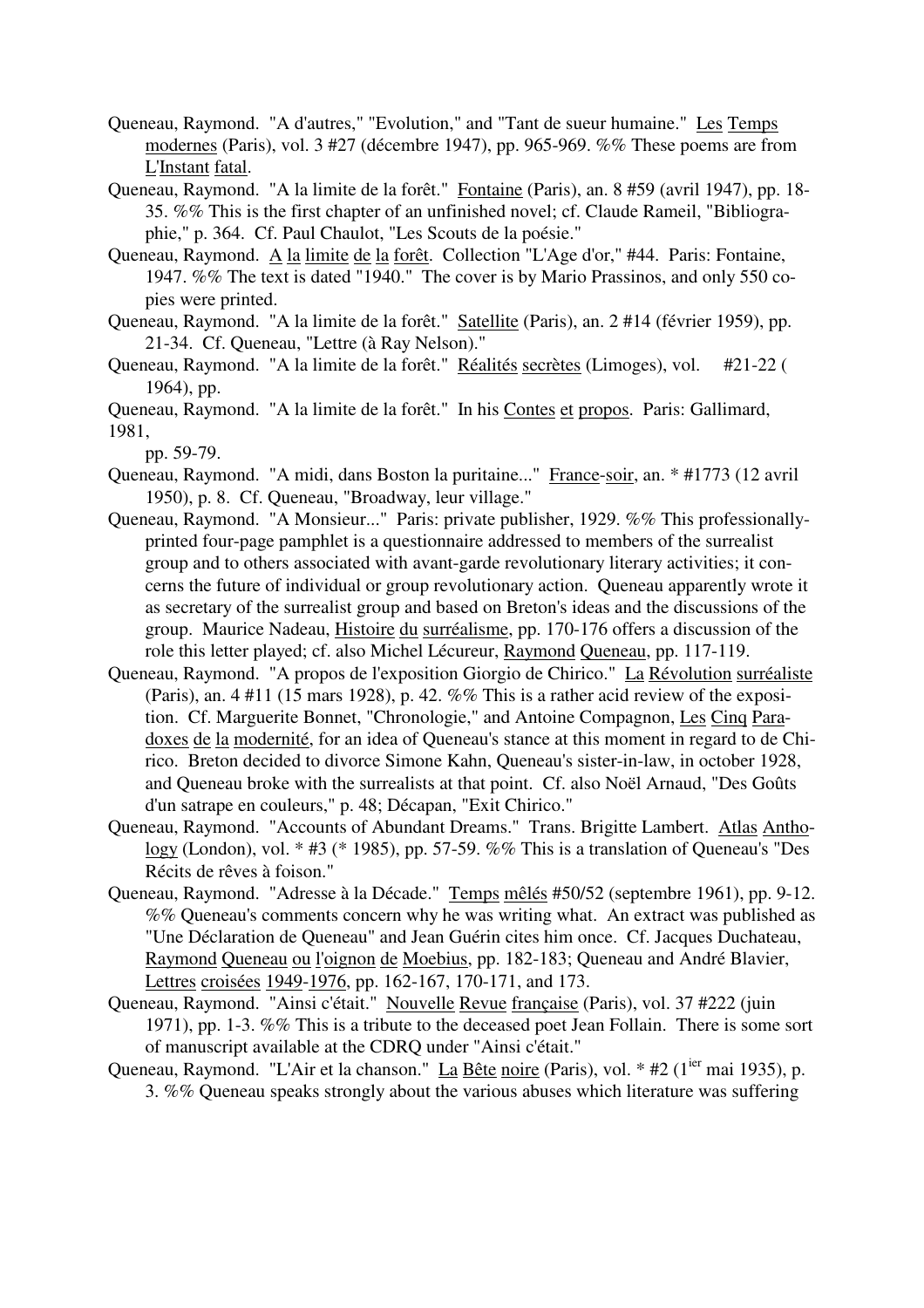Queneau, Raymond. "A d'autres," "Evolution," and "Tant de sueur humaine." Les Temps modernes (Paris), vol. 3 #27 (décembre 1947), pp. 965-969. %% These poems are from L'Instant fatal.

Queneau, Raymond. "A la limite de la forêt." Fontaine (Paris), an. 8 #59 (avril 1947), pp. 18-35. %% This is the first chapter of an unfinished novel; cf. Claude Rameil, "Bibliographie," p. 364. Cf. Paul Chaulot, "Les Scouts de la poésie."

Queneau, Raymond. A la limite de la forêt. Collection "L'Age d'or," #44. Paris: Fontaine, 1947. %% The text is dated "1940." The cover is by Mario Prassinos, and only 550 copies were printed.

Queneau, Raymond. "A la limite de la forêt." Satellite (Paris), an. 2 #14 (février 1959), pp. 21-34. Cf. Queneau, "Lettre (à Ray Nelson)."

Queneau, Raymond. "A la limite de la forêt." Réalités secrètes (Limoges), vol. #21-22 ( 1964), pp.

Queneau, Raymond. "A la limite de la forêt." In his Contes et propos. Paris: Gallimard, 1981, pp. 59-79.

Queneau, Raymond. "A midi, dans Boston la puritaine..." France-soir, an. * #1773 (12 avril 1950), p. 8. Cf. Queneau, "Broadway, leur village."

Queneau, Raymond. "A Monsieur..." Paris: private publisher, 1929. %% This professionally-printed four-page pamphlet is a questionnaire addressed to members of the surrealist group and to others associated with avant-garde revolutionary literary activities; it concerns the future of individual or group revolutionary action. Queneau apparently wrote it as secretary of the surrealist group and based on Breton's ideas and the discussions of the group. Maurice Nadeau, Histoire du surréalisme, pp. 170-176 offers a discussion of the role this letter played; cf. also Michel Lécureur, Raymond Queneau, pp. 117-119.

Queneau, Raymond. "A propos de l'exposition Giorgio de Chirico." La Révolution surréaliste (Paris), an. 4 #11 (15 mars 1928), p. 42. %% This is a rather acid review of the exposition. Cf. Marguerite Bonnet, "Chronologie," and Antoine Compagnon, Les Cinq Paradoxes de la modernité, for an idea of Queneau's stance at this moment in regard to de Chirico. Breton decided to divorce Simone Kahn, Queneau's sister-in-law, in october 1928, and Queneau broke with the surrealists at that point. Cf. also Noël Arnaud, "Des Goûts d'un satrape en couleurs," p. 48; Décapan, "Exit Chirico."

Queneau, Raymond. "Accounts of Abundant Dreams." Trans. Brigitte Lambert. Atlas Anthology (London), vol. * #3 (* 1985), pp. 57-59. %% This is a translation of Queneau's "Des Récits de rêves à foison."

Queneau, Raymond. "Adresse à la Décade." Temps mêlés #50/52 (septembre 1961), pp. 9-12. %% Queneau's comments concern why he was writing what. An extract was published as "Une Déclaration de Queneau" and Jean Guérin cites him once. Cf. Jacques Duchateau, Raymond Queneau ou l'oignon de Moebius, pp. 182-183; Queneau and André Blavier, Lettres croisées 1949-1976, pp. 162-167, 170-171, and 173.

Queneau, Raymond. "Ainsi c'était." Nouvelle Revue française (Paris), vol. 37 #222 (juin 1971), pp. 1-3. %% This is a tribute to the deceased poet Jean Follain. There is some sort of manuscript available at the CDRQ under "Ainsi c'était."

Queneau, Raymond. "L'Air et la chanson." La Bête noire (Paris), vol. * #2 (1ier mai 1935), p. 3. %% Queneau speaks strongly about the various abuses which literature was suffering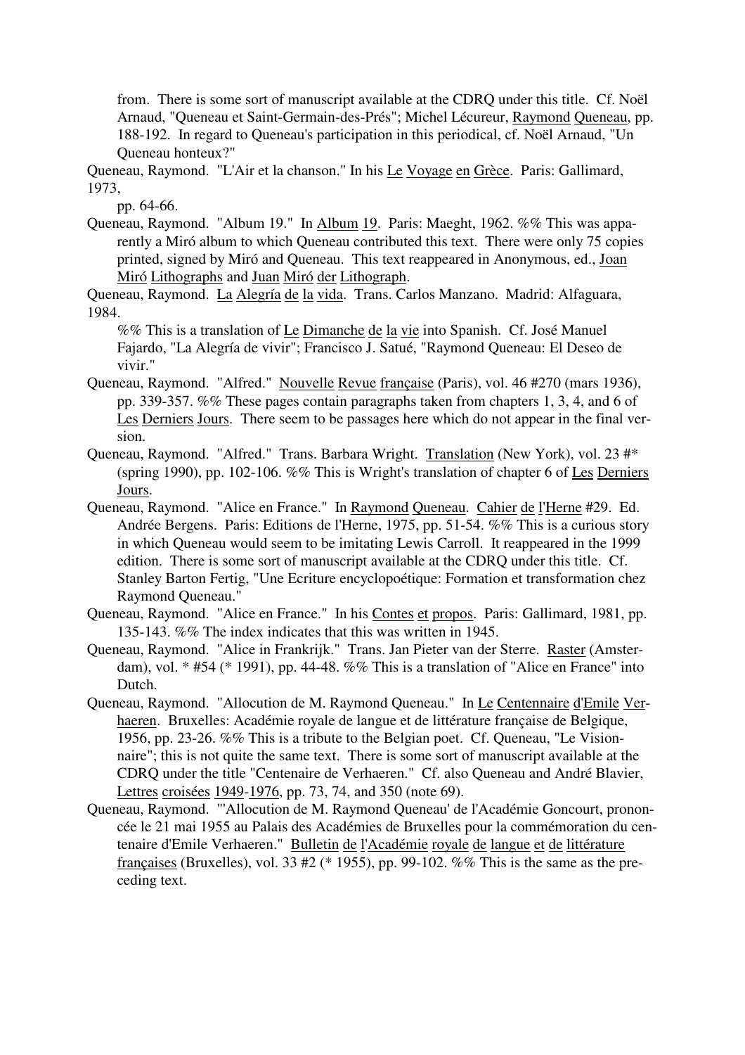from. There is some sort of manuscript available at the CDRQ under this title. Cf. Noël Arnaud, "Queneau et Saint-Germain-des-Prés"; Michel Lécureur, Raymond Queneau, pp. 188-192. In regard to Queneau's participation in this periodical, cf. Noël Arnaud, "Un Queneau honteux?"

Queneau, Raymond. "L'Air et la chanson." In his Le Voyage en Grèce. Paris: Gallimard, 1973, pp. 64-66.

Queneau, Raymond. "Album 19." In Album 19. Paris: Maeght, 1962. %% This was apparently a Miró album to which Queneau contributed this text. There were only 75 copies printed, signed by Miró and Queneau. This text reappeared in Anonymous, ed., Joan Miró Lithographs and Juan Miró der Lithograph.

Queneau, Raymond. La Alegría de la vida. Trans. Carlos Manzano. Madrid: Alfaguara, 1984. %% This is a translation of Le Dimanche de la vie into Spanish. Cf. José Manuel Fajardo, "La Alegría de vivir"; Francisco J. Satué, "Raymond Queneau: El Deseo de vivir."

Queneau, Raymond. "Alfred." Nouvelle Revue française (Paris), vol. 46 #270 (mars 1936), pp. 339-357. %% These pages contain paragraphs taken from chapters 1, 3, 4, and 6 of Les Derniers Jours. There seem to be passages here which do not appear in the final version.

Queneau, Raymond. "Alfred." Trans. Barbara Wright. Translation (New York), vol. 23 #* (spring 1990), pp. 102-106. %% This is Wright's translation of chapter 6 of Les Derniers Jours.

Queneau, Raymond. "Alice en France." In Raymond Queneau. Cahier de l'Herne #29. Ed. Andrée Bergens. Paris: Editions de l'Herne, 1975, pp. 51-54. %% This is a curious story in which Queneau would seem to be imitating Lewis Carroll. It reappeared in the 1999 edition. There is some sort of manuscript available at the CDRQ under this title. Cf. Stanley Barton Fertig, "Une Ecriture encyclopoétique: Formation et transformation chez Raymond Queneau."

Queneau, Raymond. "Alice en France." In his Contes et propos. Paris: Gallimard, 1981, pp. 135-143. %% The index indicates that this was written in 1945.

Queneau, Raymond. "Alice in Frankrijk." Trans. Jan Pieter van der Sterre. Raster (Amsterdam), vol. * #54 (* 1991), pp. 44-48. %% This is a translation of "Alice en France" into Dutch.

Queneau, Raymond. "Allocution de M. Raymond Queneau." In Le Centennaire d'Emile Verhaeren. Bruxelles: Académie royale de langue et de littérature française de Belgique, 1956, pp. 23-26. %% This is a tribute to the Belgian poet. Cf. Queneau, "Le Visionnaire"; this is not quite the same text. There is some sort of manuscript available at the CDRQ under the title "Centenaire de Verhaeren." Cf. also Queneau and André Blavier, Lettres croisées 1949-1976, pp. 73, 74, and 350 (note 69).

Queneau, Raymond. "'Allocution de M. Raymond Queneau' de l'Académie Goncourt, prononcée le 21 mai 1955 au Palais des Académies de Bruxelles pour la commémoration du centenaire d'Emile Verhaeren." Bulletin de l'Académie royale de langue et de littérature françaises (Bruxelles), vol. 33 #2 (* 1955), pp. 99-102. %% This is the same as the preceding text.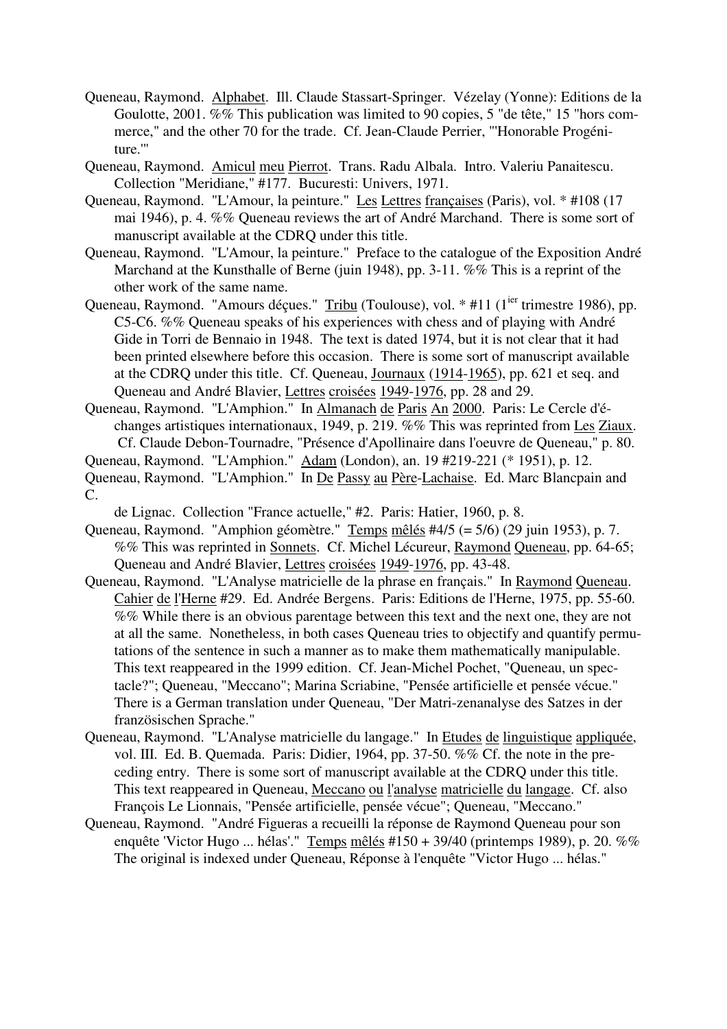Queneau, Raymond. Alphabet. Ill. Claude Stassart-Springer. Vézelay (Yonne): Editions de la Goulotte, 2001. %% This publication was limited to 90 copies, 5 "de tête," 15 "hors commerce," and the other 70 for the trade. Cf. Jean-Claude Perrier, "'Honorable Progéniture.'"

Queneau, Raymond. Amicul meu Pierrot. Trans. Radu Albala. Intro. Valeriu Panaitescu. Collection "Meridiane," #177. Bucuresti: Univers, 1971.

Queneau, Raymond. "L'Amour, la peinture." Les Lettres françaises (Paris), vol. * #108 (17 mai 1946), p. 4. %% Queneau reviews the art of André Marchand. There is some sort of manuscript available at the CDRQ under this title.

Queneau, Raymond. "L'Amour, la peinture." Preface to the catalogue of the Exposition André Marchand at the Kunsthalle of Berne (juin 1948), pp. 3-11. %% This is a reprint of the other work of the same name.

Queneau, Raymond. "Amours déçues." Tribu (Toulouse), vol. * #11 (1ier trimestre 1986), pp. C5-C6. %% Queneau speaks of his experiences with chess and of playing with André Gide in Torri de Bennaio in 1948. The text is dated 1974, but it is not clear that it had been printed elsewhere before this occasion. There is some sort of manuscript available at the CDRQ under this title. Cf. Queneau, Journaux (1914-1965), pp. 621 et seq. and Queneau and André Blavier, Lettres croisées 1949-1976, pp. 28 and 29.

Queneau, Raymond. "L'Amphion." In Almanach de Paris An 2000. Paris: Le Cercle d'échanges artistiques internationaux, 1949, p. 219. %% This was reprinted from Les Ziaux. Cf. Claude Debon-Tournadre, "Présence d'Apollinaire dans l'oeuvre de Queneau," p. 80.

Queneau, Raymond. "L'Amphion." Adam (London), an. 19 #219-221 (* 1951), p. 12.

Queneau, Raymond. "L'Amphion." In De Passy au Père-Lachaise. Ed. Marc Blancpain and C. de Lignac. Collection "France actuelle," #2. Paris: Hatier, 1960, p. 8.

Queneau, Raymond. "Amphion géomètre." Temps mêlés #4/5 (= 5/6) (29 juin 1953), p. 7. %% This was reprinted in Sonnets. Cf. Michel Lécureur, Raymond Queneau, pp. 64-65; Queneau and André Blavier, Lettres croisées 1949-1976, pp. 43-48.

Queneau, Raymond. "L'Analyse matricielle de la phrase en français." In Raymond Queneau. Cahier de l'Herne #29. Ed. Andrée Bergens. Paris: Editions de l'Herne, 1975, pp. 55-60. %% While there is an obvious parentage between this text and the next one, they are not at all the same. Nonetheless, in both cases Queneau tries to objectify and quantify permutations of the sentence in such a manner as to make them mathematically manipulable. This text reappeared in the 1999 edition. Cf. Jean-Michel Pochet, "Queneau, un spectacle?"; Queneau, "Meccano"; Marina Scriabine, "Pensée artificielle et pensée vécue." There is a German translation under Queneau, "Der Matri-zenanalyse des Satzes in der französischen Sprache."

Queneau, Raymond. "L'Analyse matricielle du langage." In Etudes de linguistique appliquée, vol. III. Ed. B. Quemada. Paris: Didier, 1964, pp. 37-50. %% Cf. the note in the preceding entry. There is some sort of manuscript available at the CDRQ under this title. This text reappeared in Queneau, Meccano ou l'analyse matricielle du langage. Cf. also François Le Lionnais, "Pensée artificielle, pensée vécue"; Queneau, "Meccano."

Queneau, Raymond. "André Figueras a recueilli la réponse de Raymond Queneau pour son enquête 'Victor Hugo ... hélas'." Temps mêlés #150 + 39/40 (printemps 1989), p. 20. %% The original is indexed under Queneau, Réponse à l'enquête "Victor Hugo ... hélas."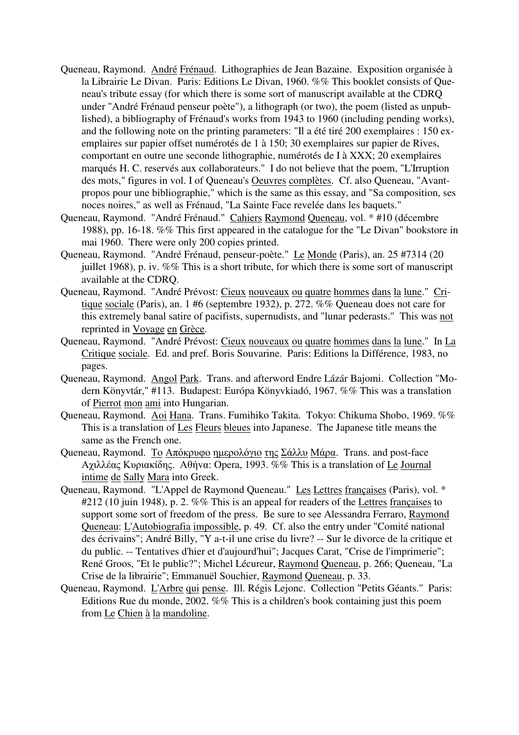Queneau, Raymond. André Frénaud. Lithographies de Jean Bazaine. Exposition organisée à la Librairie Le Divan. Paris: Editions Le Divan, 1960. %% This booklet consists of Queneau's tribute essay (for which there is some sort of manuscript available at the CDRQ under "André Frénaud penseur poète"), a lithograph (or two), the poem (listed as unpublished), a bibliography of Frénaud's works from 1943 to 1960 (including pending works), and the following note on the printing parameters: "Il a été tiré 200 exemplaires : 150 exemplaires sur papier offset numérotés de 1 à 150; 30 exemplaires sur papier de Rives, comportant en outre une seconde lithographie, numérotés de I à XXX; 20 exemplaires marqués H. C. reservés aux collaborateurs." I do not believe that the poem, "L'Irruption des mots," figures in vol. I of Queneau's Oeuvres complètes. Cf. also Queneau, "Avant-propos pour une bibliographie," which is the same as this essay, and "Sa composition, ses noces noires," as well as Frénaud, "La Sainte Face revelée dans les baquets."

Queneau, Raymond. "André Frénaud." Cahiers Raymond Queneau, vol. * #10 (décembre 1988), pp. 16-18. %% This first appeared in the catalogue for the "Le Divan" bookstore in mai 1960. There were only 200 copies printed.

Queneau, Raymond. "André Frénaud, penseur-poète." Le Monde (Paris), an. 25 #7314 (20 juillet 1968), p. iv. %% This is a short tribute, for which there is some sort of manuscript available at the CDRQ.

Queneau, Raymond. "André Prévost: Cieux nouveaux ou quatre hommes dans la lune." Critique sociale (Paris), an. 1 #6 (septembre 1932), p. 272. %% Queneau does not care for this extremely banal satire of pacifists, supernudists, and "lunar pederasts." This was not reprinted in Voyage en Grèce.

Queneau, Raymond. "André Prévost: Cieux nouveaux ou quatre hommes dans la lune." In La Critique sociale. Ed. and pref. Boris Souvarine. Paris: Editions la Différence, 1983, no pages.

Queneau, Raymond. Angol Park. Trans. and afterword Endre Lázár Bajomi. Collection "Modern Könyvtár," #113. Budapest: Európa Könyvkiadó, 1967. %% This was a translation of Pierrot mon ami into Hungarian.

Queneau, Raymond. Aoi Hana. Trans. Fumihiko Takita. Tokyo: Chikuma Shobo, 1969. %% This is a translation of Les Fleurs bleues into Japanese. The Japanese title means the same as the French one.

Queneau, Raymond. Το Απόκρυφο ημερολόγιο της Σάλλυ Μάρα. Trans. and post-face Αχιλλέας Κυριακίδης. Αθήνα: Opera, 1993. %% This is a translation of Le Journal intime de Sally Mara into Greek.

Queneau, Raymond. "L'Appel de Raymond Queneau." Les Lettres françaises (Paris), vol. * #212 (10 juin 1948), p. 2. %% This is an appeal for readers of the Lettres françaises to support some sort of freedom of the press. Be sure to see Alessandra Ferraro, Raymond Queneau: L'Autobiografia impossible, p. 49. Cf. also the entry under "Comité national des écrivains"; André Billy, "Y a-t-il une crise du livre? -- Sur le divorce de la critique et du public. -- Tentatives d'hier et d'aujourd'hui"; Jacques Carat, "Crise de l'imprimerie"; René Groos, "Et le public?"; Michel Lécureur, Raymond Queneau, p. 266; Queneau, "La Crise de la librairie"; Emmanuël Souchier, Raymond Queneau, p. 33.

Queneau, Raymond. L'Arbre qui pense. Ill. Régis Lejonc. Collection "Petits Géants." Paris: Editions Rue du monde, 2002. %% This is a children's book containing just this poem from Le Chien à la mandoline.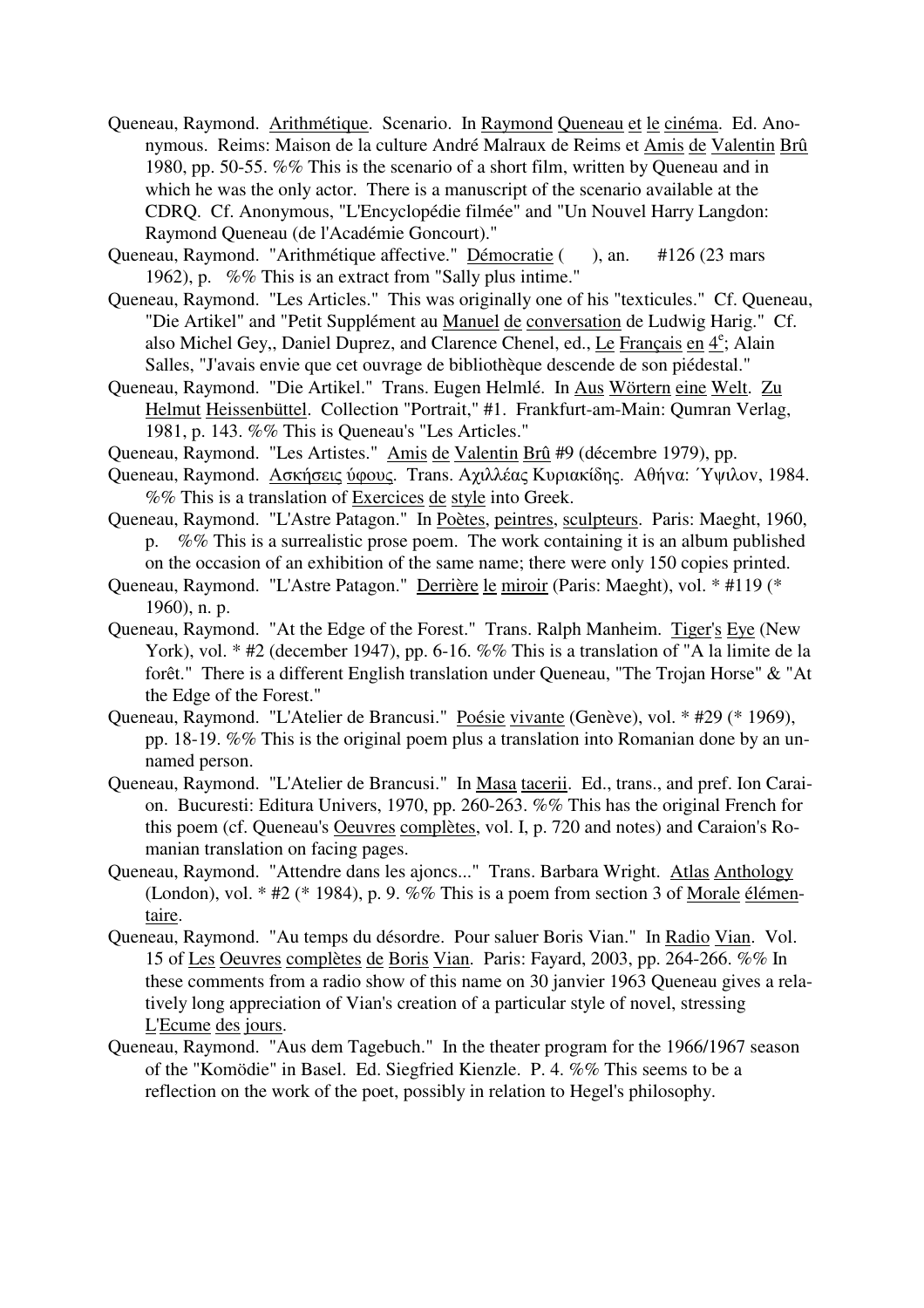Queneau, Raymond. Arithmétique. Scenario. In Raymond Queneau et le cinéma. Ed. Anonymous. Reims: Maison de la culture André Malraux de Reims et Amis de Valentin Brû 1980, pp. 50-55. %% This is the scenario of a short film, written by Queneau and in which he was the only actor. There is a manuscript of the scenario available at the CDRQ. Cf. Anonymous, "L'Encyclopédie filmée" and "Un Nouvel Harry Langdon: Raymond Queneau (de l'Académie Goncourt)."

Queneau, Raymond. "Arithmétique affective." Démocratie ( ), an. #126 (23 mars 1962), p. %% This is an extract from "Sally plus intime."

Queneau, Raymond. "Les Articles." This was originally one of his "texticules." Cf. Queneau, "Die Artikel" and "Petit Supplément au Manuel de conversation de Ludwig Harig." Cf. also Michel Gey,, Daniel Duprez, and Clarence Chenel, ed., Le Français en 4e; Alain Salles, "J'avais envie que cet ouvrage de bibliothèque descende de son piédestal."

Queneau, Raymond. "Die Artikel." Trans. Eugen Helmlé. In Aus Wörtern eine Welt. Zu Helmut Heissenbüttel. Collection "Portrait," #1. Frankfurt-am-Main: Qumran Verlag, 1981, p. 143. %% This is Queneau's "Les Articles."

Queneau, Raymond. "Les Artistes." Amis de Valentin Brû #9 (décembre 1979), pp.

Queneau, Raymond. Ασκήσεις ύφους. Trans. Αχιλλέας Κυριακίδης. Αθήνα: Ύψιλον, 1984. %% This is a translation of Exercices de style into Greek.

Queneau, Raymond. "L'Astre Patagon." In Poètes, peintres, sculpteurs. Paris: Maeght, 1960, p. %% This is a surrealistic prose poem. The work containing it is an album published on the occasion of an exhibition of the same name; there were only 150 copies printed.

Queneau, Raymond. "L'Astre Patagon." Derrière le miroir (Paris: Maeght), vol. * #119 (* 1960), n. p.

Queneau, Raymond. "At the Edge of the Forest." Trans. Ralph Manheim. Tiger's Eye (New York), vol. * #2 (december 1947), pp. 6-16. %% This is a translation of "A la limite de la forêt." There is a different English translation under Queneau, "The Trojan Horse" & "At the Edge of the Forest."

Queneau, Raymond. "L'Atelier de Brancusi." Poésie vivante (Genève), vol. * #29 (* 1969), pp. 18-19. %% This is the original poem plus a translation into Romanian done by an unnamed person.

Queneau, Raymond. "L'Atelier de Brancusi." In Masa tacerii. Ed., trans., and pref. Ion Caraion. Bucuresti: Editura Univers, 1970, pp. 260-263. %% This has the original French for this poem (cf. Queneau's Oeuvres complètes, vol. I, p. 720 and notes) and Caraion's Romanian translation on facing pages.

Queneau, Raymond. "Attendre dans les ajoncs..." Trans. Barbara Wright. Atlas Anthology (London), vol. * #2 (* 1984), p. 9. %% This is a poem from section 3 of Morale élémentaire.

Queneau, Raymond. "Au temps du désordre. Pour saluer Boris Vian." In Radio Vian. Vol. 15 of Les Oeuvres complètes de Boris Vian. Paris: Fayard, 2003, pp. 264-266. %% In these comments from a radio show of this name on 30 janvier 1963 Queneau gives a relatively long appreciation of Vian's creation of a particular style of novel, stressing L'Ecume des jours.

Queneau, Raymond. "Aus dem Tagebuch." In the theater program for the 1966/1967 season of the "Komödie" in Basel. Ed. Siegfried Kienzle. P. 4. %% This seems to be a reflection on the work of the poet, possibly in relation to Hegel's philosophy.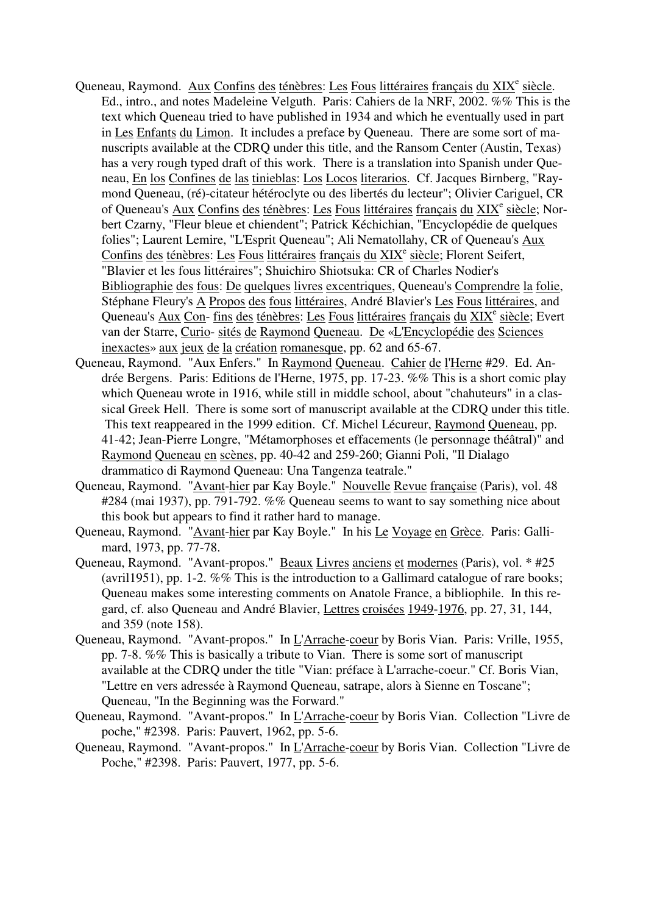Queneau, Raymond. Aux Confins des ténèbres: Les Fous littéraires français du XIX[e] siècle. Ed., intro., and notes Madeleine Velguth. Paris: Cahiers de la NRF, 2002. %% This is the text which Queneau tried to have published in 1934 and which he eventually used in part in Les Enfants du Limon. It includes a preface by Queneau. There are some sort of manuscripts available at the CDRQ under this title, and the Ransom Center (Austin, Texas) has a very rough typed draft of this work. There is a translation into Spanish under Queneau, En los Confines de las tinieblas: Los Locos literarios. Cf. Jacques Birnberg, "Raymond Queneau, (ré)-citateur hétéroclyte ou des libertés du lecteur"; Olivier Cariguel, CR of Queneau's Aux Confins des ténèbres: Les Fous littéraires français du XIX[e] siècle; Norbert Czarny, "Fleur bleue et chiendent"; Patrick Kéchichian, "Encyclopédie de quelques folies"; Laurent Lemire, "L'Esprit Queneau"; Ali Nematollahy, CR of Queneau's Aux Confins des ténèbres: Les Fous littéraires français du XIX[e] siècle; Florent Seifert, "Blavier et les fous littéraires"; Shuichiro Shiotsuka: CR of Charles Nodier's Bibliographie des fous: De quelques livres excentriques, Queneau's Comprendre la folie, Stéphane Fleury's A Propos des fous littéraires, André Blavier's Les Fous littéraires, and Queneau's Aux Con- fins des ténèbres: Les Fous littéraires français du XIX[e] siècle; Evert van der Starre, Curio- sités de Raymond Queneau. De «L'Encyclopédie des Sciences inexactes» aux jeux de la création romanesque, pp. 62 and 65-67.

Queneau, Raymond. "Aux Enfers." In Raymond Queneau. Cahier de l'Herne #29. Ed. Andrée Bergens. Paris: Editions de l'Herne, 1975, pp. 17-23. %% This is a short comic play which Queneau wrote in 1916, while still in middle school, about "chahuteurs" in a classical Greek Hell. There is some sort of manuscript available at the CDRQ under this title. This text reappeared in the 1999 edition. Cf. Michel Lécureur, Raymond Queneau, pp. 41-42; Jean-Pierre Longre, "Métamorphoses et effacements (le personnage théâtral)" and Raymond Queneau en scènes, pp. 40-42 and 259-260; Gianni Poli, "Il Dialago drammatico di Raymond Queneau: Una Tangenza teatrale."

Queneau, Raymond. "Avant-hier par Kay Boyle." Nouvelle Revue française (Paris), vol. 48 #284 (mai 1937), pp. 791-792. %% Queneau seems to want to say something nice about this book but appears to find it rather hard to manage.

Queneau, Raymond. "Avant-hier par Kay Boyle." In his Le Voyage en Grèce. Paris: Gallimard, 1973, pp. 77-78.

Queneau, Raymond. "Avant-propos." Beaux Livres anciens et modernes (Paris), vol. * #25 (avril1951), pp. 1-2. %% This is the introduction to a Gallimard catalogue of rare books; Queneau makes some interesting comments on Anatole France, a bibliophile. In this regard, cf. also Queneau and André Blavier, Lettres croisées 1949-1976, pp. 27, 31, 144, and 359 (note 158).

Queneau, Raymond. "Avant-propos." In L'Arrache-coeur by Boris Vian. Paris: Vrille, 1955, pp. 7-8. %% This is basically a tribute to Vian. There is some sort of manuscript available at the CDRQ under the title "Vian: préface à L'arrache-coeur." Cf. Boris Vian, "Lettre en vers adressée à Raymond Queneau, satrape, alors à Sienne en Toscane"; Queneau, "In the Beginning was the Forward."

Queneau, Raymond. "Avant-propos." In L'Arrache-coeur by Boris Vian. Collection "Livre de poche," #2398. Paris: Pauvert, 1962, pp. 5-6.

Queneau, Raymond. "Avant-propos." In L'Arrache-coeur by Boris Vian. Collection "Livre de Poche," #2398. Paris: Pauvert, 1977, pp. 5-6.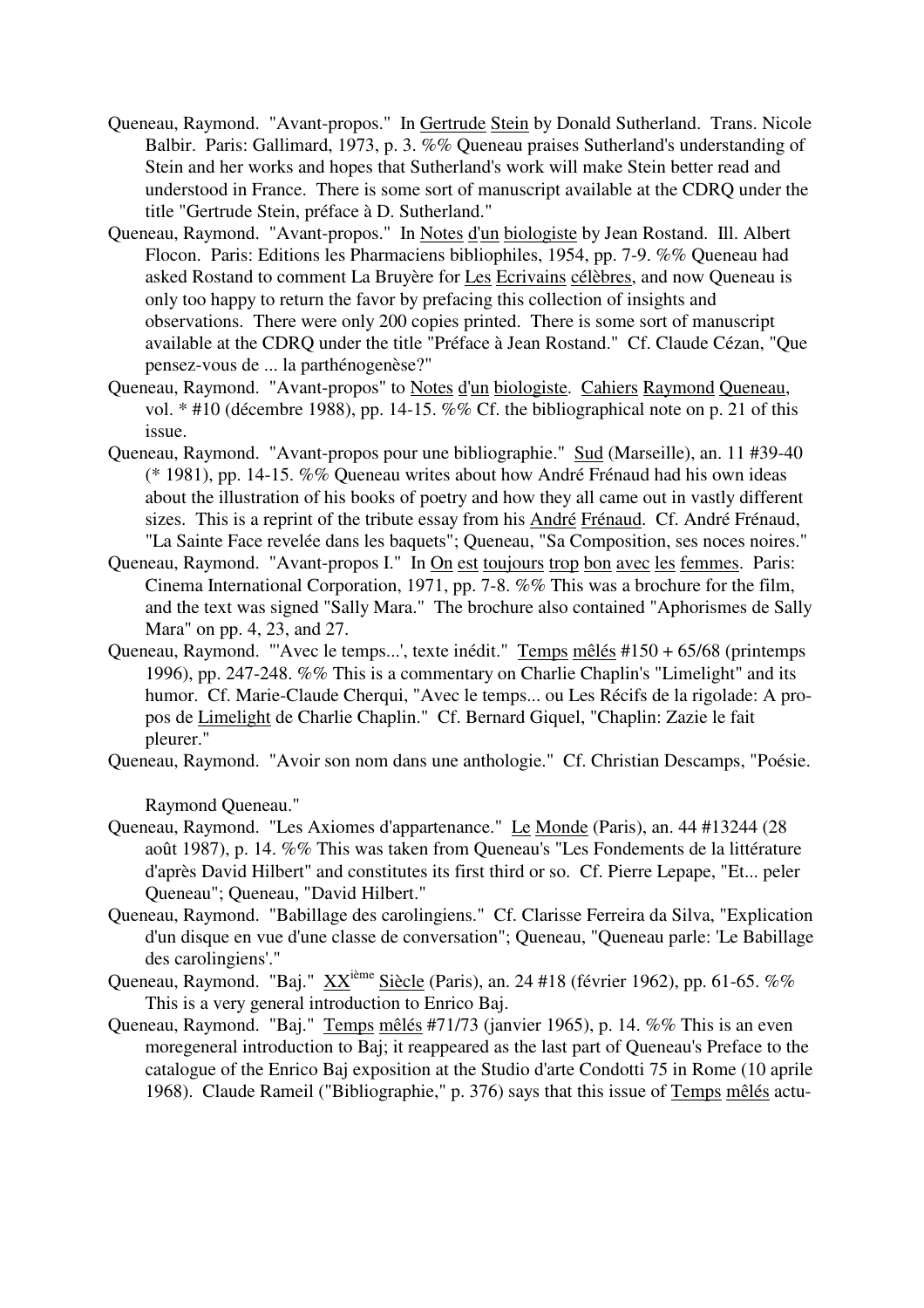Queneau, Raymond. "Avant-propos." In Gertrude Stein by Donald Sutherland. Trans. Nicole Balbir. Paris: Gallimard, 1973, p. 3. %% Queneau praises Sutherland's understanding of Stein and her works and hopes that Sutherland's work will make Stein better read and understood in France. There is some sort of manuscript available at the CDRQ under the title "Gertrude Stein, préface à D. Sutherland."

Queneau, Raymond. "Avant-propos." In Notes d'un biologiste by Jean Rostand. Ill. Albert Flocon. Paris: Editions les Pharmaciens bibliophiles, 1954, pp. 7-9. %% Queneau had asked Rostand to comment La Bruyère for Les Ecrivains célèbres, and now Queneau is only too happy to return the favor by prefacing this collection of insights and observations. There were only 200 copies printed. There is some sort of manuscript available at the CDRQ under the title "Préface à Jean Rostand." Cf. Claude Cézan, "Que pensez-vous de ... la parthénogenèse?"

Queneau, Raymond. "Avant-propos" to Notes d'un biologiste. Cahiers Raymond Queneau, vol. * #10 (décembre 1988), pp. 14-15. %% Cf. the bibliographical note on p. 21 of this issue.

Queneau, Raymond. "Avant-propos pour une bibliographie." Sud (Marseille), an. 11 #39-40 (* 1981), pp. 14-15. %% Queneau writes about how André Frénaud had his own ideas about the illustration of his books of poetry and how they all came out in vastly different sizes. This is a reprint of the tribute essay from his André Frénaud. Cf. André Frénaud, "La Sainte Face revelée dans les baquets"; Queneau, "Sa Composition, ses noces noires."

Queneau, Raymond. "Avant-propos I." In On est toujours trop bon avec les femmes. Paris: Cinema International Corporation, 1971, pp. 7-8. %% This was a brochure for the film, and the text was signed "Sally Mara." The brochure also contained "Aphorismes de Sally Mara" on pp. 4, 23, and 27.

Queneau, Raymond. "'Avec le temps...', texte inédit." Temps mêlés #150 + 65/68 (printemps 1996), pp. 247-248. %% This is a commentary on Charlie Chaplin's "Limelight" and its humor. Cf. Marie-Claude Cherqui, "Avec le temps... ou Les Récifs de la rigolade: A propos de Limelight de Charlie Chaplin." Cf. Bernard Giquel, "Chaplin: Zazie le fait pleurer."

Queneau, Raymond. "Avoir son nom dans une anthologie." Cf. Christian Descamps, "Poésie.

Raymond Queneau."

Queneau, Raymond. "Les Axiomes d'appartenance." Le Monde (Paris), an. 44 #13244 (28 août 1987), p. 14. %% This was taken from Queneau's "Les Fondements de la littérature d'après David Hilbert" and constitutes its first third or so. Cf. Pierre Lepape, "Et... peler Queneau"; Queneau, "David Hilbert."

Queneau, Raymond. "Babillage des carolingiens." Cf. Clarisse Ferreira da Silva, "Explication d'un disque en vue d'une classe de conversation"; Queneau, "Queneau parle: 'Le Babillage des carolingiens'."

Queneau, Raymond. "Baj." XXième Siècle (Paris), an. 24 #18 (février 1962), pp. 61-65. %% This is a very general introduction to Enrico Baj.

Queneau, Raymond. "Baj." Temps mêlés #71/73 (janvier 1965), p. 14. %% This is an even moregeneral introduction to Baj; it reappeared as the last part of Queneau's Preface to the catalogue of the Enrico Baj exposition at the Studio d'arte Condotti 75 in Rome (10 aprile 1968). Claude Rameil ("Bibliographie," p. 376) says that this issue of Temps mêlés actu-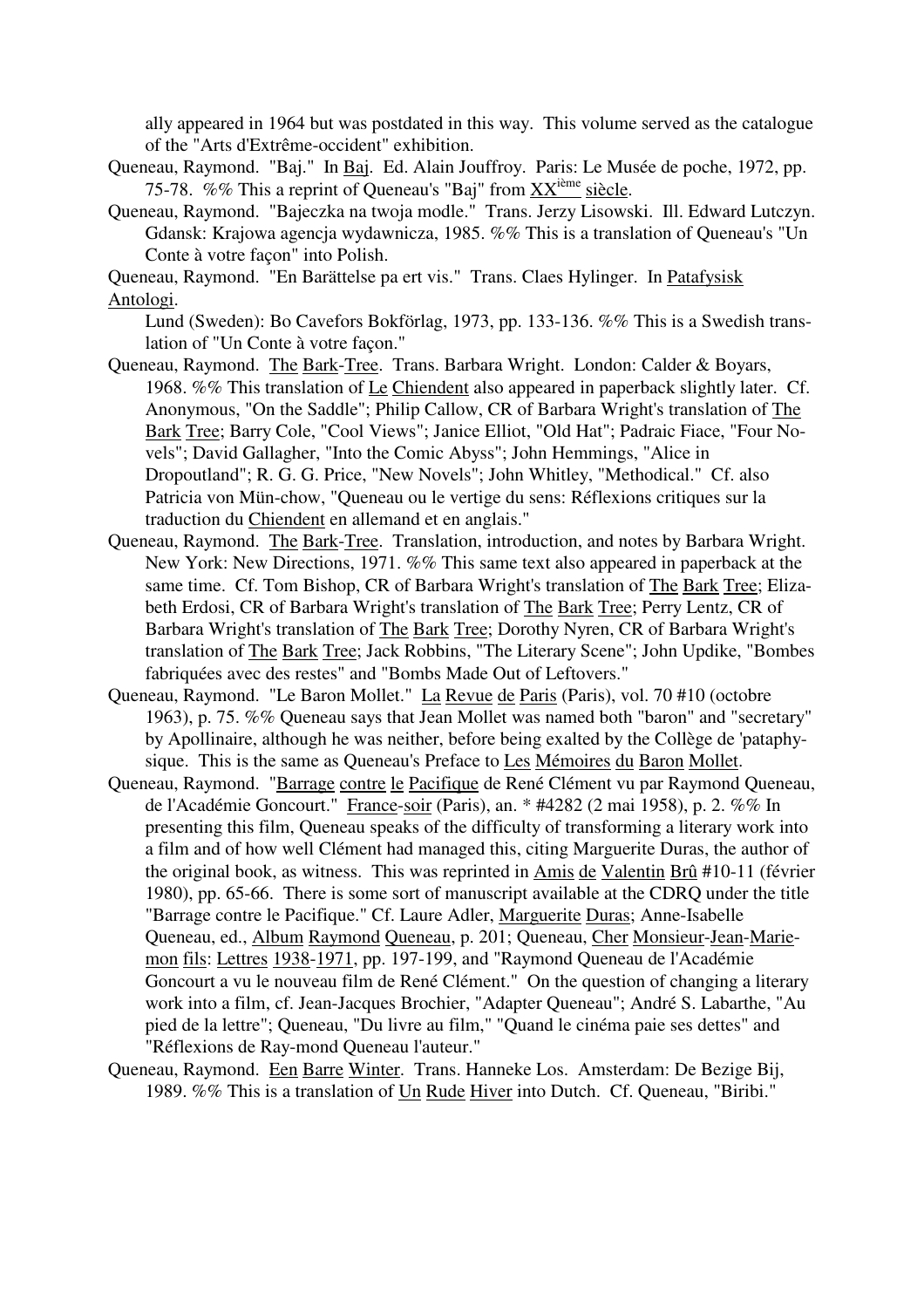ally appeared in 1964 but was postdated in this way. This volume served as the catalogue of the "Arts d'Extrême-occident" exhibition.

Queneau, Raymond. "Baj." In Baj. Ed. Alain Jouffroy. Paris: Le Musée de poche, 1972, pp. 75-78. %% This a reprint of Queneau's "Baj" from XX$^{ième}$ siècle.

Queneau, Raymond. "Bajeczka na twoja modle." Trans. Jerzy Lisowski. Ill. Edward Lutczyn. Gdansk: Krajowa agencja wydawnicza, 1985. %% This is a translation of Queneau's "Un Conte à votre façon" into Polish.

Queneau, Raymond. "En Barättelse pa ert vis." Trans. Claes Hylinger. In Patafysisk Antologi. Lund (Sweden): Bo Cavefors Bokförlag, 1973, pp. 133-136. %% This is a Swedish translation of "Un Conte à votre façon."

Queneau, Raymond. The Bark-Tree. Trans. Barbara Wright. London: Calder & Boyars, 1968. %% This translation of Le Chiendent also appeared in paperback slightly later. Cf. Anonymous, "On the Saddle"; Philip Callow, CR of Barbara Wright's translation of The Bark Tree; Barry Cole, "Cool Views"; Janice Elliot, "Old Hat"; Padraic Fiace, "Four Novels"; David Gallagher, "Into the Comic Abyss"; John Hemmings, "Alice in Dropoutland"; R. G. G. Price, "New Novels"; John Whitley, "Methodical." Cf. also Patricia von Mün-chow, "Queneau ou le vertige du sens: Réflexions critiques sur la traduction du Chiendent en allemand et en anglais."

Queneau, Raymond. The Bark-Tree. Translation, introduction, and notes by Barbara Wright. New York: New Directions, 1971. %% This same text also appeared in paperback at the same time. Cf. Tom Bishop, CR of Barbara Wright's translation of The Bark Tree; Elizabeth Erdosi, CR of Barbara Wright's translation of The Bark Tree; Perry Lentz, CR of Barbara Wright's translation of The Bark Tree; Dorothy Nyren, CR of Barbara Wright's translation of The Bark Tree; Jack Robbins, "The Literary Scene"; John Updike, "Bombes fabriquées avec des restes" and "Bombs Made Out of Leftovers."

Queneau, Raymond. "Le Baron Mollet." La Revue de Paris (Paris), vol. 70 #10 (octobre 1963), p. 75. %% Queneau says that Jean Mollet was named both "baron" and "secretary" by Apollinaire, although he was neither, before being exalted by the Collège de 'pataphysique. This is the same as Queneau's Preface to Les Mémoires du Baron Mollet.

Queneau, Raymond. "Barrage contre le Pacifique de René Clément vu par Raymond Queneau, de l'Académie Goncourt." France-soir (Paris), an. * #4282 (2 mai 1958), p. 2. %% In presenting this film, Queneau speaks of the difficulty of transforming a literary work into a film and of how well Clément had managed this, citing Marguerite Duras, the author of the original book, as witness. This was reprinted in Amis de Valentin Brû #10-11 (février 1980), pp. 65-66. There is some sort of manuscript available at the CDRQ under the title "Barrage contre le Pacifique." Cf. Laure Adler, Marguerite Duras; Anne-Isabelle Queneau, ed., Album Raymond Queneau, p. 201; Queneau, Cher Monsieur-Jean-Marie-mon fils: Lettres 1938-1971, pp. 197-199, and "Raymond Queneau de l'Académie Goncourt a vu le nouveau film de René Clément." On the question of changing a literary work into a film, cf. Jean-Jacques Brochier, "Adapter Queneau"; André S. Labarthe, "Au pied de la lettre"; Queneau, "Du livre au film," "Quand le cinéma paie ses dettes" and "Réflexions de Ray-mond Queneau l'auteur."

Queneau, Raymond. Een Barre Winter. Trans. Hanneke Los. Amsterdam: De Bezige Bij, 1989. %% This is a translation of Un Rude Hiver into Dutch. Cf. Queneau, "Biribi."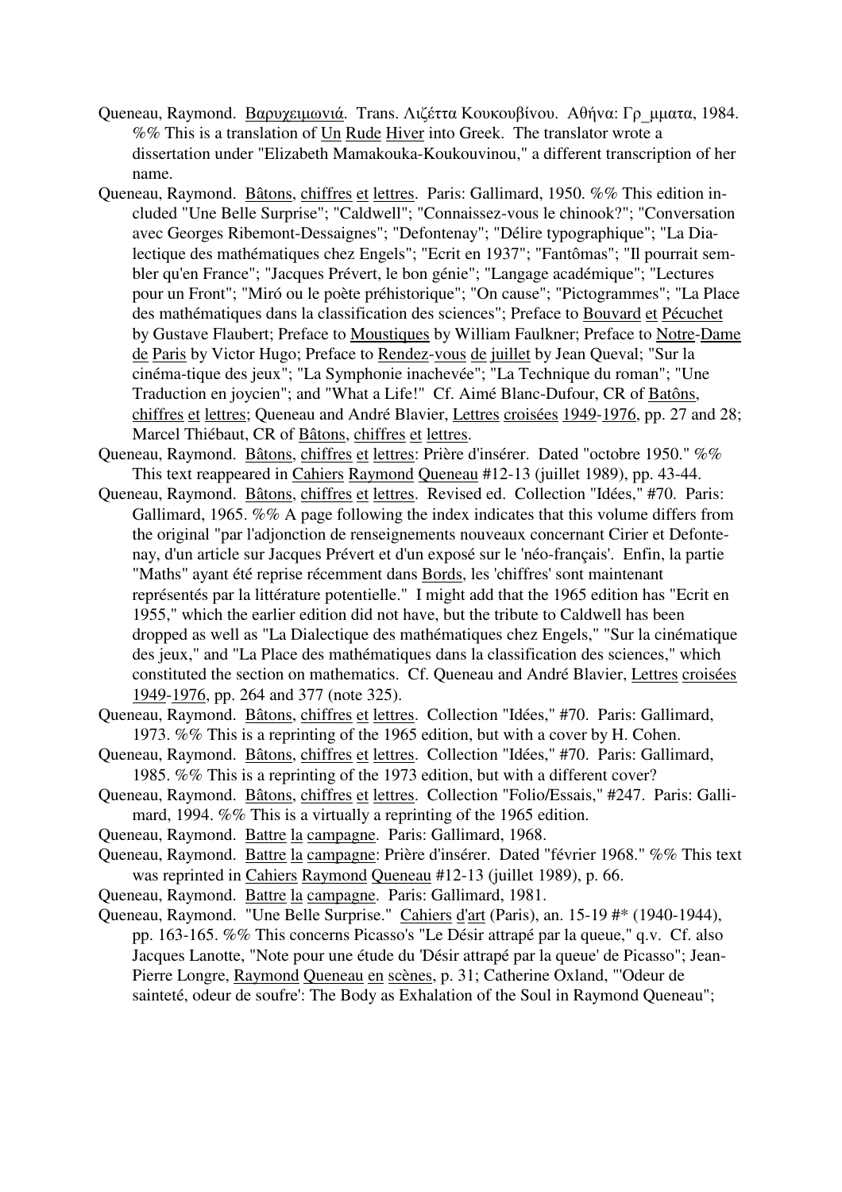Queneau, Raymond. Βαρυχειμωνιά. Trans. Λιζέττα Κουκουβίνου. Αθήνα: Γρ_μματα, 1984. %% This is a translation of Un Rude Hiver into Greek. The translator wrote a dissertation under "Elizabeth Mamakouka-Koukouvinou," a different transcription of her name.

Queneau, Raymond. Bâtons, chiffres et lettres. Paris: Gallimard, 1950. %% This edition included "Une Belle Surprise"; "Caldwell"; "Connaissez-vous le chinook?"; "Conversation avec Georges Ribemont-Dessaignes"; "Defontenay"; "Délire typographique"; "La Dialectique des mathématiques chez Engels"; "Ecrit en 1937"; "Fantômas"; "Il pourrait sembler qu'en France"; "Jacques Prévert, le bon génie"; "Langage académique"; "Lectures pour un Front"; "Miró ou le poète préhistorique"; "On cause"; "Pictogrammes"; "La Place des mathématiques dans la classification des sciences"; Preface to Bouvard et Pécuchet by Gustave Flaubert; Preface to Moustiques by William Faulkner; Preface to Notre-Dame de Paris by Victor Hugo; Preface to Rendez-vous de juillet by Jean Queval; "Sur la cinéma-tique des jeux"; "La Symphonie inachevée"; "La Technique du roman"; "Une Traduction en joycien"; and "What a Life!" Cf. Aimé Blanc-Dufour, CR of Batôns, chiffres et lettres; Queneau and André Blavier, Lettres croisées 1949-1976, pp. 27 and 28; Marcel Thiébaut, CR of Bâtons, chiffres et lettres.

Queneau, Raymond. Bâtons, chiffres et lettres: Prière d'insérer. Dated "octobre 1950." %% This text reappeared in Cahiers Raymond Queneau #12-13 (juillet 1989), pp. 43-44.

Queneau, Raymond. Bâtons, chiffres et lettres. Revised ed. Collection "Idées," #70. Paris: Gallimard, 1965. %% A page following the index indicates that this volume differs from the original "par l'adjonction de renseignements nouveaux concernant Cirier et Defontenay, d'un article sur Jacques Prévert et d'un exposé sur le 'néo-français'. Enfin, la partie "Maths" ayant été reprise récemment dans Bords, les 'chiffres' sont maintenant représentés par la littérature potentielle." I might add that the 1965 edition has "Ecrit en 1955," which the earlier edition did not have, but the tribute to Caldwell has been dropped as well as "La Dialectique des mathématiques chez Engels," "Sur la cinématique des jeux," and "La Place des mathématiques dans la classification des sciences," which constituted the section on mathematics. Cf. Queneau and André Blavier, Lettres croisées 1949-1976, pp. 264 and 377 (note 325).

Queneau, Raymond. Bâtons, chiffres et lettres. Collection "Idées," #70. Paris: Gallimard, 1973. %% This is a reprinting of the 1965 edition, but with a cover by H. Cohen.

Queneau, Raymond. Bâtons, chiffres et lettres. Collection "Idées," #70. Paris: Gallimard, 1985. %% This is a reprinting of the 1973 edition, but with a different cover?

Queneau, Raymond. Bâtons, chiffres et lettres. Collection "Folio/Essais," #247. Paris: Gallimard, 1994. %% This is a virtually a reprinting of the 1965 edition.

Queneau, Raymond. Battre la campagne. Paris: Gallimard, 1968.

Queneau, Raymond. Battre la campagne: Prière d'insérer. Dated "février 1968." %% This text was reprinted in Cahiers Raymond Queneau #12-13 (juillet 1989), p. 66.

Queneau, Raymond. Battre la campagne. Paris: Gallimard, 1981.

Queneau, Raymond. "Une Belle Surprise." Cahiers d'art (Paris), an. 15-19 #* (1940-1944), pp. 163-165. %% This concerns Picasso's "Le Désir attrapé par la queue," q.v. Cf. also Jacques Lanotte, "Note pour une étude du 'Désir attrapé par la queue' de Picasso"; Jean-Pierre Longre, Raymond Queneau en scènes, p. 31; Catherine Oxland, "'Odeur de sainteté, odeur de soufre': The Body as Exhalation of the Soul in Raymond Queneau";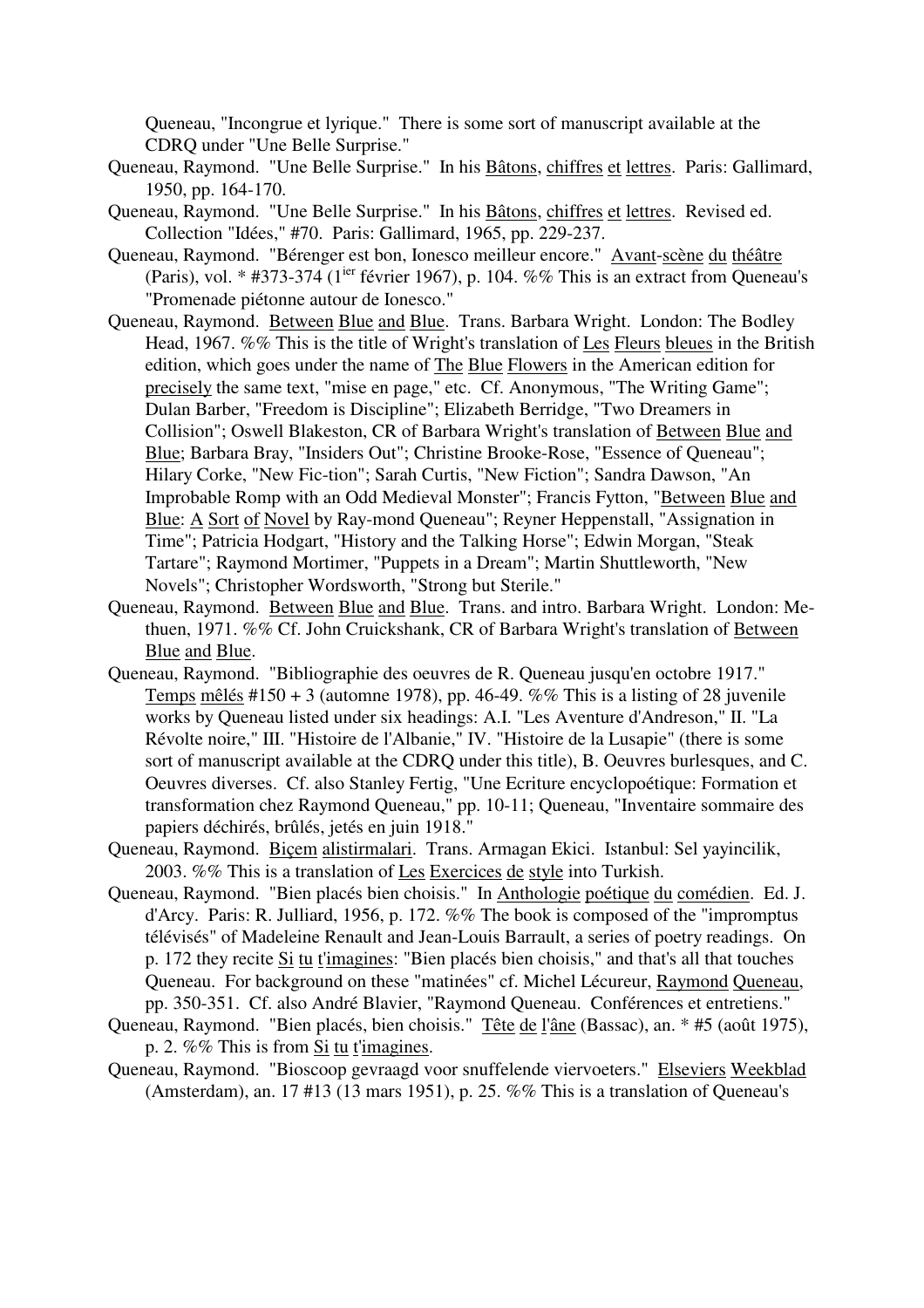Queneau, "Incongrue et lyrique." There is some sort of manuscript available at the CDRQ under "Une Belle Surprise."

Queneau, Raymond. "Une Belle Surprise." In his Bâtons, chiffres et lettres. Paris: Gallimard, 1950, pp. 164-170.

Queneau, Raymond. "Une Belle Surprise." In his Bâtons, chiffres et lettres. Revised ed. Collection "Idées," #70. Paris: Gallimard, 1965, pp. 229-237.

Queneau, Raymond. "Bérenger est bon, Ionesco meilleur encore." Avant-scène du théâtre (Paris), vol. * #373-374 (1ier février 1967), p. 104. %% This is an extract from Queneau's "Promenade piétonne autour de Ionesco."

Queneau, Raymond. Between Blue and Blue. Trans. Barbara Wright. London: The Bodley Head, 1967. %% This is the title of Wright's translation of Les Fleurs bleues in the British edition, which goes under the name of The Blue Flowers in the American edition for precisely the same text, "mise en page," etc. Cf. Anonymous, "The Writing Game"; Dulan Barber, "Freedom is Discipline"; Elizabeth Berridge, "Two Dreamers in Collision"; Oswell Blakeston, CR of Barbara Wright's translation of Between Blue and Blue; Barbara Bray, "Insiders Out"; Christine Brooke-Rose, "Essence of Queneau"; Hilary Corke, "New Fic-tion"; Sarah Curtis, "New Fiction"; Sandra Dawson, "An Improbable Romp with an Odd Medieval Monster"; Francis Fytton, "Between Blue and Blue: A Sort of Novel by Ray-mond Queneau"; Reyner Heppenstall, "Assignation in Time"; Patricia Hodgart, "History and the Talking Horse"; Edwin Morgan, "Steak Tartare"; Raymond Mortimer, "Puppets in a Dream"; Martin Shuttleworth, "New Novels"; Christopher Wordsworth, "Strong but Sterile."

Queneau, Raymond. Between Blue and Blue. Trans. and intro. Barbara Wright. London: Me-thuen, 1971. %% Cf. John Cruickshank, CR of Barbara Wright's translation of Between Blue and Blue.

Queneau, Raymond. "Bibliographie des oeuvres de R. Queneau jusqu'en octobre 1917." Temps mêlés #150 + 3 (automne 1978), pp. 46-49. %% This is a listing of 28 juvenile works by Queneau listed under six headings: A.I. "Les Aventure d'Andreson," II. "La Révolte noire," III. "Histoire de l'Albanie," IV. "Histoire de la Lusapie" (there is some sort of manuscript available at the CDRQ under this title), B. Oeuvres burlesques, and C. Oeuvres diverses. Cf. also Stanley Fertig, "Une Ecriture encyclopoétique: Formation et transformation chez Raymond Queneau," pp. 10-11; Queneau, "Inventaire sommaire des papiers déchirés, brûlés, jetés en juin 1918."

Queneau, Raymond. Biçem alistirmalari. Trans. Armagan Ekici. Istanbul: Sel yayincilik, 2003. %% This is a translation of Les Exercices de style into Turkish.

Queneau, Raymond. "Bien placés bien choisis." In Anthologie poétique du comédien. Ed. J. d'Arcy. Paris: R. Julliard, 1956, p. 172. %% The book is composed of the "impromptus télévisés" of Madeleine Renault and Jean-Louis Barrault, a series of poetry readings. On p. 172 they recite Si tu t'imagines: "Bien placés bien choisis," and that's all that touches Queneau. For background on these "matinées" cf. Michel Lécureur, Raymond Queneau, pp. 350-351. Cf. also André Blavier, "Raymond Queneau. Conférences et entretiens."

Queneau, Raymond. "Bien placés, bien choisis." Tête de l'âne (Bassac), an. * #5 (août 1975), p. 2. %% This is from Si tu t'imagines.

Queneau, Raymond. "Bioscoop gevraagd voor snuffelende viervoeters." Elseviers Weekblad (Amsterdam), an. 17 #13 (13 mars 1951), p. 25. %% This is a translation of Queneau's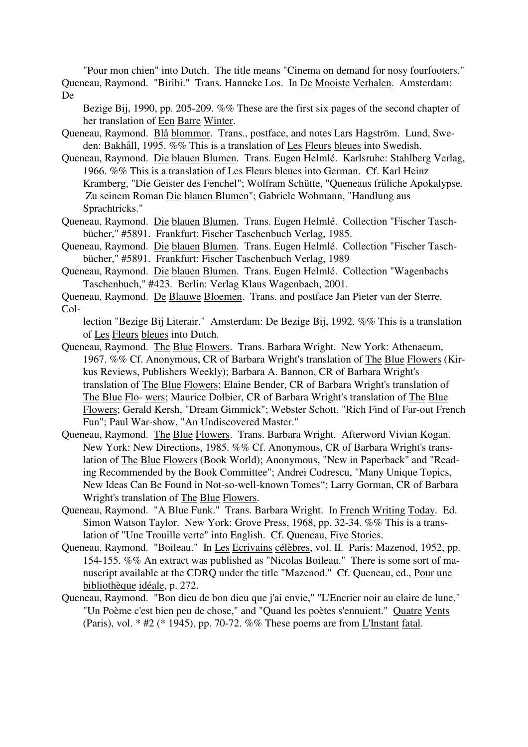"Pour mon chien" into Dutch. The title means "Cinema on demand for nosy fourfooters."

Queneau, Raymond. "Biribi." Trans. Hanneke Los. In De Mooiste Verhalen. Amsterdam: De Bezige Bij, 1990, pp. 205-209. %% These are the first six pages of the second chapter of her translation of Een Barre Winter.

Queneau, Raymond. Blå blommor. Trans., postface, and notes Lars Hagström. Lund, Sweden: Bakhåll, 1995. %% This is a translation of Les Fleurs bleues into Swedish.

Queneau, Raymond. Die blauen Blumen. Trans. Eugen Helmlé. Karlsruhe: Stahlberg Verlag, 1966. %% This is a translation of Les Fleurs bleues into German. Cf. Karl Heinz Kramberg, "Die Geister des Fenchel"; Wolfram Schütte, "Queneaus früliche Apokalypse. Zu seinem Roman Die blauen Blumen"; Gabriele Wohmann, "Handlung aus Sprachtricks."

Queneau, Raymond. Die blauen Blumen. Trans. Eugen Helmlé. Collection "Fischer Taschbücher," #5891. Frankfurt: Fischer Taschenbuch Verlag, 1985.

Queneau, Raymond. Die blauen Blumen. Trans. Eugen Helmlé. Collection "Fischer Taschbücher," #5891. Frankfurt: Fischer Taschenbuch Verlag, 1989

Queneau, Raymond. Die blauen Blumen. Trans. Eugen Helmlé. Collection "Wagenbachs Taschenbuch," #423. Berlin: Verlag Klaus Wagenbach, 2001.

Queneau, Raymond. De Blauwe Bloemen. Trans. and postface Jan Pieter van der Sterre. Collection "Bezige Bij Literair." Amsterdam: De Bezige Bij, 1992. %% This is a translation of Les Fleurs bleues into Dutch.

Queneau, Raymond. The Blue Flowers. Trans. Barbara Wright. New York: Athenaeum, 1967. %% Cf. Anonymous, CR of Barbara Wright's translation of The Blue Flowers (Kirkus Reviews, Publishers Weekly); Barbara A. Bannon, CR of Barbara Wright's translation of The Blue Flowers; Elaine Bender, CR of Barbara Wright's translation of The Blue Flo- wers; Maurice Dolbier, CR of Barbara Wright's translation of The Blue Flowers; Gerald Kersh, "Dream Gimmick"; Webster Schott, "Rich Find of Far-out French Fun"; Paul War-show, "An Undiscovered Master."

Queneau, Raymond. The Blue Flowers. Trans. Barbara Wright. Afterword Vivian Kogan. New York: New Directions, 1985. %% Cf. Anonymous, CR of Barbara Wright's translation of The Blue Flowers (Book World); Anonymous, "New in Paperback" and "Reading Recommended by the Book Committee"; Andrei Codrescu, "Many Unique Topics, New Ideas Can Be Found in Not-so-well-known Tomes"; Larry Gorman, CR of Barbara Wright's translation of The Blue Flowers.

Queneau, Raymond. "A Blue Funk." Trans. Barbara Wright. In French Writing Today. Ed. Simon Watson Taylor. New York: Grove Press, 1968, pp. 32-34. %% This is a translation of "Une Trouille verte" into English. Cf. Queneau, Five Stories.

Queneau, Raymond. "Boileau." In Les Ecrivains célèbres, vol. II. Paris: Mazenod, 1952, pp. 154-155. %% An extract was published as "Nicolas Boileau." There is some sort of manuscript available at the CDRQ under the title "Mazenod." Cf. Queneau, ed., Pour une bibliothèque idéale, p. 272.

Queneau, Raymond. "Bon dieu de bon dieu que j'ai envie," "L'Encrier noir au claire de lune," "Un Poème c'est bien peu de chose," and "Quand les poètes s'ennuient." Quatre Vents (Paris), vol. * #2 (* 1945), pp. 70-72. %% These poems are from L'Instant fatal.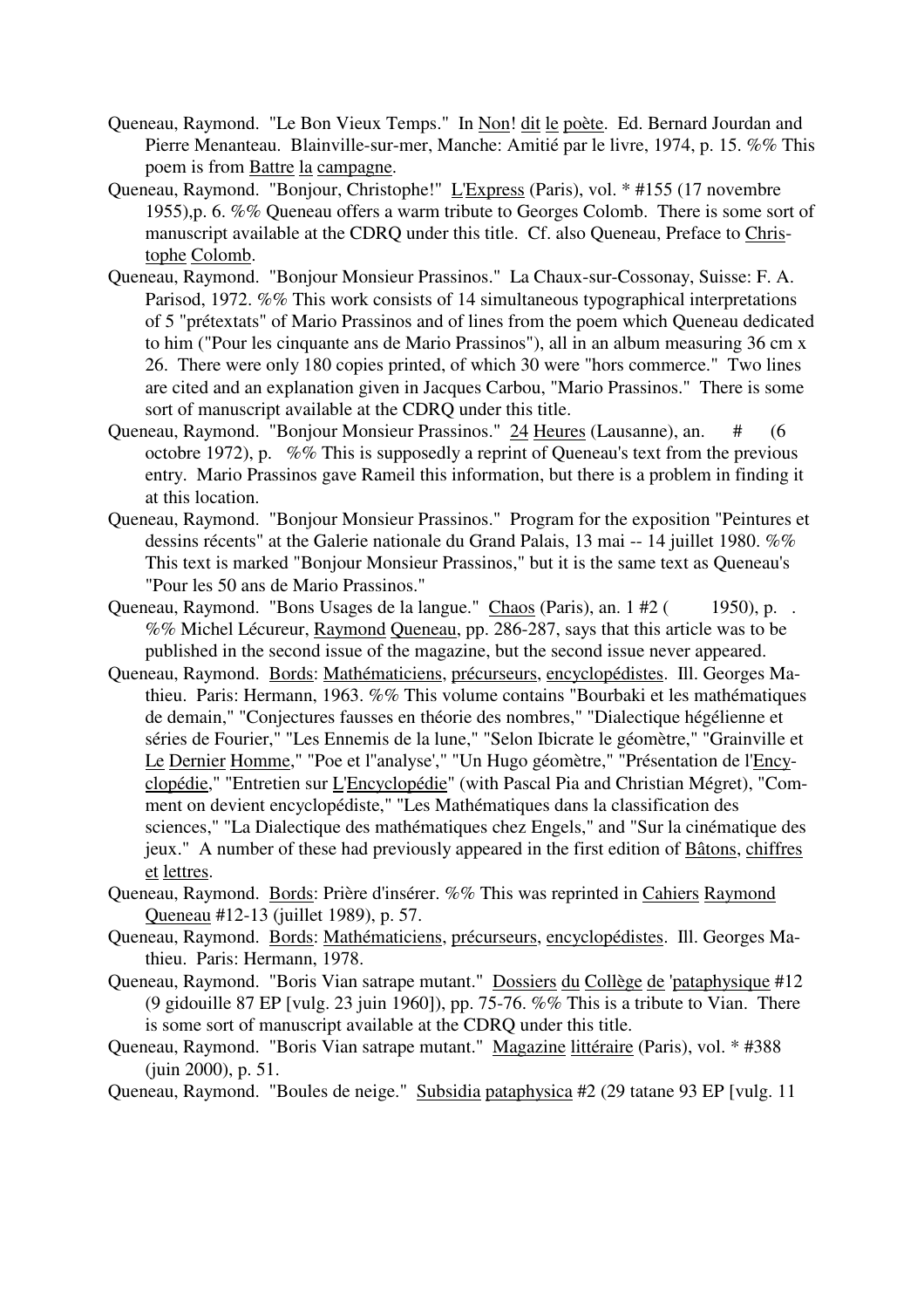Queneau, Raymond. "Le Bon Vieux Temps." In Non! dit le poète. Ed. Bernard Jourdan and Pierre Menanteau. Blainville-sur-mer, Manche: Amitié par le livre, 1974, p. 15. %% This poem is from Battre la campagne.

Queneau, Raymond. "Bonjour, Christophe!" L'Express (Paris), vol. * #155 (17 novembre 1955),p. 6. %% Queneau offers a warm tribute to Georges Colomb. There is some sort of manuscript available at the CDRQ under this title. Cf. also Queneau, Preface to Christophe Colomb.

Queneau, Raymond. "Bonjour Monsieur Prassinos." La Chaux-sur-Cossonay, Suisse: F. A. Parisod, 1972. %% This work consists of 14 simultaneous typographical interpretations of 5 "prétextats" of Mario Prassinos and of lines from the poem which Queneau dedicated to him ("Pour les cinquante ans de Mario Prassinos"), all in an album measuring 36 cm x 26. There were only 180 copies printed, of which 30 were "hors commerce." Two lines are cited and an explanation given in Jacques Carbou, "Mario Prassinos." There is some sort of manuscript available at the CDRQ under this title.

Queneau, Raymond. "Bonjour Monsieur Prassinos." 24 Heures (Lausanne), an. # (6 octobre 1972), p. %% This is supposedly a reprint of Queneau's text from the previous entry. Mario Prassinos gave Rameil this information, but there is a problem in finding it at this location.

Queneau, Raymond. "Bonjour Monsieur Prassinos." Program for the exposition "Peintures et dessins récents" at the Galerie nationale du Grand Palais, 13 mai -- 14 juillet 1980. %% This text is marked "Bonjour Monsieur Prassinos," but it is the same text as Queneau's "Pour les 50 ans de Mario Prassinos."

Queneau, Raymond. "Bons Usages de la langue." Chaos (Paris), an. 1 #2 ( 1950), p. . %% Michel Lécureur, Raymond Queneau, pp. 286-287, says that this article was to be published in the second issue of the magazine, but the second issue never appeared.

Queneau, Raymond. Bords: Mathématiciens, précurseurs, encyclopédistes. Ill. Georges Mathieu. Paris: Hermann, 1963. %% This volume contains "Bourbaki et les mathématiques de demain," "Conjectures fausses en théorie des nombres," "Dialectique hégélienne et séries de Fourier," "Les Ennemis de la lune," "Selon Ibicrate le géomètre," "Grainville et Le Dernier Homme," "Poe et l''analyse'," "Un Hugo géomètre," "Présentation de l'Encyclopédie," "Entretien sur L'Encyclopédie" (with Pascal Pia and Christian Mégret), "Comment on devient encyclopédiste," "Les Mathématiques dans la classification des sciences," "La Dialectique des mathématiques chez Engels," and "Sur la cinématique des jeux." A number of these had previously appeared in the first edition of Bâtons, chiffres et lettres.

Queneau, Raymond. Bords: Prière d'insérer. %% This was reprinted in Cahiers Raymond Queneau #12-13 (juillet 1989), p. 57.

Queneau, Raymond. Bords: Mathématiciens, précurseurs, encyclopédistes. Ill. Georges Mathieu. Paris: Hermann, 1978.

Queneau, Raymond. "Boris Vian satrape mutant." Dossiers du Collège de 'pataphysique #12 (9 gidouille 87 EP [vulg. 23 juin 1960]), pp. 75-76. %% This is a tribute to Vian. There is some sort of manuscript available at the CDRQ under this title.

Queneau, Raymond. "Boris Vian satrape mutant." Magazine littéraire (Paris), vol. * #388 (juin 2000), p. 51.

Queneau, Raymond. "Boules de neige." Subsidia pataphysica #2 (29 tatane 93 EP [vulg. 11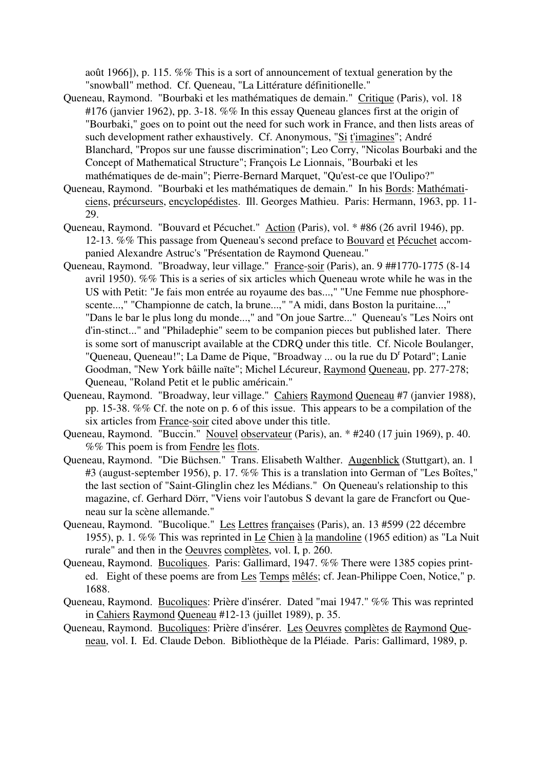août 1966]), p. 115. %% This is a sort of announcement of textual generation by the "snowball" method. Cf. Queneau, "La Littérature définitionelle."

Queneau, Raymond. "Bourbaki et les mathématiques de demain." Critique (Paris), vol. 18 #176 (janvier 1962), pp. 3-18. %% In this essay Queneau glances first at the origin of "Bourbaki," goes on to point out the need for such work in France, and then lists areas of such development rather exhaustively. Cf. Anonymous, "Si t'imagines"; André Blanchard, "Propos sur une fausse discrimination"; Leo Corry, "Nicolas Bourbaki and the Concept of Mathematical Structure"; François Le Lionnais, "Bourbaki et les mathématiques de de-main"; Pierre-Bernard Marquet, "Qu'est-ce que l'Oulipo?"

Queneau, Raymond. "Bourbaki et les mathématiques de demain." In his Bords: Mathématiciens, précurseurs, encyclopédistes. Ill. Georges Mathieu. Paris: Hermann, 1963, pp. 11-29.

Queneau, Raymond. "Bouvard et Pécuchet." Action (Paris), vol. * #86 (26 avril 1946), pp. 12-13. %% This passage from Queneau's second preface to Bouvard et Pécuchet accompanied Alexandre Astruc's "Présentation de Raymond Queneau."

Queneau, Raymond. "Broadway, leur village." France-soir (Paris), an. 9 ##1770-1775 (8-14 avril 1950). %% This is a series of six articles which Queneau wrote while he was in the US with Petit: "Je fais mon entrée au royaume des bas...," "Une Femme nue phosphorescente...," "Championne de catch, la brune...," "A midi, dans Boston la puritaine...," "Dans le bar le plus long du monde...," and "On joue Sartre..." Queneau's "Les Noirs ont d'in-stinct..." and "Philadephie" seem to be companion pieces but published later. There is some sort of manuscript available at the CDRQ under this title. Cf. Nicole Boulanger, "Queneau, Queneau!"; La Dame de Pique, "Broadway ... ou la rue du D[r] Potard"; Lanie Goodman, "New York bâille naïte"; Michel Lécureur, Raymond Queneau, pp. 277-278; Queneau, "Roland Petit et le public américain."

Queneau, Raymond. "Broadway, leur village." Cahiers Raymond Queneau #7 (janvier 1988), pp. 15-38. %% Cf. the note on p. 6 of this issue. This appears to be a compilation of the six articles from France-soir cited above under this title.

Queneau, Raymond. "Buccin." Nouvel observateur (Paris), an. * #240 (17 juin 1969), p. 40. %% This poem is from Fendre les flots.

Queneau, Raymond. "Die Büchsen." Trans. Elisabeth Walther. Augenblick (Stuttgart), an. 1 #3 (august-september 1956), p. 17. %% This is a translation into German of "Les Boîtes," the last section of "Saint-Glinglin chez les Médians." On Queneau's relationship to this magazine, cf. Gerhard Dörr, "Viens voir l'autobus S devant la gare de Francfort ou Queneau sur la scène allemande."

Queneau, Raymond. "Bucolique." Les Lettres françaises (Paris), an. 13 #599 (22 décembre 1955), p. 1. %% This was reprinted in Le Chien à la mandoline (1965 edition) as "La Nuit rurale" and then in the Oeuvres complètes, vol. I, p. 260.

Queneau, Raymond. Bucoliques. Paris: Gallimard, 1947. %% There were 1385 copies printed. Eight of these poems are from Les Temps mêlés; cf. Jean-Philippe Coen, Notice," p. 1688.

Queneau, Raymond. Bucoliques: Prière d'insérer. Dated "mai 1947." %% This was reprinted in Cahiers Raymond Queneau #12-13 (juillet 1989), p. 35.

Queneau, Raymond. Bucoliques: Prière d'insérer. Les Oeuvres complètes de Raymond Queneau, vol. I. Ed. Claude Debon. Bibliothèque de la Pléiade. Paris: Gallimard, 1989, p.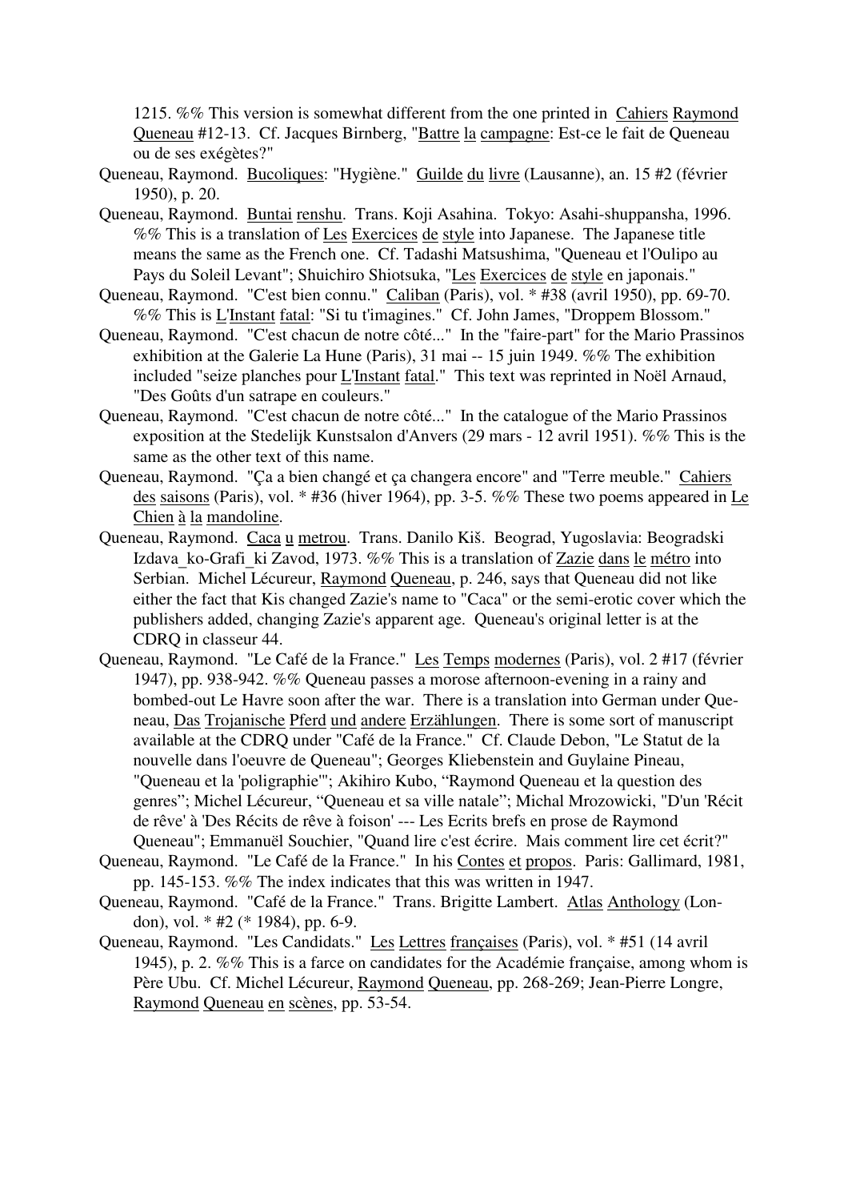1215. %% This version is somewhat different from the one printed in Cahiers Raymond Queneau #12-13. Cf. Jacques Birnberg, "Battre la campagne: Est-ce le fait de Queneau ou de ses exégètes?"

Queneau, Raymond. Bucoliques: "Hygiène." Guilde du livre (Lausanne), an. 15 #2 (février 1950), p. 20.

Queneau, Raymond. Buntai renshu. Trans. Koji Asahina. Tokyo: Asahi-shuppansha, 1996. %% This is a translation of Les Exercices de style into Japanese. The Japanese title means the same as the French one. Cf. Tadashi Matsushima, "Queneau et l'Oulipo au Pays du Soleil Levant"; Shuichiro Shiotsuka, "Les Exercices de style en japonais."

Queneau, Raymond. "C'est bien connu." Caliban (Paris), vol. * #38 (avril 1950), pp. 69-70. %% This is L'Instant fatal: "Si tu t'imagines." Cf. John James, "Droppem Blossom."

Queneau, Raymond. "C'est chacun de notre côté..." In the "faire-part" for the Mario Prassinos exhibition at the Galerie La Hune (Paris), 31 mai -- 15 juin 1949. %% The exhibition included "seize planches pour L'Instant fatal." This text was reprinted in Noël Arnaud, "Des Goûts d'un satrape en couleurs."

Queneau, Raymond. "C'est chacun de notre côté..." In the catalogue of the Mario Prassinos exposition at the Stedelijk Kunstsalon d'Anvers (29 mars - 12 avril 1951). %% This is the same as the other text of this name.

Queneau, Raymond. "Ça a bien changé et ça changera encore" and "Terre meuble." Cahiers des saisons (Paris), vol. * #36 (hiver 1964), pp. 3-5. %% These two poems appeared in Le Chien à la mandoline.

Queneau, Raymond. Caca u metrou. Trans. Danilo Kiš. Beograd, Yugoslavia: Beogradski Izdava_ko-Grafi_ki Zavod, 1973. %% This is a translation of Zazie dans le métro into Serbian. Michel Lécureur, Raymond Queneau, p. 246, says that Queneau did not like either the fact that Kis changed Zazie's name to "Caca" or the semi-erotic cover which the publishers added, changing Zazie's apparent age. Queneau's original letter is at the CDRQ in classeur 44.

Queneau, Raymond. "Le Café de la France." Les Temps modernes (Paris), vol. 2 #17 (février 1947), pp. 938-942. %% Queneau passes a morose afternoon-evening in a rainy and bombed-out Le Havre soon after the war. There is a translation into German under Queneau, Das Trojanische Pferd und andere Erzählungen. There is some sort of manuscript available at the CDRQ under "Café de la France." Cf. Claude Debon, "Le Statut de la nouvelle dans l'oeuvre de Queneau"; Georges Kliebenstein and Guylaine Pineau, "Queneau et la 'poligraphie'"; Akihiro Kubo, "Raymond Queneau et la question des genres"; Michel Lécureur, "Queneau et sa ville natale"; Michal Mrozowicki, "D'un 'Récit de rêve' à 'Des Récits de rêve à foison' --- Les Ecrits brefs en prose de Raymond Queneau"; Emmanuël Souchier, "Quand lire c'est écrire. Mais comment lire cet écrit?"

Queneau, Raymond. "Le Café de la France." In his Contes et propos. Paris: Gallimard, 1981, pp. 145-153. %% The index indicates that this was written in 1947.

Queneau, Raymond. "Café de la France." Trans. Brigitte Lambert. Atlas Anthology (London), vol. * #2 (* 1984), pp. 6-9.

Queneau, Raymond. "Les Candidats." Les Lettres françaises (Paris), vol. * #51 (14 avril 1945), p. 2. %% This is a farce on candidates for the Académie française, among whom is Père Ubu. Cf. Michel Lécureur, Raymond Queneau, pp. 268-269; Jean-Pierre Longre, Raymond Queneau en scènes, pp. 53-54.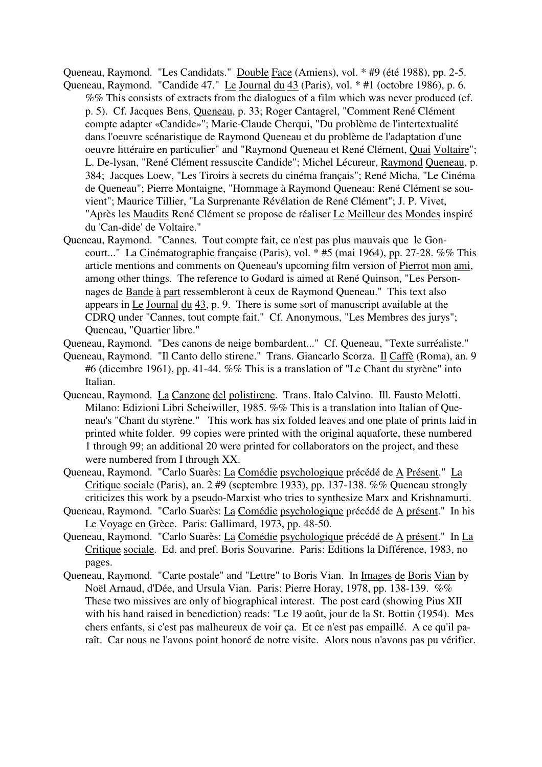Queneau, Raymond. "Les Candidats." Double Face (Amiens), vol. * #9 (été 1988), pp. 2-5.

Queneau, Raymond. "Candide 47." Le Journal du 43 (Paris), vol. * #1 (octobre 1986), p. 6. %% This consists of extracts from the dialogues of a film which was never produced (cf. p. 5). Cf. Jacques Bens, Queneau, p. 33; Roger Cantagrel, "Comment René Clément compte adapter «Candide»"; Marie-Claude Cherqui, "Du problème de l'intertextualité dans l'oeuvre scénaristique de Raymond Queneau et du problème de l'adaptation d'une oeuvre littéraire en particulier" and "Raymond Queneau et René Clément, Quai Voltaire"; L. De-lysan, "René Clément ressuscite Candide"; Michel Lécureur, Raymond Queneau, p. 384; Jacques Loew, "Les Tiroirs à secrets du cinéma français"; René Micha, "Le Cinéma de Queneau"; Pierre Montaigne, "Hommage à Raymond Queneau: René Clément se souvient"; Maurice Tillier, "La Surprenante Révélation de René Clément"; J. P. Vivet, "Après les Maudits René Clément se propose de réaliser Le Meilleur des Mondes inspiré du 'Can-dide' de Voltaire."

Queneau, Raymond. "Cannes. Tout compte fait, ce n'est pas plus mauvais que le Goncourt..." La Cinématographie française (Paris), vol. * #5 (mai 1964), pp. 27-28. %% This article mentions and comments on Queneau's upcoming film version of Pierrot mon ami, among other things. The reference to Godard is aimed at René Quinson, "Les Personnages de Bande à part ressembleront à ceux de Raymond Queneau." This text also appears in Le Journal du 43, p. 9. There is some sort of manuscript available at the CDRQ under "Cannes, tout compte fait." Cf. Anonymous, "Les Membres des jurys"; Queneau, "Quartier libre."

Queneau, Raymond. "Des canons de neige bombardent..." Cf. Queneau, "Texte surréaliste."

Queneau, Raymond. "Il Canto dello stirene." Trans. Giancarlo Scorza. Il Caffè (Roma), an. 9 #6 (dicembre 1961), pp. 41-44. %% This is a translation of "Le Chant du styrène" into Italian.

Queneau, Raymond. La Canzone del polistirene. Trans. Italo Calvino. Ill. Fausto Melotti. Milano: Edizioni Libri Scheiwiller, 1985. %% This is a translation into Italian of Queneau's "Chant du styrène." This work has six folded leaves and one plate of prints laid in printed white folder. 99 copies were printed with the original aquaforte, these numbered 1 through 99; an additional 20 were printed for collaborators on the project, and these were numbered from I through XX.

Queneau, Raymond. "Carlo Suarès: La Comédie psychologique précédé de A Présent." La Critique sociale (Paris), an. 2 #9 (septembre 1933), pp. 137-138. %% Queneau strongly criticizes this work by a pseudo-Marxist who tries to synthesize Marx and Krishnamurti.

Queneau, Raymond. "Carlo Suarès: La Comédie psychologique précédé de A présent." In his Le Voyage en Grèce. Paris: Gallimard, 1973, pp. 48-50.

Queneau, Raymond. "Carlo Suarès: La Comédie psychologique précédé de A présent." In La Critique sociale. Ed. and pref. Boris Souvarine. Paris: Editions la Différence, 1983, no pages.

Queneau, Raymond. "Carte postale" and "Lettre" to Boris Vian. In Images de Boris Vian by Noël Arnaud, d'Dée, and Ursula Vian. Paris: Pierre Horay, 1978, pp. 138-139. %% These two missives are only of biographical interest. The post card (showing Pius XII with his hand raised in benediction) reads: "Le 19 août, jour de la St. Bottin (1954). Mes chers enfants, si c'est pas malheureux de voir ça. Et ce n'est pas empaillé. A ce qu'il paraît. Car nous ne l'avons point honoré de notre visite. Alors nous n'avons pas pu vérifier.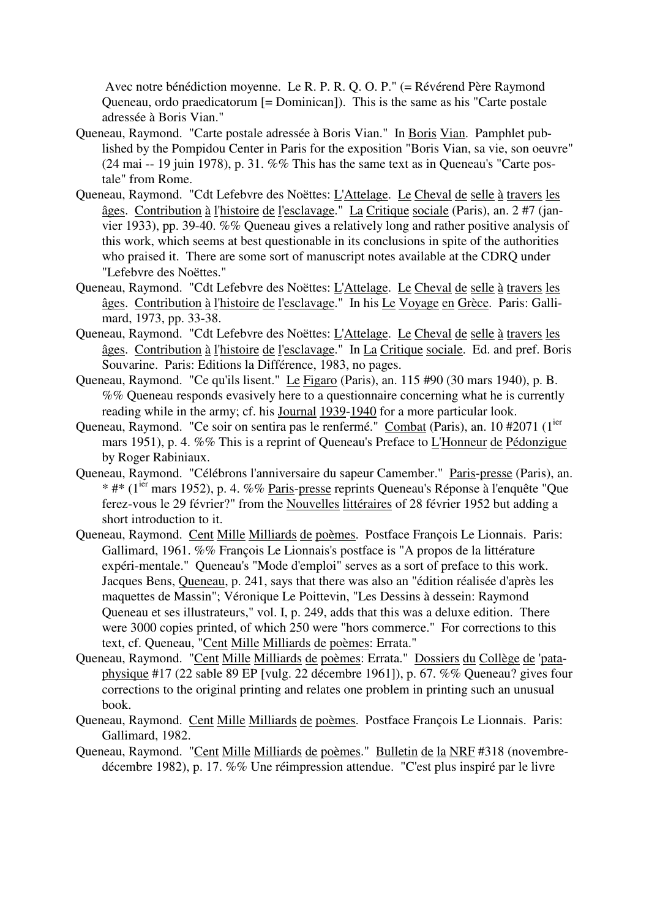Avec notre bénédiction moyenne. Le R. P. R. Q. O. P." (= Révérend Père Raymond Queneau, ordo praedicatorum [= Dominican]). This is the same as his "Carte postale adressée à Boris Vian."

Queneau, Raymond. "Carte postale adressée à Boris Vian." In Boris Vian. Pamphlet published by the Pompidou Center in Paris for the exposition "Boris Vian, sa vie, son oeuvre" (24 mai -- 19 juin 1978), p. 31. %% This has the same text as in Queneau's "Carte postale" from Rome.

Queneau, Raymond. "Cdt Lefebvre des Noëttes: L'Attelage. Le Cheval de selle à travers les âges. Contribution à l'histoire de l'esclavage." La Critique sociale (Paris), an. 2 #7 (janvier 1933), pp. 39-40. %% Queneau gives a relatively long and rather positive analysis of this work, which seems at best questionable in its conclusions in spite of the authorities who praised it. There are some sort of manuscript notes available at the CDRQ under "Lefebvre des Noëttes."

Queneau, Raymond. "Cdt Lefebvre des Noëttes: L'Attelage. Le Cheval de selle à travers les âges. Contribution à l'histoire de l'esclavage." In his Le Voyage en Grèce. Paris: Gallimard, 1973, pp. 33-38.

Queneau, Raymond. "Cdt Lefebvre des Noëttes: L'Attelage. Le Cheval de selle à travers les âges. Contribution à l'histoire de l'esclavage." In La Critique sociale. Ed. and pref. Boris Souvarine. Paris: Editions la Différence, 1983, no pages.

Queneau, Raymond. "Ce qu'ils lisent." Le Figaro (Paris), an. 115 #90 (30 mars 1940), p. B. %% Queneau responds evasively here to a questionnaire concerning what he is currently reading while in the army; cf. his Journal 1939-1940 for a more particular look.

Queneau, Raymond. "Ce soir on sentira pas le renfermé." Combat (Paris), an. 10 #2071 (1ier mars 1951), p. 4. %% This is a reprint of Queneau's Preface to L'Honneur de Pédonzigue by Roger Rabiniaux.

Queneau, Raymond. "Célébrons l'anniversaire du sapeur Camember." Paris-presse (Paris), an. * #* (1ier mars 1952), p. 4. %% Paris-presse reprints Queneau's Réponse à l'enquête "Que ferez-vous le 29 février?" from the Nouvelles littéraires of 28 février 1952 but adding a short introduction to it.

Queneau, Raymond. Cent Mille Milliards de poèmes. Postface François Le Lionnais. Paris: Gallimard, 1961. %% François Le Lionnais's postface is "A propos de la littérature expéri-mentale." Queneau's "Mode d'emploi" serves as a sort of preface to this work. Jacques Bens, Queneau, p. 241, says that there was also an "édition réalisée d'après les maquettes de Massin"; Véronique Le Poittevin, "Les Dessins à dessein: Raymond Queneau et ses illustrateurs," vol. I, p. 249, adds that this was a deluxe edition. There were 3000 copies printed, of which 250 were "hors commerce." For corrections to this text, cf. Queneau, "Cent Mille Milliards de poèmes: Errata."

Queneau, Raymond. "Cent Mille Milliards de poèmes: Errata." Dossiers du Collège de 'pataphysique #17 (22 sable 89 EP [vulg. 22 décembre 1961]), p. 67. %% Queneau? gives four corrections to the original printing and relates one problem in printing such an unusual book.

Queneau, Raymond. Cent Mille Milliards de poèmes. Postface François Le Lionnais. Paris: Gallimard, 1982.

Queneau, Raymond. "Cent Mille Milliards de poèmes." Bulletin de la NRF #318 (novembre-décembre 1982), p. 17. %% Une réimpression attendue. "C'est plus inspiré par le livre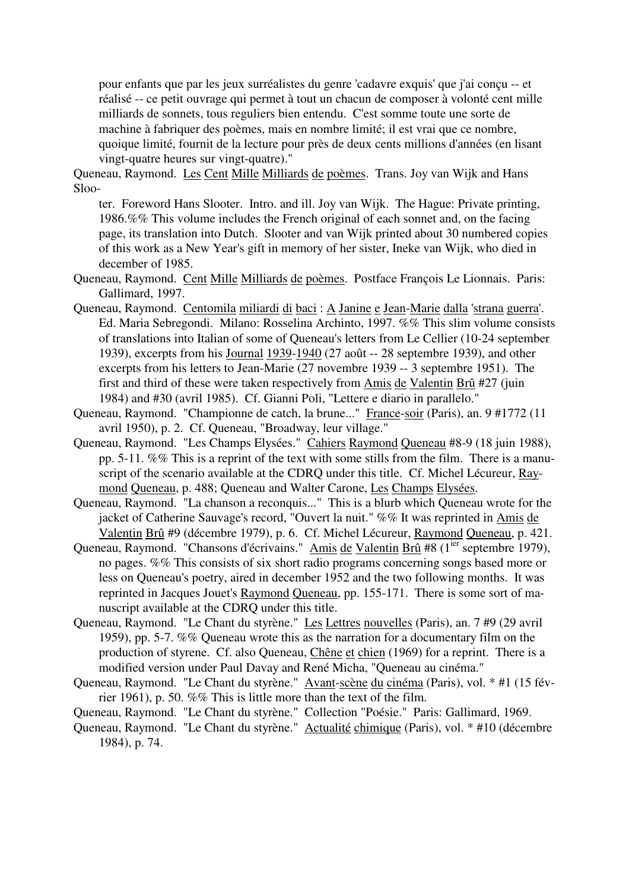pour enfants que par les jeux surréalistes du genre 'cadavre exquis' que j'ai conçu -- et réalisé -- ce petit ouvrage qui permet à tout un chacun de composer à volonté cent mille milliards de sonnets, tous reguliers bien entendu. C'est somme toute une sorte de machine à fabriquer des poèmes, mais en nombre limité; il est vrai que ce nombre, quoique limité, fournit de la lecture pour près de deux cents millions d'années (en lisant vingt-quatre heures sur vingt-quatre)."

Queneau, Raymond. Les Cent Mille Milliards de poèmes. Trans. Joy van Wijk and Hans Slooter. Foreword Hans Slooter. Intro. and ill. Joy van Wijk. The Hague: Private printing, 1986.%% This volume includes the French original of each sonnet and, on the facing page, its translation into Dutch. Slooter and van Wijk printed about 30 numbered copies of this work as a New Year's gift in memory of her sister, Ineke van Wijk, who died in december of 1985.

Queneau, Raymond. Cent Mille Milliards de poèmes. Postface François Le Lionnais. Paris: Gallimard, 1997.

Queneau, Raymond. Centomila miliardi di baci : A Janine e Jean-Marie dalla 'strana guerra'. Ed. Maria Sebregondi. Milano: Rosselina Archinto, 1997. %% This slim volume consists of translations into Italian of some of Queneau's letters from Le Cellier (10-24 september 1939), excerpts from his Journal 1939-1940 (27 août -- 28 septembre 1939), and other excerpts from his letters to Jean-Marie (27 novembre 1939 -- 3 septembre 1951). The first and third of these were taken respectively from Amis de Valentin Brû #27 (juin 1984) and #30 (avril 1985). Cf. Gianni Poli, "Lettere e diario in parallelo."

Queneau, Raymond. "Championne de catch, la brune..." France-soir (Paris), an. 9 #1772 (11 avril 1950), p. 2. Cf. Queneau, "Broadway, leur village."

Queneau, Raymond. "Les Champs Elysées." Cahiers Raymond Queneau #8-9 (18 juin 1988), pp. 5-11. %% This is a reprint of the text with some stills from the film. There is a manuscript of the scenario available at the CDRQ under this title. Cf. Michel Lécureur, Raymond Queneau, p. 488; Queneau and Walter Carone, Les Champs Elysées.

Queneau, Raymond. "La chanson a reconquis..." This is a blurb which Queneau wrote for the jacket of Catherine Sauvage's record, "Ouvert la nuit." %% It was reprinted in Amis de Valentin Brû #9 (décembre 1979), p. 6. Cf. Michel Lécureur, Raymond Queneau, p. 421.

Queneau, Raymond. "Chansons d'écrivains." Amis de Valentin Brû #8 (1ier septembre 1979), no pages. %% This consists of six short radio programs concerning songs based more or less on Queneau's poetry, aired in december 1952 and the two following months. It was reprinted in Jacques Jouet's Raymond Queneau, pp. 155-171. There is some sort of manuscript available at the CDRQ under this title.

Queneau, Raymond. "Le Chant du styrène." Les Lettres nouvelles (Paris), an. 7 #9 (29 avril 1959), pp. 5-7. %% Queneau wrote this as the narration for a documentary film on the production of styrene. Cf. also Queneau, Chêne et chien (1969) for a reprint. There is a modified version under Paul Davay and René Micha, "Queneau au cinéma."

Queneau, Raymond. "Le Chant du styrène." Avant-scène du cinéma (Paris), vol. * #1 (15 février 1961), p. 50. %% This is little more than the text of the film.

Queneau, Raymond. "Le Chant du styrène." Collection "Poésie." Paris: Gallimard, 1969.

Queneau, Raymond. "Le Chant du styrène." Actualité chimique (Paris), vol. * #10 (décembre 1984), p. 74.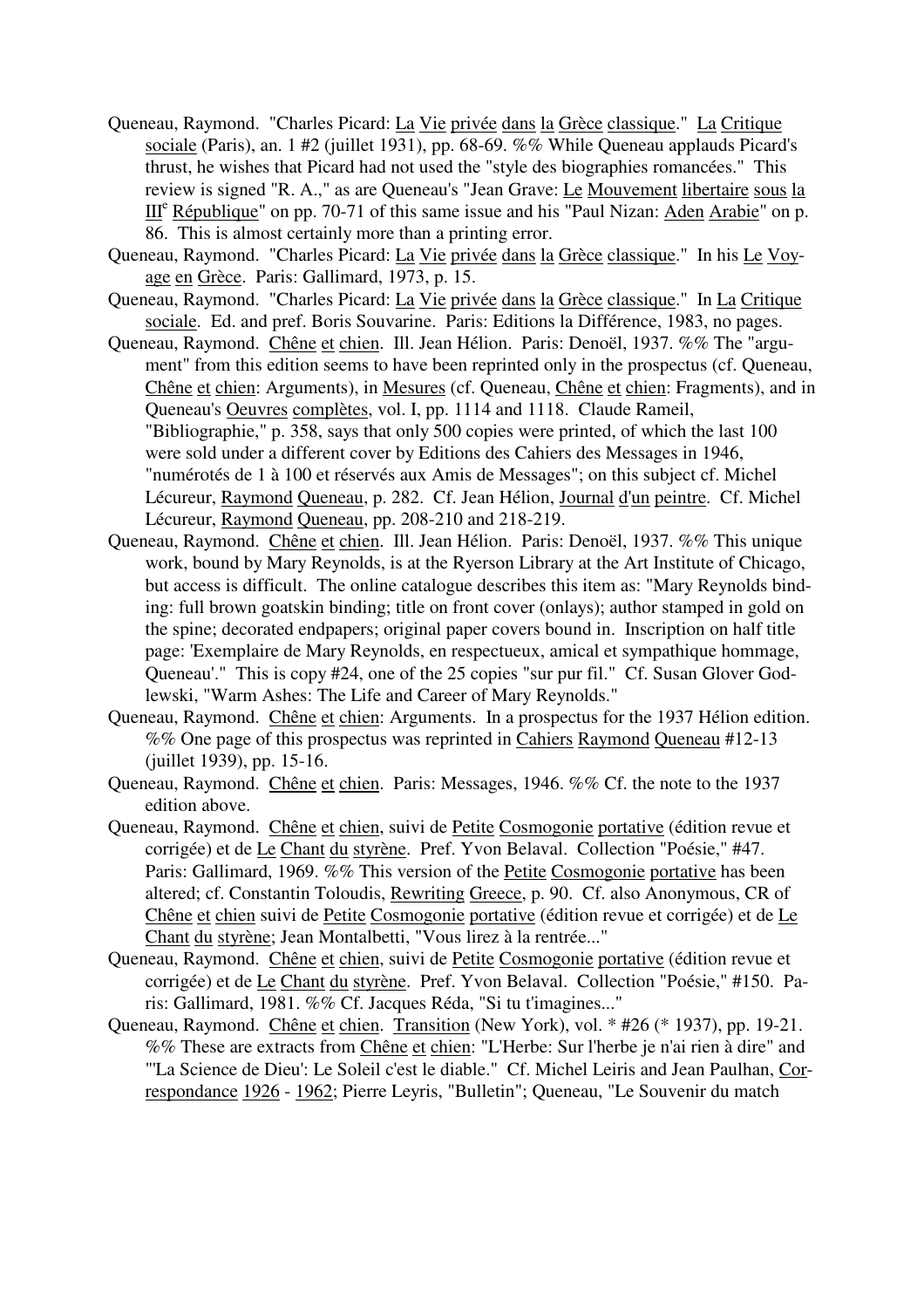Queneau, Raymond. "Charles Picard: La Vie privée dans la Grèce classique." La Critique sociale (Paris), an. 1 #2 (juillet 1931), pp. 68-69. %% While Queneau applauds Picard's thrust, he wishes that Picard had not used the "style des biographies romancées." This review is signed "R. A.," as are Queneau's "Jean Grave: Le Mouvement libertaire sous la III[e] République" on pp. 70-71 of this same issue and his "Paul Nizan: Aden Arabie" on p. 86. This is almost certainly more than a printing error.

Queneau, Raymond. "Charles Picard: La Vie privée dans la Grèce classique." In his Le Voyage en Grèce. Paris: Gallimard, 1973, p. 15.

Queneau, Raymond. "Charles Picard: La Vie privée dans la Grèce classique." In La Critique sociale. Ed. and pref. Boris Souvarine. Paris: Editions la Différence, 1983, no pages.

Queneau, Raymond. Chêne et chien. Ill. Jean Hélion. Paris: Denoël, 1937. %% The "argument" from this edition seems to have been reprinted only in the prospectus (cf. Queneau, Chêne et chien: Arguments), in Mesures (cf. Queneau, Chêne et chien: Fragments), and in Queneau's Oeuvres complètes, vol. I, pp. 1114 and 1118. Claude Rameil, "Bibliographie," p. 358, says that only 500 copies were printed, of which the last 100 were sold under a different cover by Editions des Cahiers des Messages in 1946, "numérotés de 1 à 100 et réservés aux Amis de Messages"; on this subject cf. Michel Lécureur, Raymond Queneau, p. 282. Cf. Jean Hélion, Journal d'un peintre. Cf. Michel Lécureur, Raymond Queneau, pp. 208-210 and 218-219.

Queneau, Raymond. Chêne et chien. Ill. Jean Hélion. Paris: Denoël, 1937. %% This unique work, bound by Mary Reynolds, is at the Ryerson Library at the Art Institute of Chicago, but access is difficult. The online catalogue describes this item as: "Mary Reynolds binding: full brown goatskin binding; title on front cover (onlays); author stamped in gold on the spine; decorated endpapers; original paper covers bound in. Inscription on half title page: 'Exemplaire de Mary Reynolds, en respectueux, amical et sympathique hommage, Queneau'." This is copy #24, one of the 25 copies "sur pur fil." Cf. Susan Glover Godlewski, "Warm Ashes: The Life and Career of Mary Reynolds."

Queneau, Raymond. Chêne et chien: Arguments. In a prospectus for the 1937 Hélion edition. %% One page of this prospectus was reprinted in Cahiers Raymond Queneau #12-13 (juillet 1939), pp. 15-16.

Queneau, Raymond. Chêne et chien. Paris: Messages, 1946. %% Cf. the note to the 1937 edition above.

Queneau, Raymond. Chêne et chien, suivi de Petite Cosmogonie portative (édition revue et corrigée) et de Le Chant du styrène. Pref. Yvon Belaval. Collection "Poésie," #47. Paris: Gallimard, 1969. %% This version of the Petite Cosmogonie portative has been altered; cf. Constantin Toloudis, Rewriting Greece, p. 90. Cf. also Anonymous, CR of Chêne et chien suivi de Petite Cosmogonie portative (édition revue et corrigée) et de Le Chant du styrène; Jean Montalbetti, "Vous lirez à la rentrée..."

Queneau, Raymond. Chêne et chien, suivi de Petite Cosmogonie portative (édition revue et corrigée) et de Le Chant du styrène. Pref. Yvon Belaval. Collection "Poésie," #150. Paris: Gallimard, 1981. %% Cf. Jacques Réda, "Si tu t'imagines..."

Queneau, Raymond. Chêne et chien. Transition (New York), vol. * #26 (* 1937), pp. 19-21. %% These are extracts from Chêne et chien: "L'Herbe: Sur l'herbe je n'ai rien à dire" and "'La Science de Dieu': Le Soleil c'est le diable." Cf. Michel Leiris and Jean Paulhan, Correspondance 1926 - 1962; Pierre Leyris, "Bulletin"; Queneau, "Le Souvenir du match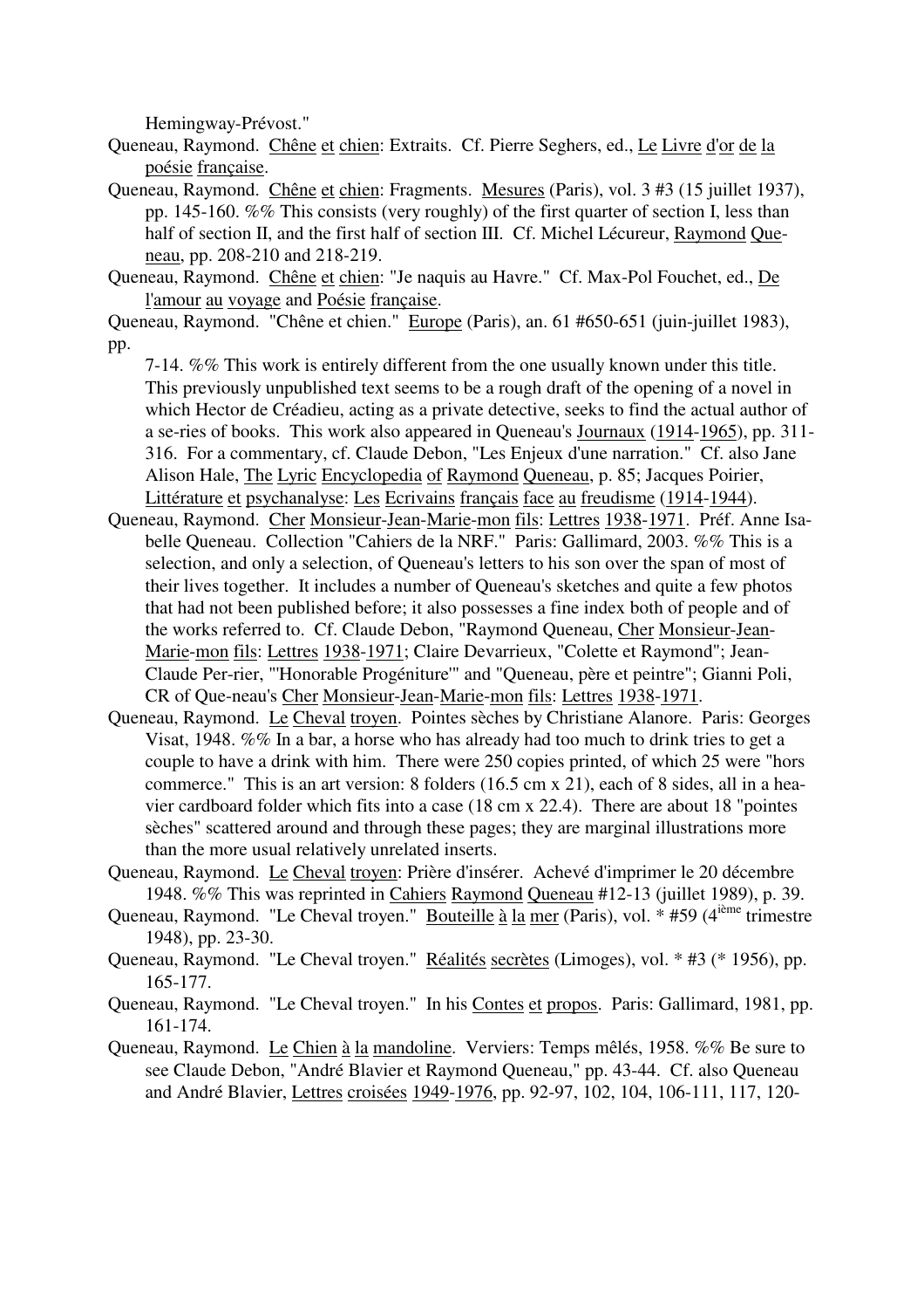Hemingway-Prévost."

Queneau, Raymond. Chêne et chien: Extraits. Cf. Pierre Seghers, ed., Le Livre d'or de la poésie française.

Queneau, Raymond. Chêne et chien: Fragments. Mesures (Paris), vol. 3 #3 (15 juillet 1937), pp. 145-160. %% This consists (very roughly) of the first quarter of section I, less than half of section II, and the first half of section III. Cf. Michel Lécureur, Raymond Queneau, pp. 208-210 and 218-219.

Queneau, Raymond. Chêne et chien: "Je naquis au Havre." Cf. Max-Pol Fouchet, ed., De l'amour au voyage and Poésie française.

Queneau, Raymond. "Chêne et chien." Europe (Paris), an. 61 #650-651 (juin-juillet 1983), pp. 7-14. %% This work is entirely different from the one usually known under this title. This previously unpublished text seems to be a rough draft of the opening of a novel in which Hector de Créadieu, acting as a private detective, seeks to find the actual author of a se-ries of books. This work also appeared in Queneau's Journaux (1914-1965), pp. 311-316. For a commentary, cf. Claude Debon, "Les Enjeux d'une narration." Cf. also Jane Alison Hale, The Lyric Encyclopedia of Raymond Queneau, p. 85; Jacques Poirier, Littérature et psychanalyse: Les Ecrivains français face au freudisme (1914-1944).

Queneau, Raymond. Cher Monsieur-Jean-Marie-mon fils: Lettres 1938-1971. Préf. Anne Isabelle Queneau. Collection "Cahiers de la NRF." Paris: Gallimard, 2003. %% This is a selection, and only a selection, of Queneau's letters to his son over the span of most of their lives together. It includes a number of Queneau's sketches and quite a few photos that had not been published before; it also possesses a fine index both of people and of the works referred to. Cf. Claude Debon, "Raymond Queneau, Cher Monsieur-Jean-Marie-mon fils: Lettres 1938-1971; Claire Devarrieux, "Colette et Raymond"; Jean-Claude Per-rier, "'Honorable Progéniture'" and "Queneau, père et peintre"; Gianni Poli, CR of Que-neau's Cher Monsieur-Jean-Marie-mon fils: Lettres 1938-1971.

Queneau, Raymond. Le Cheval troyen. Pointes sèches by Christiane Alanore. Paris: Georges Visat, 1948. %% In a bar, a horse who has already had too much to drink tries to get a couple to have a drink with him. There were 250 copies printed, of which 25 were "hors commerce." This is an art version: 8 folders (16.5 cm x 21), each of 8 sides, all in a hea-vier cardboard folder which fits into a case (18 cm x 22.4). There are about 18 "pointes sèches" scattered around and through these pages; they are marginal illustrations more than the more usual relatively unrelated inserts.

Queneau, Raymond. Le Cheval troyen: Prière d'insérer. Achevé d'imprimer le 20 décembre 1948. %% This was reprinted in Cahiers Raymond Queneau #12-13 (juillet 1989), p. 39.

Queneau, Raymond. "Le Cheval troyen." Bouteille à la mer (Paris), vol. * #59 (4ième trimestre 1948), pp. 23-30.

Queneau, Raymond. "Le Cheval troyen." Réalités secrètes (Limoges), vol. * #3 (* 1956), pp. 165-177.

Queneau, Raymond. "Le Cheval troyen." In his Contes et propos. Paris: Gallimard, 1981, pp. 161-174.

Queneau, Raymond. Le Chien à la mandoline. Verviers: Temps mêlés, 1958. %% Be sure to see Claude Debon, "André Blavier et Raymond Queneau," pp. 43-44. Cf. also Queneau and André Blavier, Lettres croisées 1949-1976, pp. 92-97, 102, 104, 106-111, 117, 120-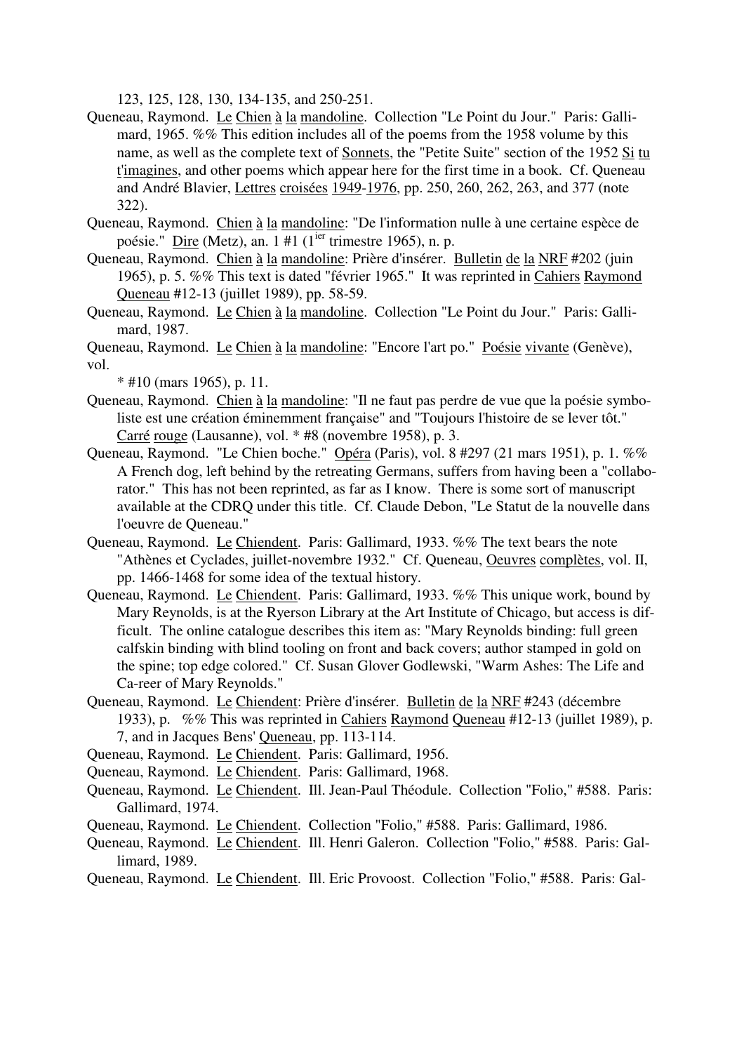123, 125, 128, 130, 134-135, and 250-251.

Queneau, Raymond. Le Chien à la mandoline. Collection "Le Point du Jour." Paris: Gallimard, 1965. %% This edition includes all of the poems from the 1958 volume by this name, as well as the complete text of Sonnets, the "Petite Suite" section of the 1952 Si tu t'imagines, and other poems which appear here for the first time in a book. Cf. Queneau and André Blavier, Lettres croisées 1949-1976, pp. 250, 260, 262, 263, and 377 (note 322).

Queneau, Raymond. Chien à la mandoline: "De l'information nulle à une certaine espèce de poésie." Dire (Metz), an. 1 #1 (1[ier] trimestre 1965), n. p.

Queneau, Raymond. Chien à la mandoline: Prière d'insérer. Bulletin de la NRF #202 (juin 1965), p. 5. %% This text is dated "février 1965." It was reprinted in Cahiers Raymond Queneau #12-13 (juillet 1989), pp. 58-59.

Queneau, Raymond. Le Chien à la mandoline. Collection "Le Point du Jour." Paris: Gallimard, 1987.

Queneau, Raymond. Le Chien à la mandoline: "Encore l'art po." Poésie vivante (Genève), vol.
* #10 (mars 1965), p. 11.

Queneau, Raymond. Chien à la mandoline: "Il ne faut pas perdre de vue que la poésie symboliste est une création éminemment française" and "Toujours l'histoire de se lever tôt." Carré rouge (Lausanne), vol. * #8 (novembre 1958), p. 3.

Queneau, Raymond. "Le Chien boche." Opéra (Paris), vol. 8 #297 (21 mars 1951), p. 1. %% A French dog, left behind by the retreating Germans, suffers from having been a "collaborator." This has not been reprinted, as far as I know. There is some sort of manuscript available at the CDRQ under this title. Cf. Claude Debon, "Le Statut de la nouvelle dans l'oeuvre de Queneau."

Queneau, Raymond. Le Chiendent. Paris: Gallimard, 1933. %% The text bears the note "Athènes et Cyclades, juillet-novembre 1932." Cf. Queneau, Oeuvres complètes, vol. II, pp. 1466-1468 for some idea of the textual history.

Queneau, Raymond. Le Chiendent. Paris: Gallimard, 1933. %% This unique work, bound by Mary Reynolds, is at the Ryerson Library at the Art Institute of Chicago, but access is difficult. The online catalogue describes this item as: "Mary Reynolds binding: full green calfskin binding with blind tooling on front and back covers; author stamped in gold on the spine; top edge colored." Cf. Susan Glover Godlewski, "Warm Ashes: The Life and Ca-reer of Mary Reynolds."

Queneau, Raymond. Le Chiendent: Prière d'insérer. Bulletin de la NRF #243 (décembre 1933), p. %% This was reprinted in Cahiers Raymond Queneau #12-13 (juillet 1989), p. 7, and in Jacques Bens' Queneau, pp. 113-114.

Queneau, Raymond. Le Chiendent. Paris: Gallimard, 1956.

Queneau, Raymond. Le Chiendent. Paris: Gallimard, 1968.

Queneau, Raymond. Le Chiendent. Ill. Jean-Paul Théodule. Collection "Folio," #588. Paris: Gallimard, 1974.

Queneau, Raymond. Le Chiendent. Collection "Folio," #588. Paris: Gallimard, 1986.

Queneau, Raymond. Le Chiendent. Ill. Henri Galeron. Collection "Folio," #588. Paris: Gallimard, 1989.

Queneau, Raymond. Le Chiendent. Ill. Eric Provoost. Collection "Folio," #588. Paris: Gal-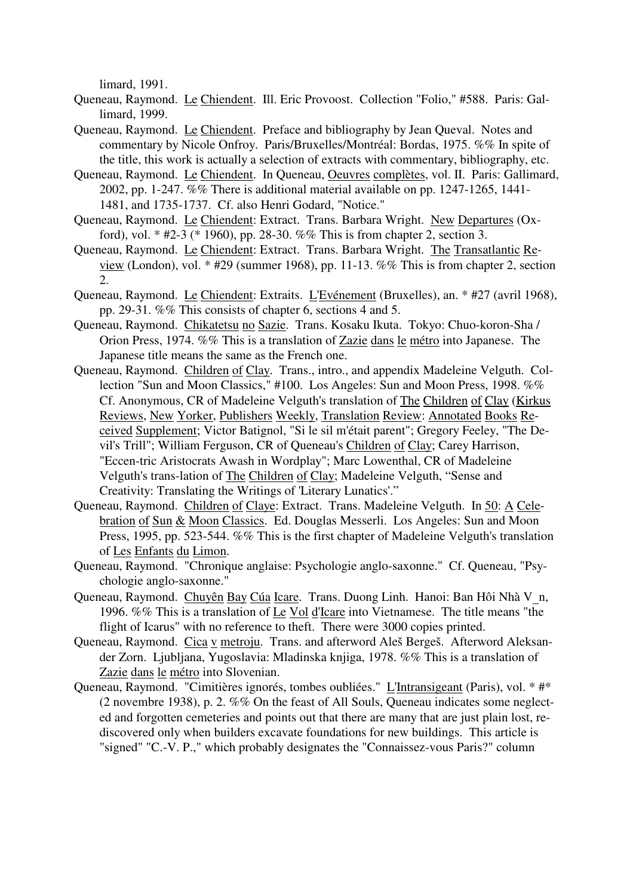limard, 1991.

Queneau, Raymond. Le Chiendent. Ill. Eric Provoost. Collection "Folio," #588. Paris: Gallimard, 1999.

Queneau, Raymond. Le Chiendent. Preface and bibliography by Jean Queval. Notes and commentary by Nicole Onfroy. Paris/Bruxelles/Montréal: Bordas, 1975. %% In spite of the title, this work is actually a selection of extracts with commentary, bibliography, etc.

Queneau, Raymond. Le Chiendent. In Queneau, Oeuvres complètes, vol. II. Paris: Gallimard, 2002, pp. 1-247. %% There is additional material available on pp. 1247-1265, 1441-1481, and 1735-1737. Cf. also Henri Godard, "Notice."

Queneau, Raymond. Le Chiendent: Extract. Trans. Barbara Wright. New Departures (Oxford), vol. * #2-3 (* 1960), pp. 28-30. %% This is from chapter 2, section 3.

Queneau, Raymond. Le Chiendent: Extract. Trans. Barbara Wright. The Transatlantic Review (London), vol. * #29 (summer 1968), pp. 11-13. %% This is from chapter 2, section 2.

Queneau, Raymond. Le Chiendent: Extraits. L'Evénement (Bruxelles), an. * #27 (avril 1968), pp. 29-31. %% This consists of chapter 6, sections 4 and 5.

Queneau, Raymond. Chikatetsu no Sazie. Trans. Kosaku Ikuta. Tokyo: Chuo-koron-Sha / Orion Press, 1974. %% This is a translation of Zazie dans le métro into Japanese. The Japanese title means the same as the French one.

Queneau, Raymond. Children of Clay. Trans., intro., and appendix Madeleine Velguth. Collection "Sun and Moon Classics," #100. Los Angeles: Sun and Moon Press, 1998. %% Cf. Anonymous, CR of Madeleine Velguth's translation of The Children of Clay (Kirkus Reviews, New Yorker, Publishers Weekly, Translation Review: Annotated Books Received Supplement; Victor Batignol, "Si le sil m'était parent"; Gregory Feeley, "The Devil's Trill"; William Ferguson, CR of Queneau's Children of Clay; Carey Harrison, "Eccen-tric Aristocrats Awash in Wordplay"; Marc Lowenthal, CR of Madeleine Velguth's trans-lation of The Children of Clay; Madeleine Velguth, "Sense and Creativity: Translating the Writings of 'Literary Lunatics'."

Queneau, Raymond. Children of Claye: Extract. Trans. Madeleine Velguth. In 50: A Celebration of Sun & Moon Classics. Ed. Douglas Messerli. Los Angeles: Sun and Moon Press, 1995, pp. 523-544. %% This is the first chapter of Madeleine Velguth's translation of Les Enfants du Limon.

Queneau, Raymond. "Chronique anglaise: Psychologie anglo-saxonne." Cf. Queneau, "Psychologie anglo-saxonne."

Queneau, Raymond. Chuyên Bay Cúa Icare. Trans. Duong Linh. Hanoi: Ban Hôi Nhà V_n, 1996. %% This is a translation of Le Vol d'Icare into Vietnamese. The title means "the flight of Icarus" with no reference to theft. There were 3000 copies printed.

Queneau, Raymond. Cica v metroju. Trans. and afterword Aleš Bergeš. Afterword Aleksander Zorn. Ljubljana, Yugoslavia: Mladinska knjiga, 1978. %% This is a translation of Zazie dans le métro into Slovenian.

Queneau, Raymond. "Cimitières ignorés, tombes oubliées." L'Intransigeant (Paris), vol. * #* (2 novembre 1938), p. 2. %% On the feast of All Souls, Queneau indicates some neglected and forgotten cemeteries and points out that there are many that are just plain lost, rediscovered only when builders excavate foundations for new buildings. This article is "signed" "C.-V. P.," which probably designates the "Connaissez-vous Paris?" column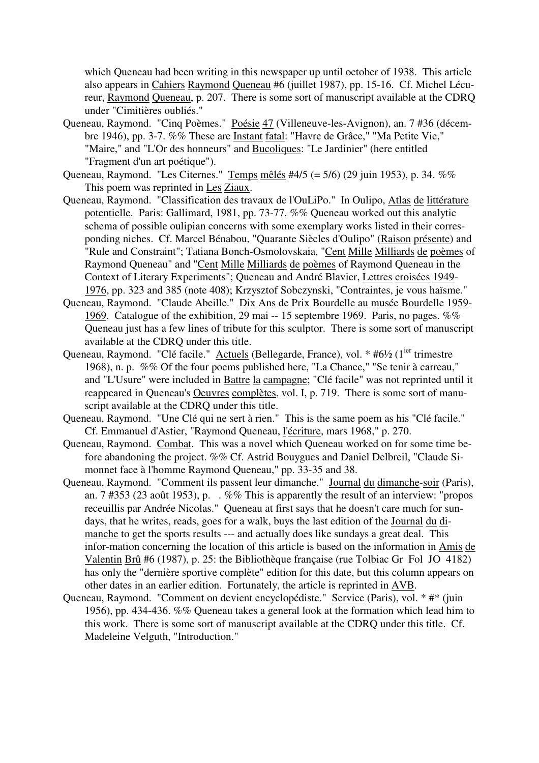which Queneau had been writing in this newspaper up until october of 1938. This article also appears in Cahiers Raymond Queneau #6 (juillet 1987), pp. 15-16. Cf. Michel Lécureur, Raymond Queneau, p. 207. There is some sort of manuscript available at the CDRQ under "Cimitières oubliés."

Queneau, Raymond. "Cinq Poèmes." Poésie 47 (Villeneuve-les-Avignon), an. 7 #36 (décembre 1946), pp. 3-7. %% These are Instant fatal: "Havre de Grâce," "Ma Petite Vie," "Maire," and "L'Or des honneurs" and Bucoliques: "Le Jardinier" (here entitled "Fragment d'un art poétique").

Queneau, Raymond. "Les Citernes." Temps mêlés #4/5 (= 5/6) (29 juin 1953), p. 34. %% This poem was reprinted in Les Ziaux.

Queneau, Raymond. "Classification des travaux de l'OuLiPo." In Oulipo, Atlas de littérature potentielle. Paris: Gallimard, 1981, pp. 73-77. %% Queneau worked out this analytic schema of possible oulipian concerns with some exemplary works listed in their corresponding niches. Cf. Marcel Bénabou, "Quarante Siècles d'Oulipo" (Raison présente) and "Rule and Constraint"; Tatiana Bonch-Osmolovskaia, "Cent Mille Milliards de poèmes of Raymond Queneau" and "Cent Mille Milliards de poèmes of Raymond Queneau in the Context of Literary Experiments"; Queneau and André Blavier, Lettres croisées 1949-1976, pp. 323 and 385 (note 408); Krzysztof Sobczynski, "Contraintes, je vous haïsme."

Queneau, Raymond. "Claude Abeille." Dix Ans de Prix Bourdelle au musée Bourdelle 1959-1969. Catalogue of the exhibition, 29 mai -- 15 septembre 1969. Paris, no pages. %% Queneau just has a few lines of tribute for this sculptor. There is some sort of manuscript available at the CDRQ under this title.

Queneau, Raymond. "Clé facile." Actuels (Bellegarde, France), vol. * #6½ (1ier trimestre 1968), n. p. %% Of the four poems published here, "La Chance," "Se tenir à carreau," and "L'Usure" were included in Battre la campagne; "Clé facile" was not reprinted until it reappeared in Queneau's Oeuvres complètes, vol. I, p. 719. There is some sort of manuscript available at the CDRQ under this title.

Queneau, Raymond. "Une Clé qui ne sert à rien." This is the same poem as his "Clé facile." Cf. Emmanuel d'Astier, "Raymond Queneau, l'écriture, mars 1968," p. 270.

Queneau, Raymond. Combat. This was a novel which Queneau worked on for some time before abandoning the project. %% Cf. Astrid Bouygues and Daniel Delbreil, "Claude Simonnet face à l'homme Raymond Queneau," pp. 33-35 and 38.

Queneau, Raymond. "Comment ils passent leur dimanche." Journal du dimanche-soir (Paris), an. 7 #353 (23 août 1953), p. . %% This is apparently the result of an interview: "propos receuillis par Andrée Nicolas." Queneau at first says that he doesn't care much for sundays, that he writes, reads, goes for a walk, buys the last edition of the Journal du dimanche to get the sports results --- and actually does like sundays a great deal. This infor-mation concerning the location of this article is based on the information in Amis de Valentin Brû #6 (1987), p. 25: the Bibliothèque française (rue Tolbiac Gr Fol JO 4182) has only the "dernière sportive complète" edition for this date, but this column appears on other dates in an earlier edition. Fortunately, the article is reprinted in AVB.

Queneau, Raymond. "Comment on devient encyclopédiste." Service (Paris), vol. * #* (juin 1956), pp. 434-436. %% Queneau takes a general look at the formation which lead him to this work. There is some sort of manuscript available at the CDRQ under this title. Cf. Madeleine Velguth, "Introduction."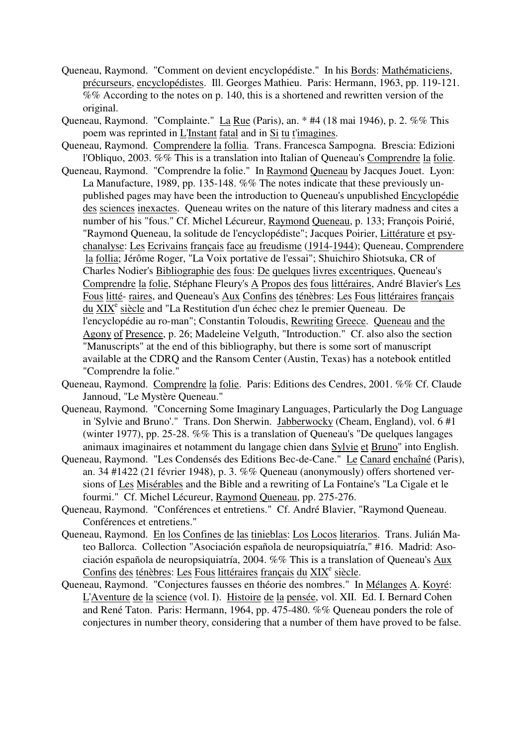Queneau, Raymond. "Comment on devient encyclopédiste." In his Bords: Mathématiciens, précurseurs, encyclopédistes. Ill. Georges Mathieu. Paris: Hermann, 1963, pp. 119-121. %% According to the notes on p. 140, this is a shortened and rewritten version of the original.

Queneau, Raymond. "Complainte." La Rue (Paris), an. * #4 (18 mai 1946), p. 2. %% This poem was reprinted in L'Instant fatal and in Si tu t'imagines.

Queneau, Raymond. Comprendere la follia. Trans. Francesca Sampogna. Brescia: Edizioni l'Obliquo, 2003. %% This is a translation into Italian of Queneau's Comprendre la folie.

Queneau, Raymond. "Comprendre la folie." In Raymond Queneau by Jacques Jouet. Lyon: La Manufacture, 1989, pp. 135-148. %% The notes indicate that these previously unpublished pages may have been the introduction to Queneau's unpublished Encyclopédie des sciences inexactes. Queneau writes on the nature of this literary madness and cites a number of his "fous." Cf. Michel Lécureur, Raymond Queneau, p. 133; François Poirié, "Raymond Queneau, la solitude de l'encyclopédiste"; Jacques Poirier, Littérature et psychanalyse: Les Ecrivains français face au freudisme (1914-1944); Queneau, Comprendere la follia; Jérôme Roger, "La Voix portative de l'essai"; Shuichiro Shiotsuka, CR of Charles Nodier's Bibliographie des fous: De quelques livres excentriques, Queneau's Comprendre la folie, Stéphane Fleury's A Propos des fous littéraires, André Blavier's Les Fous litté- raires, and Queneau's Aux Confins des ténèbres: Les Fous littéraires français du XIX[e] siècle and "La Restitution d'un échec chez le premier Queneau. De l'encyclopédie au ro-man"; Constantin Toloudis, Rewriting Greece. Queneau and the Agony of Presence, p. 26; Madeleine Velguth, "Introduction." Cf. also also the section "Manuscripts" at the end of this bibliography, but there is some sort of manuscript available at the CDRQ and the Ransom Center (Austin, Texas) has a notebook entitled "Comprendre la folie."

Queneau, Raymond. Comprendre la folie. Paris: Editions des Cendres, 2001. %% Cf. Claude Jannoud, "Le Mystère Queneau."

Queneau, Raymond. "Concerning Some Imaginary Languages, Particularly the Dog Language in 'Sylvie and Bruno'." Trans. Don Sherwin. Jabberwocky (Cheam, England), vol. 6 #1 (winter 1977), pp. 25-28. %% This is a translation of Queneau's "De quelques langages animaux imaginaires et notamment du langage chien dans Sylvie et Bruno" into English.

Queneau, Raymond. "Les Condensés des Editions Bec-de-Cane." Le Canard enchaîné (Paris), an. 34 #1422 (21 février 1948), p. 3. %% Queneau (anonymously) offers shortened versions of Les Misérables and the Bible and a rewriting of La Fontaine's "La Cigale et le fourmi." Cf. Michel Lécureur, Raymond Queneau, pp. 275-276.

Queneau, Raymond. "Conférences et entretiens." Cf. André Blavier, "Raymond Queneau. Conférences et entretiens."

Queneau, Raymond. En los Confines de las tinieblas: Los Locos literarios. Trans. Julián Mateo Ballorca. Collection "Asociación española de neuropsiquiatría," #16. Madrid: Asociación española de neuropsiquiatría, 2004. %% This is a translation of Queneau's Aux Confins des ténèbres: Les Fous littéraires français du XIX[e] siècle.

Queneau, Raymond. "Conjectures fausses en théorie des nombres." In Mélanges A. Koyré: L'Aventure de la science (vol. I). Histoire de la pensée, vol. XII. Ed. I. Bernard Cohen and René Taton. Paris: Hermann, 1964, pp. 475-480. %% Queneau ponders the role of conjectures in number theory, considering that a number of them have proved to be false.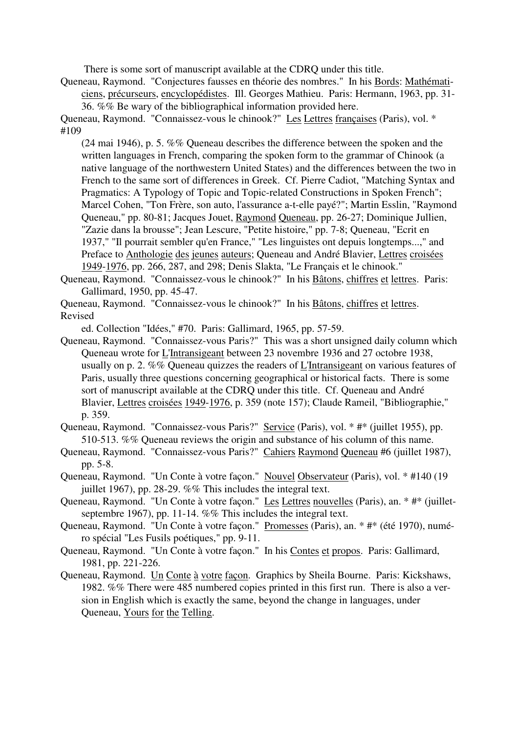There is some sort of manuscript available at the CDRQ under this title.

Queneau, Raymond. "Conjectures fausses en théorie des nombres." In his Bords: Mathématiciens, précurseurs, encyclopédistes. Ill. Georges Mathieu. Paris: Hermann, 1963, pp. 31-36. %% Be wary of the bibliographical information provided here.

Queneau, Raymond. "Connaissez-vous le chinook?" Les Lettres françaises (Paris), vol. * #109 (24 mai 1946), p. 5. %% Queneau describes the difference between the spoken and the written languages in French, comparing the spoken form to the grammar of Chinook (a native language of the northwestern United States) and the differences between the two in French to the same sort of differences in Greek. Cf. Pierre Cadiot, "Matching Syntax and Pragmatics: A Typology of Topic and Topic-related Constructions in Spoken French"; Marcel Cohen, "Ton Frère, son auto, l'assurance a-t-elle payé?"; Martin Esslin, "Raymond Queneau," pp. 80-81; Jacques Jouet, Raymond Queneau, pp. 26-27; Dominique Jullien, "Zazie dans la brousse"; Jean Lescure, "Petite histoire," pp. 7-8; Queneau, "Ecrit en 1937," "Il pourrait sembler qu'en France," "Les linguistes ont depuis longtemps...," and Preface to Anthologie des jeunes auteurs; Queneau and André Blavier, Lettres croisées 1949-1976, pp. 266, 287, and 298; Denis Slakta, "Le Français et le chinook."

Queneau, Raymond. "Connaissez-vous le chinook?" In his Bâtons, chiffres et lettres. Paris: Gallimard, 1950, pp. 45-47.

Queneau, Raymond. "Connaissez-vous le chinook?" In his Bâtons, chiffres et lettres. Revised ed. Collection "Idées," #70. Paris: Gallimard, 1965, pp. 57-59.

Queneau, Raymond. "Connaissez-vous Paris?" This was a short unsigned daily column which Queneau wrote for L'Intransigeant between 23 novembre 1936 and 27 octobre 1938, usually on p. 2. %% Queneau quizzes the readers of L'Intransigeant on various features of Paris, usually three questions concerning geographical or historical facts. There is some sort of manuscript available at the CDRQ under this title. Cf. Queneau and André Blavier, Lettres croisées 1949-1976, p. 359 (note 157); Claude Rameil, "Bibliographie," p. 359.

Queneau, Raymond. "Connaissez-vous Paris?" Service (Paris), vol. * #* (juillet 1955), pp. 510-513. %% Queneau reviews the origin and substance of his column of this name.

Queneau, Raymond. "Connaissez-vous Paris?" Cahiers Raymond Queneau #6 (juillet 1987), pp. 5-8.

Queneau, Raymond. "Un Conte à votre façon." Nouvel Observateur (Paris), vol. * #140 (19 juillet 1967), pp. 28-29. %% This includes the integral text.

Queneau, Raymond. "Un Conte à votre façon." Les Lettres nouvelles (Paris), an. * #* (juillet-septembre 1967), pp. 11-14. %% This includes the integral text.

Queneau, Raymond. "Un Conte à votre façon." Promesses (Paris), an. * #* (été 1970), numéro spécial "Les Fusils poétiques," pp. 9-11.

Queneau, Raymond. "Un Conte à votre façon." In his Contes et propos. Paris: Gallimard, 1981, pp. 221-226.

Queneau, Raymond. Un Conte à votre façon. Graphics by Sheila Bourne. Paris: Kickshaws, 1982. %% There were 485 numbered copies printed in this first run. There is also a version in English which is exactly the same, beyond the change in languages, under Queneau, Yours for the Telling.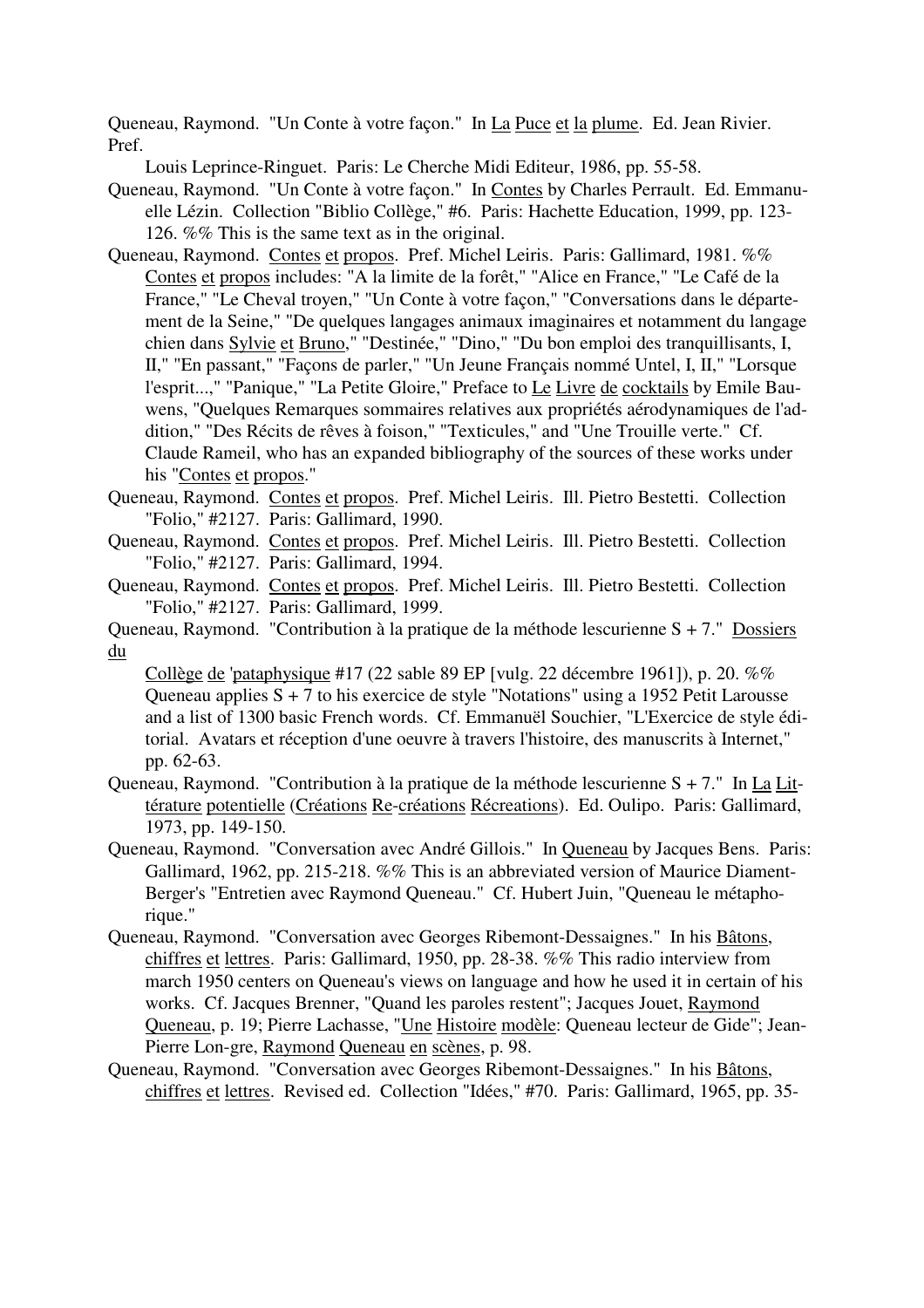Queneau, Raymond. "Un Conte à votre façon." In La Puce et la plume. Ed. Jean Rivier. Pref. Louis Leprince-Ringuet. Paris: Le Cherche Midi Editeur, 1986, pp. 55-58.

Queneau, Raymond. "Un Conte à votre façon." In Contes by Charles Perrault. Ed. Emmanuelle Lézin. Collection "Biblio Collège," #6. Paris: Hachette Education, 1999, pp. 123-126. %% This is the same text as in the original.

Queneau, Raymond. Contes et propos. Pref. Michel Leiris. Paris: Gallimard, 1981. %% Contes et propos includes: "A la limite de la forêt," "Alice en France," "Le Café de la France," "Le Cheval troyen," "Un Conte à votre façon," "Conversations dans le département de la Seine," "De quelques langages animaux imaginaires et notamment du langage chien dans Sylvie et Bruno," "Destinée," "Dino," "Du bon emploi des tranquillisants, I, II," "En passant," "Façons de parler," "Un Jeune Français nommé Untel, I, II," "Lorsque l'esprit...," "Panique," "La Petite Gloire," Preface to Le Livre de cocktails by Emile Bauwens, "Quelques Remarques sommaires relatives aux propriétés aérodynamiques de l'addition," "Des Récits de rêves à foison," "Texticules," and "Une Trouille verte." Cf. Claude Rameil, who has an expanded bibliography of the sources of these works under his "Contes et propos."

Queneau, Raymond. Contes et propos. Pref. Michel Leiris. Ill. Pietro Bestetti. Collection "Folio," #2127. Paris: Gallimard, 1990.

Queneau, Raymond. Contes et propos. Pref. Michel Leiris. Ill. Pietro Bestetti. Collection "Folio," #2127. Paris: Gallimard, 1994.

Queneau, Raymond. Contes et propos. Pref. Michel Leiris. Ill. Pietro Bestetti. Collection "Folio," #2127. Paris: Gallimard, 1999.

Queneau, Raymond. "Contribution à la pratique de la méthode lescurienne S + 7." Dossiers du Collège de 'pataphysique #17 (22 sable 89 EP [vulg. 22 décembre 1961]), p. 20. %% Queneau applies S + 7 to his exercice de style "Notations" using a 1952 Petit Larousse and a list of 1300 basic French words. Cf. Emmanuël Souchier, "L'Exercice de style éditorial. Avatars et réception d'une oeuvre à travers l'histoire, des manuscrits à Internet," pp. 62-63.

Queneau, Raymond. "Contribution à la pratique de la méthode lescurienne S + 7." In La Littérature potentielle (Créations Re-créations Récreations). Ed. Oulipo. Paris: Gallimard, 1973, pp. 149-150.

Queneau, Raymond. "Conversation avec André Gillois." In Queneau by Jacques Bens. Paris: Gallimard, 1962, pp. 215-218. %% This is an abbreviated version of Maurice Diament-Berger's "Entretien avec Raymond Queneau." Cf. Hubert Juin, "Queneau le métaphorique."

Queneau, Raymond. "Conversation avec Georges Ribemont-Dessaignes." In his Bâtons, chiffres et lettres. Paris: Gallimard, 1950, pp. 28-38. %% This radio interview from march 1950 centers on Queneau's views on language and how he used it in certain of his works. Cf. Jacques Brenner, "Quand les paroles restent"; Jacques Jouet, Raymond Queneau, p. 19; Pierre Lachasse, "Une Histoire modèle: Queneau lecteur de Gide"; Jean-Pierre Longre, Raymond Queneau en scènes, p. 98.

Queneau, Raymond. "Conversation avec Georges Ribemont-Dessaignes." In his Bâtons, chiffres et lettres. Revised ed. Collection "Idées," #70. Paris: Gallimard, 1965, pp. 35-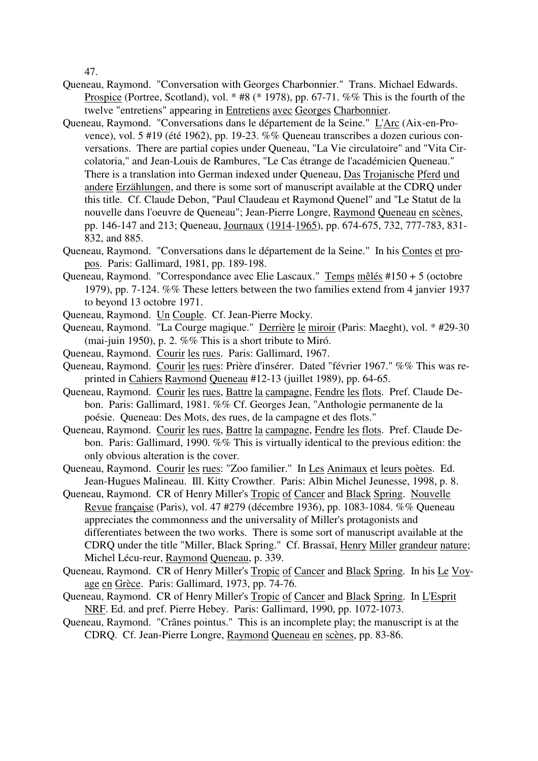47.

Queneau, Raymond. "Conversation with Georges Charbonnier." Trans. Michael Edwards. Prospice (Portree, Scotland), vol. * #8 (* 1978), pp. 67-71. %% This is the fourth of the twelve "entretiens" appearing in Entretiens avec Georges Charbonnier.

Queneau, Raymond. "Conversations dans le département de la Seine." L'Arc (Aix-en-Provence), vol. 5 #19 (été 1962), pp. 19-23. %% Queneau transcribes a dozen curious conversations. There are partial copies under Queneau, "La Vie circulatoire" and "Vita Circolatoria," and Jean-Louis de Rambures, "Le Cas étrange de l'académicien Queneau." There is a translation into German indexed under Queneau, Das Trojanische Pferd und andere Erzählungen, and there is some sort of manuscript available at the CDRQ under this title. Cf. Claude Debon, "Paul Claudeau et Raymond Quenel" and "Le Statut de la nouvelle dans l'oeuvre de Queneau"; Jean-Pierre Longre, Raymond Queneau en scènes, pp. 146-147 and 213; Queneau, Journaux (1914-1965), pp. 674-675, 732, 777-783, 831-832, and 885.

Queneau, Raymond. "Conversations dans le département de la Seine." In his Contes et propos. Paris: Gallimard, 1981, pp. 189-198.

Queneau, Raymond. "Correspondance avec Elie Lascaux." Temps mêlés #150 + 5 (octobre 1979), pp. 7-124. %% These letters between the two families extend from 4 janvier 1937 to beyond 13 octobre 1971.

Queneau, Raymond. Un Couple. Cf. Jean-Pierre Mocky.

Queneau, Raymond. "La Courge magique." Derrière le miroir (Paris: Maeght), vol. * #29-30 (mai-juin 1950), p. 2. %% This is a short tribute to Miró.

Queneau, Raymond. Courir les rues. Paris: Gallimard, 1967.

Queneau, Raymond. Courir les rues: Prière d'insérer. Dated "février 1967." %% This was reprinted in Cahiers Raymond Queneau #12-13 (juillet 1989), pp. 64-65.

Queneau, Raymond. Courir les rues, Battre la campagne, Fendre les flots. Pref. Claude Debon. Paris: Gallimard, 1981. %% Cf. Georges Jean, "Anthologie permanente de la poésie. Queneau: Des Mots, des rues, de la campagne et des flots."

Queneau, Raymond. Courir les rues, Battre la campagne, Fendre les flots. Pref. Claude Debon. Paris: Gallimard, 1990. %% This is virtually identical to the previous edition: the only obvious alteration is the cover.

Queneau, Raymond. Courir les rues: "Zoo familier." In Les Animaux et leurs poètes. Ed. Jean-Hugues Malineau. Ill. Kitty Crowther. Paris: Albin Michel Jeunesse, 1998, p. 8.

Queneau, Raymond. CR of Henry Miller's Tropic of Cancer and Black Spring. Nouvelle Revue française (Paris), vol. 47 #279 (décembre 1936), pp. 1083-1084. %% Queneau appreciates the commonness and the universality of Miller's protagonists and differentiates between the two works. There is some sort of manuscript available at the CDRQ under the title "Miller, Black Spring." Cf. Brassaï, Henry Miller grandeur nature; Michel Lécu-reur, Raymond Queneau, p. 339.

Queneau, Raymond. CR of Henry Miller's Tropic of Cancer and Black Spring. In his Le Voyage en Grèce. Paris: Gallimard, 1973, pp. 74-76.

Queneau, Raymond. CR of Henry Miller's Tropic of Cancer and Black Spring. In L'Esprit NRF. Ed. and pref. Pierre Hebey. Paris: Gallimard, 1990, pp. 1072-1073.

Queneau, Raymond. "Crânes pointus." This is an incomplete play; the manuscript is at the CDRQ. Cf. Jean-Pierre Longre, Raymond Queneau en scènes, pp. 83-86.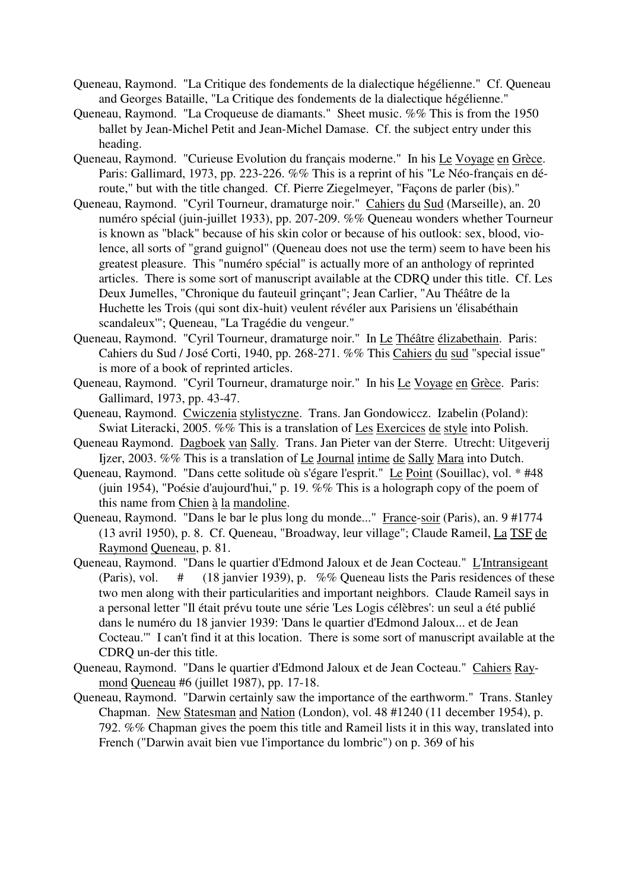Queneau, Raymond. "La Critique des fondements de la dialectique hégélienne." Cf. Queneau and Georges Bataille, "La Critique des fondements de la dialectique hégélienne."

Queneau, Raymond. "La Croqueuse de diamants." Sheet music. %% This is from the 1950 ballet by Jean-Michel Petit and Jean-Michel Damase. Cf. the subject entry under this heading.

Queneau, Raymond. "Curieuse Evolution du français moderne." In his Le Voyage en Grèce. Paris: Gallimard, 1973, pp. 223-226. %% This is a reprint of his "Le Néo-français en déroute," but with the title changed. Cf. Pierre Ziegelmeyer, "Façons de parler (bis)."

Queneau, Raymond. "Cyril Tourneur, dramaturge noir." Cahiers du Sud (Marseille), an. 20 numéro spécial (juin-juillet 1933), pp. 207-209. %% Queneau wonders whether Tourneur is known as "black" because of his skin color or because of his outlook: sex, blood, violence, all sorts of "grand guignol" (Queneau does not use the term) seem to have been his greatest pleasure. This "numéro spécial" is actually more of an anthology of reprinted articles. There is some sort of manuscript available at the CDRQ under this title. Cf. Les Deux Jumelles, "Chronique du fauteuil grinçant"; Jean Carlier, "Au Théâtre de la Huchette les Trois (qui sont dix-huit) veulent révéler aux Parisiens un 'élisabéthain scandaleux'"; Queneau, "La Tragédie du vengeur."

Queneau, Raymond. "Cyril Tourneur, dramaturge noir." In Le Théâtre élizabethain. Paris: Cahiers du Sud / José Corti, 1940, pp. 268-271. %% This Cahiers du sud "special issue" is more of a book of reprinted articles.

Queneau, Raymond. "Cyril Tourneur, dramaturge noir." In his Le Voyage en Grèce. Paris: Gallimard, 1973, pp. 43-47.

Queneau, Raymond. Cwiczenia stylistyczne. Trans. Jan Gondowiczz. Izabelin (Poland): Swiat Literacki, 2005. %% This is a translation of Les Exercices de style into Polish.

Queneau Raymond. Dagboek van Sally. Trans. Jan Pieter van der Sterre. Utrecht: Uitgeverij Ijzer, 2003. %% This is a translation of Le Journal intime de Sally Mara into Dutch.

Queneau, Raymond. "Dans cette solitude où s'égare l'esprit." Le Point (Souillac), vol. * #48 (juin 1954), "Poésie d'aujourd'hui," p. 19. %% This is a holograph copy of the poem of this name from Chien à la mandoline.

Queneau, Raymond. "Dans le bar le plus long du monde..." France-soir (Paris), an. 9 #1774 (13 avril 1950), p. 8. Cf. Queneau, "Broadway, leur village"; Claude Rameil, La TSF de Raymond Queneau, p. 81.

Queneau, Raymond. "Dans le quartier d'Edmond Jaloux et de Jean Cocteau." L'Intransigeant (Paris), vol. # (18 janvier 1939), p. %% Queneau lists the Paris residences of these two men along with their particularities and important neighbors. Claude Rameil says in a personal letter "Il était prévu toute une série 'Les Logis célèbres': un seul a été publié dans le numéro du 18 janvier 1939: 'Dans le quartier d'Edmond Jaloux... et de Jean Cocteau.'" I can't find it at this location. There is some sort of manuscript available at the CDRQ un-der this title.

Queneau, Raymond. "Dans le quartier d'Edmond Jaloux et de Jean Cocteau." Cahiers Raymond Queneau #6 (juillet 1987), pp. 17-18.

Queneau, Raymond. "Darwin certainly saw the importance of the earthworm." Trans. Stanley Chapman. New Statesman and Nation (London), vol. 48 #1240 (11 december 1954), p. 792. %% Chapman gives the poem this title and Rameil lists it in this way, translated into French ("Darwin avait bien vue l'importance du lombric") on p. 369 of his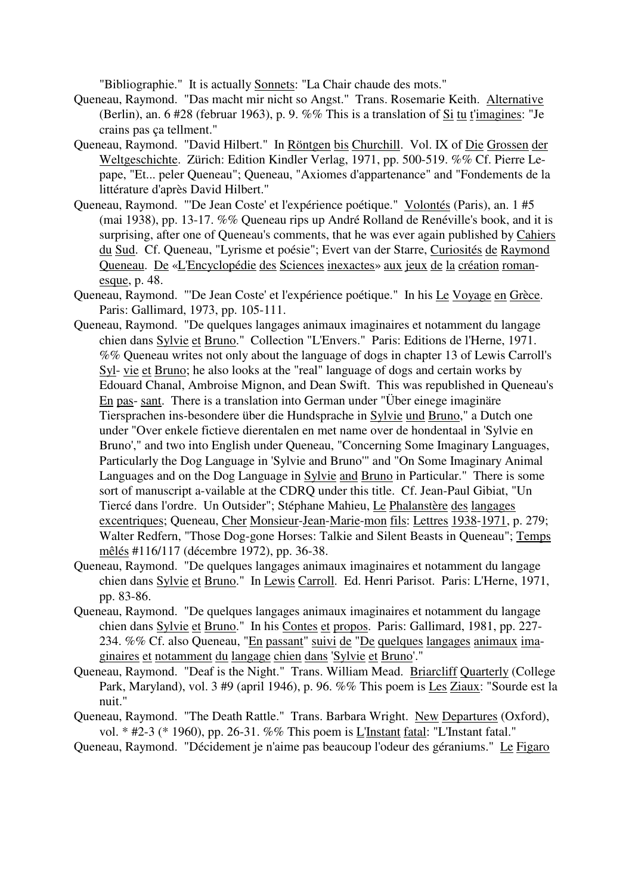"Bibliographie." It is actually Sonnets: "La Chair chaude des mots."

Queneau, Raymond. "Das macht mir nicht so Angst." Trans. Rosemarie Keith. Alternative (Berlin), an. 6 #28 (februar 1963), p. 9. %% This is a translation of Si tu t'imagines: "Je crains pas ça tellment."

Queneau, Raymond. "David Hilbert." In Röntgen bis Churchill. Vol. IX of Die Grossen der Weltgeschichte. Zürich: Edition Kindler Verlag, 1971, pp. 500-519. %% Cf. Pierre Lepape, "Et... peler Queneau"; Queneau, "Axiomes d'appartenance" and "Fondements de la littérature d'après David Hilbert."

Queneau, Raymond. "'De Jean Coste' et l'expérience poétique." Volontés (Paris), an. 1 #5 (mai 1938), pp. 13-17. %% Queneau rips up André Rolland de Renéville's book, and it is surprising, after one of Queneau's comments, that he was ever again published by Cahiers du Sud. Cf. Queneau, "Lyrisme et poésie"; Evert van der Starre, Curiosités de Raymond Queneau. De «L'Encyclopédie des Sciences inexactes» aux jeux de la création romanesque, p. 48.

Queneau, Raymond. "'De Jean Coste' et l'expérience poétique." In his Le Voyage en Grèce. Paris: Gallimard, 1973, pp. 105-111.

Queneau, Raymond. "De quelques langages animaux imaginaires et notamment du langage chien dans Sylvie et Bruno." Collection "L'Envers." Paris: Editions de l'Herne, 1971. %% Queneau writes not only about the language of dogs in chapter 13 of Lewis Carroll's Syl- vie et Bruno; he also looks at the "real" language of dogs and certain works by Edouard Chanal, Ambroise Mignon, and Dean Swift. This was republished in Queneau's En pas- sant. There is a translation into German under "Über einege imaginäre Tiersprachen ins-besondere über die Hundsprache in Sylvie und Bruno," a Dutch one under "Over enkele fictieve dierentalen en met name over de hondentaal in 'Sylvie en Bruno'," and two into English under Queneau, "Concerning Some Imaginary Languages, Particularly the Dog Language in 'Sylvie and Bruno'" and "On Some Imaginary Animal Languages and on the Dog Language in Sylvie and Bruno in Particular." There is some sort of manuscript a-vailable at the CDRQ under this title. Cf. Jean-Paul Gibiat, "Un Tiercé dans l'ordre. Un Outsider"; Stéphane Mahieu, Le Phalanstère des langages excentriques; Queneau, Cher Monsieur-Jean-Marie-mon fils: Lettres 1938-1971, p. 279; Walter Redfern, "Those Dog-gone Horses: Talkie and Silent Beasts in Queneau"; Temps mêlés #116/117 (décembre 1972), pp. 36-38.

Queneau, Raymond. "De quelques langages animaux imaginaires et notamment du langage chien dans Sylvie et Bruno." In Lewis Carroll. Ed. Henri Parisot. Paris: L'Herne, 1971, pp. 83-86.

Queneau, Raymond. "De quelques langages animaux imaginaires et notamment du langage chien dans Sylvie et Bruno." In his Contes et propos. Paris: Gallimard, 1981, pp. 227-234. %% Cf. also Queneau, "En passant" suivi de "De quelques langages animaux imaginaires et notamment du langage chien dans 'Sylvie et Bruno'."

Queneau, Raymond. "Deaf is the Night." Trans. William Mead. Briarcliff Quarterly (College Park, Maryland), vol. 3 #9 (april 1946), p. 96. %% This poem is Les Ziaux: "Sourde est la nuit."

Queneau, Raymond. "The Death Rattle." Trans. Barbara Wright. New Departures (Oxford), vol. * #2-3 (* 1960), pp. 26-31. %% This poem is L'Instant fatal: "L'Instant fatal."

Queneau, Raymond. "Décidement je n'aime pas beaucoup l'odeur des géraniums." Le Figaro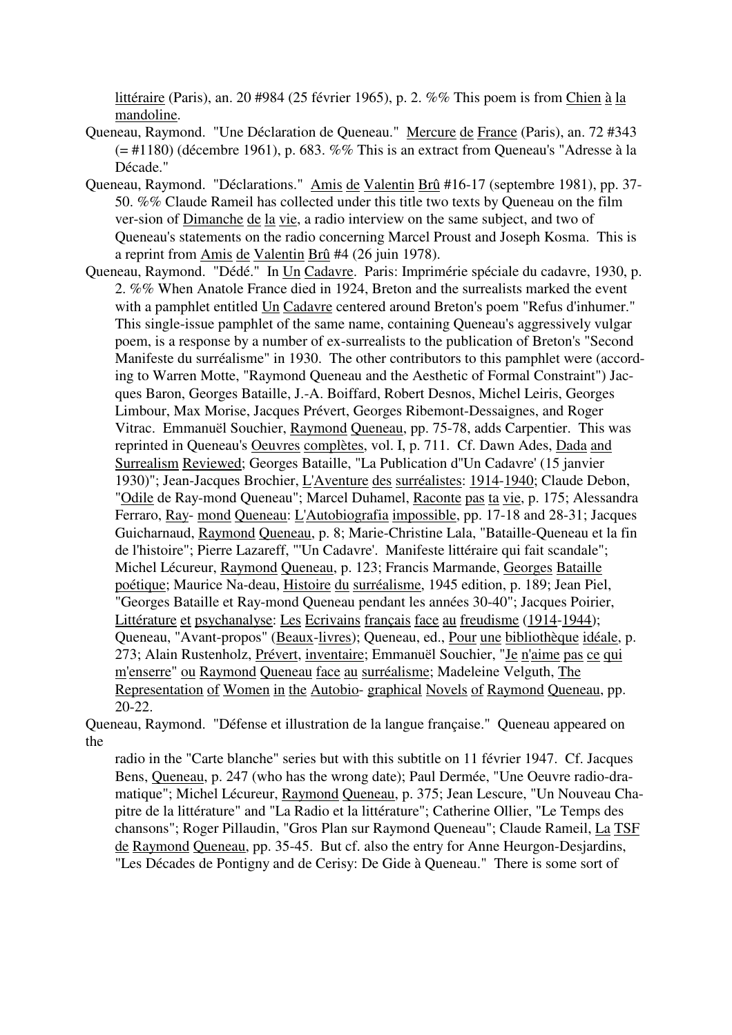littéraire (Paris), an. 20 #984 (25 février 1965), p. 2. %% This poem is from Chien à la mandoline.

Queneau, Raymond. "Une Déclaration de Queneau." Mercure de France (Paris), an. 72 #343 (= #1180) (décembre 1961), p. 683. %% This is an extract from Queneau's "Adresse à la Décade."

Queneau, Raymond. "Déclarations." Amis de Valentin Brû #16-17 (septembre 1981), pp. 37-50. %% Claude Rameil has collected under this title two texts by Queneau on the film ver-sion of Dimanche de la vie, a radio interview on the same subject, and two of Queneau's statements on the radio concerning Marcel Proust and Joseph Kosma. This is a reprint from Amis de Valentin Brû #4 (26 juin 1978).

Queneau, Raymond. "Dédé." In Un Cadavre. Paris: Imprimérie spéciale du cadavre, 1930, p. 2. %% When Anatole France died in 1924, Breton and the surrealists marked the event with a pamphlet entitled Un Cadavre centered around Breton's poem "Refus d'inhumer." This single-issue pamphlet of the same name, containing Queneau's aggressively vulgar poem, is a response by a number of ex-surrealists to the publication of Breton's "Second Manifeste du surréalisme" in 1930. The other contributors to this pamphlet were (accord-ing to Warren Motte, "Raymond Queneau and the Aesthetic of Formal Constraint") Jac-ques Baron, Georges Bataille, J.-A. Boiffard, Robert Desnos, Michel Leiris, Georges Limbour, Max Morise, Jacques Prévert, Georges Ribemont-Dessaignes, and Roger Vitrac. Emmanuël Souchier, Raymond Queneau, pp. 75-78, adds Carpentier. This was reprinted in Queneau's Oeuvres complètes, vol. I, p. 711. Cf. Dawn Ades, Dada and Surrealism Reviewed; Georges Bataille, "La Publication d"Un Cadavre' (15 janvier 1930)"; Jean-Jacques Brochier, L'Aventure des surréalistes: 1914-1940; Claude Debon, "Odile de Ray-mond Queneau"; Marcel Duhamel, Raconte pas ta vie, p. 175; Alessandra Ferraro, Ray- mond Queneau: L'Autobiografia impossible, pp. 17-18 and 28-31; Jacques Guicharnaud, Raymond Queneau, p. 8; Marie-Christine Lala, "Bataille-Queneau et la fin de l'histoire"; Pierre Lazareff, "'Un Cadavre'. Manifeste littéraire qui fait scandale"; Michel Lécureur, Raymond Queneau, p. 123; Francis Marmande, Georges Bataille poétique; Maurice Na-deau, Histoire du surréalisme, 1945 edition, p. 189; Jean Piel, "Georges Bataille et Ray-mond Queneau pendant les années 30-40"; Jacques Poirier, Littérature et psychanalyse: Les Ecrivains français face au freudisme (1914-1944); Queneau, "Avant-propos" (Beaux-livres); Queneau, ed., Pour une bibliothèque idéale, p. 273; Alain Rustenholz, Prévert, inventaire; Emmanuël Souchier, "Je n'aime pas ce qui m'enserre" ou Raymond Queneau face au surréalisme; Madeleine Velguth, The Representation of Women in the Autobio- graphical Novels of Raymond Queneau, pp. 20-22.

Queneau, Raymond. "Défense et illustration de la langue française." Queneau appeared on the radio in the "Carte blanche" series but with this subtitle on 11 février 1947. Cf. Jacques Bens, Queneau, p. 247 (who has the wrong date); Paul Dermée, "Une Oeuvre radio-dra-matique"; Michel Lécureur, Raymond Queneau, p. 375; Jean Lescure, "Un Nouveau Cha-pitre de la littérature" and "La Radio et la littérature"; Catherine Ollier, "Le Temps des chansons"; Roger Pillaudin, "Gros Plan sur Raymond Queneau"; Claude Rameil, La TSF de Raymond Queneau, pp. 35-45. But cf. also the entry for Anne Heurgon-Desjardins, "Les Décades de Pontigny and de Cerisy: De Gide à Queneau." There is some sort of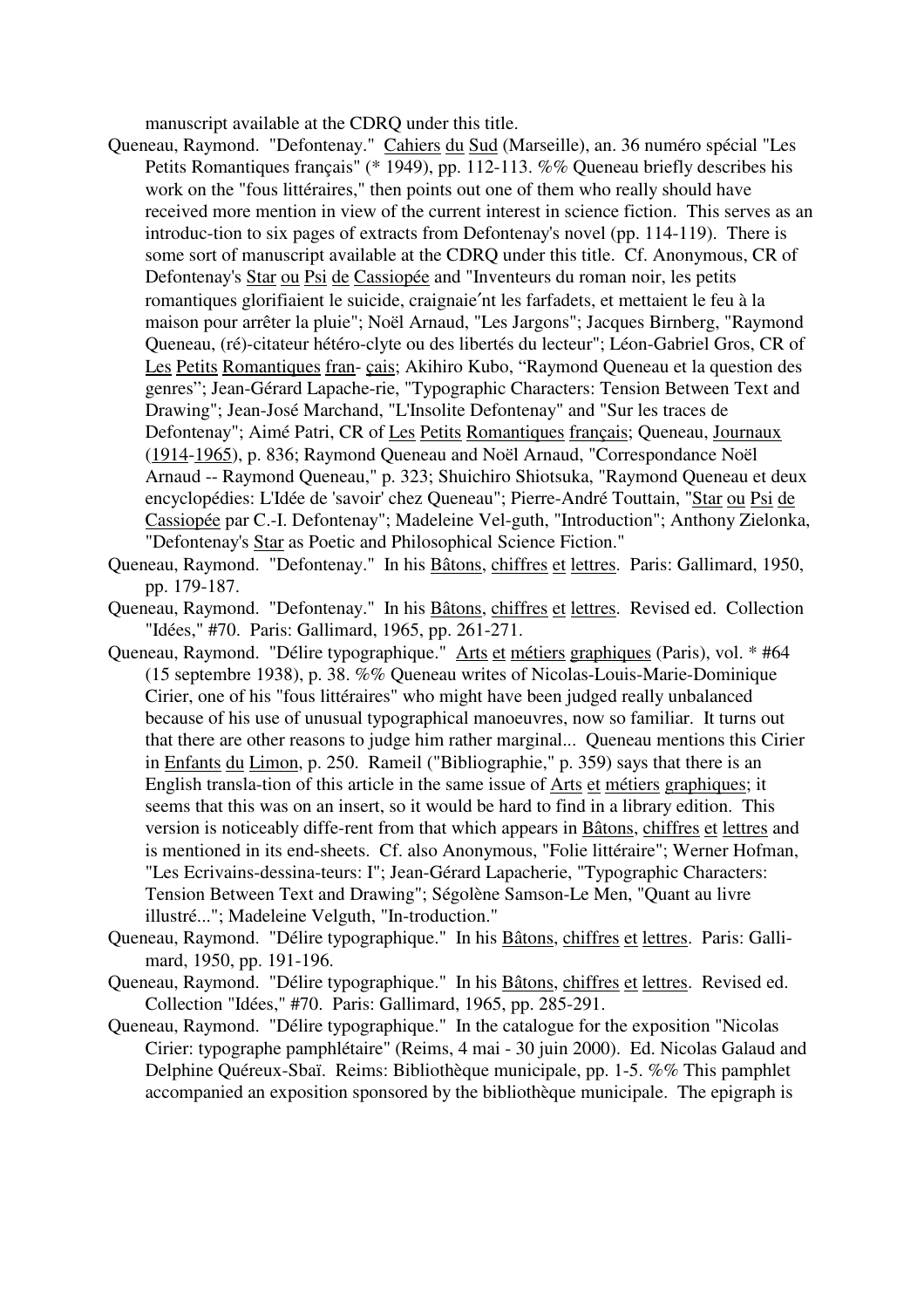manuscript available at the CDRQ under this title.

Queneau, Raymond. "Defontenay." Cahiers du Sud (Marseille), an. 36 numéro spécial "Les Petits Romantiques français" (* 1949), pp. 112-113. %% Queneau briefly describes his work on the "fous littéraires," then points out one of them who really should have received more mention in view of the current interest in science fiction. This serves as an introduc-tion to six pages of extracts from Defontenay's novel (pp. 114-119). There is some sort of manuscript available at the CDRQ under this title. Cf. Anonymous, CR of Defontenay's Star ou Psi de Cassiopée and "Inventeurs du roman noir, les petits romantiques glorifiaient le suicide, craignaie′nt les farfadets, et mettaient le feu à la maison pour arrêter la pluie"; Noël Arnaud, "Les Jargons"; Jacques Birnberg, "Raymond Queneau, (ré)-citateur hétéro-clyte ou des libertés du lecteur"; Léon-Gabriel Gros, CR of Les Petits Romantiques fran- çais; Akihiro Kubo, "Raymond Queneau et la question des genres"; Jean-Gérard Lapache-rie, "Typographic Characters: Tension Between Text and Drawing"; Jean-José Marchand, "L'Insolite Defontenay" and "Sur les traces de Defontenay"; Aimé Patri, CR of Les Petits Romantiques français; Queneau, Journaux (1914-1965), p. 836; Raymond Queneau and Noël Arnaud, "Correspondance Noël Arnaud -- Raymond Queneau," p. 323; Shuichiro Shiotsuka, "Raymond Queneau et deux encyclopédies: L'Idée de 'savoir' chez Queneau"; Pierre-André Touttain, "Star ou Psi de Cassiopée par C.-I. Defontenay"; Madeleine Vel-guth, "Introduction"; Anthony Zielonka, "Defontenay's Star as Poetic and Philosophical Science Fiction."

Queneau, Raymond. "Defontenay." In his Bâtons, chiffres et lettres. Paris: Gallimard, 1950, pp. 179-187.

Queneau, Raymond. "Defontenay." In his Bâtons, chiffres et lettres. Revised ed. Collection "Idées," #70. Paris: Gallimard, 1965, pp. 261-271.

Queneau, Raymond. "Délire typographique." Arts et métiers graphiques (Paris), vol. * #64 (15 septembre 1938), p. 38. %% Queneau writes of Nicolas-Louis-Marie-Dominique Cirier, one of his "fous littéraires" who might have been judged really unbalanced because of his use of unusual typographical manoeuvres, now so familiar. It turns out that there are other reasons to judge him rather marginal... Queneau mentions this Cirier in Enfants du Limon, p. 250. Rameil ("Bibliographie," p. 359) says that there is an English transla-tion of this article in the same issue of Arts et métiers graphiques; it seems that this was on an insert, so it would be hard to find in a library edition. This version is noticeably diffe-rent from that which appears in Bâtons, chiffres et lettres and is mentioned in its end-sheets. Cf. also Anonymous, "Folie littéraire"; Werner Hofman, "Les Ecrivains-dessina-teurs: I"; Jean-Gérard Lapacherie, "Typographic Characters: Tension Between Text and Drawing"; Ségolène Samson-Le Men, "Quant au livre illustré..."; Madeleine Velguth, "In-troduction."

Queneau, Raymond. "Délire typographique." In his Bâtons, chiffres et lettres. Paris: Galli-mard, 1950, pp. 191-196.

Queneau, Raymond. "Délire typographique." In his Bâtons, chiffres et lettres. Revised ed. Collection "Idées," #70. Paris: Gallimard, 1965, pp. 285-291.

Queneau, Raymond. "Délire typographique." In the catalogue for the exposition "Nicolas Cirier: typographe pamphlétaire" (Reims, 4 mai - 30 juin 2000). Ed. Nicolas Galaud and Delphine Quéreux-Sbaï. Reims: Bibliothèque municipale, pp. 1-5. %% This pamphlet accompanied an exposition sponsored by the bibliothèque municipale. The epigraph is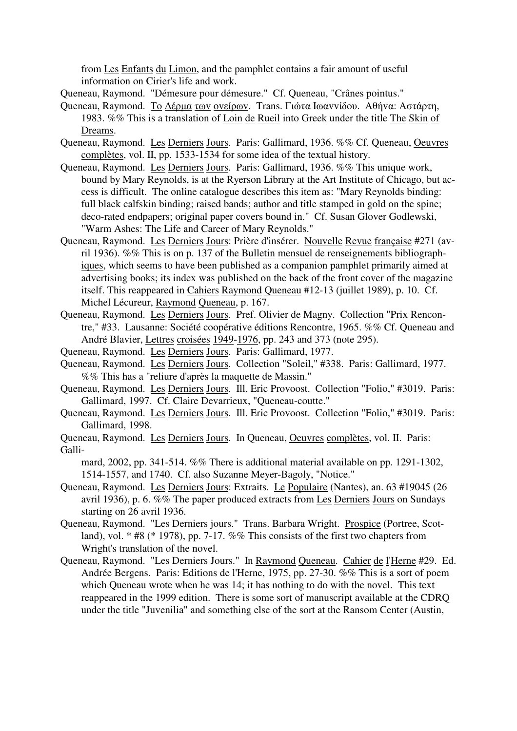from Les Enfants du Limon, and the pamphlet contains a fair amount of useful information on Cirier's life and work.

Queneau, Raymond. "Démesure pour démesure." Cf. Queneau, "Crânes pointus."

Queneau, Raymond. Το Δέρμα των ονείρων. Trans. Γιώτα Ιωαννίδου. Αθήνα: Αστάρτη, 1983. %% This is a translation of Loin de Rueil into Greek under the title The Skin of Dreams.

Queneau, Raymond. Les Derniers Jours. Paris: Gallimard, 1936. %% Cf. Queneau, Oeuvres complètes, vol. II, pp. 1533-1534 for some idea of the textual history.

Queneau, Raymond. Les Derniers Jours. Paris: Gallimard, 1936. %% This unique work, bound by Mary Reynolds, is at the Ryerson Library at the Art Institute of Chicago, but access is difficult. The online catalogue describes this item as: "Mary Reynolds binding: full black calfskin binding; raised bands; author and title stamped in gold on the spine; deco-rated endpapers; original paper covers bound in." Cf. Susan Glover Godlewski, "Warm Ashes: The Life and Career of Mary Reynolds."

Queneau, Raymond. Les Derniers Jours: Prière d'insérer. Nouvelle Revue française #271 (avril 1936). %% This is on p. 137 of the Bulletin mensuel de renseignements bibliographiques, which seems to have been published as a companion pamphlet primarily aimed at advertising books; its index was published on the back of the front cover of the magazine itself. This reappeared in Cahiers Raymond Queneau #12-13 (juillet 1989), p. 10. Cf. Michel Lécureur, Raymond Queneau, p. 167.

Queneau, Raymond. Les Derniers Jours. Pref. Olivier de Magny. Collection "Prix Rencontre," #33. Lausanne: Société coopérative éditions Rencontre, 1965. %% Cf. Queneau and André Blavier, Lettres croisées 1949-1976, pp. 243 and 373 (note 295).

Queneau, Raymond. Les Derniers Jours. Paris: Gallimard, 1977.

Queneau, Raymond. Les Derniers Jours. Collection "Soleil," #338. Paris: Gallimard, 1977. %% This has a "reliure d'après la maquette de Massin."

Queneau, Raymond. Les Derniers Jours. Ill. Eric Provoost. Collection "Folio," #3019. Paris: Gallimard, 1997. Cf. Claire Devarrieux, "Queneau-coutte."

Queneau, Raymond. Les Derniers Jours. Ill. Eric Provoost. Collection "Folio," #3019. Paris: Gallimard, 1998.

Queneau, Raymond. Les Derniers Jours. In Queneau, Oeuvres complètes, vol. II. Paris: Gallimard, 2002, pp. 341-514. %% There is additional material available on pp. 1291-1302, 1514-1557, and 1740. Cf. also Suzanne Meyer-Bagoly, "Notice."

Queneau, Raymond. Les Derniers Jours: Extraits. Le Populaire (Nantes), an. 63 #19045 (26 avril 1936), p. 6. %% The paper produced extracts from Les Derniers Jours on Sundays starting on 26 avril 1936.

Queneau, Raymond. "Les Derniers jours." Trans. Barbara Wright. Prospice (Portree, Scotland), vol. * #8 (* 1978), pp. 7-17. %% This consists of the first two chapters from Wright's translation of the novel.

Queneau, Raymond. "Les Derniers Jours." In Raymond Queneau. Cahier de l'Herne #29. Ed. Andrée Bergens. Paris: Editions de l'Herne, 1975, pp. 27-30. %% This is a sort of poem which Queneau wrote when he was 14; it has nothing to do with the novel. This text reappeared in the 1999 edition. There is some sort of manuscript available at the CDRQ under the title "Juvenilia" and something else of the sort at the Ransom Center (Austin,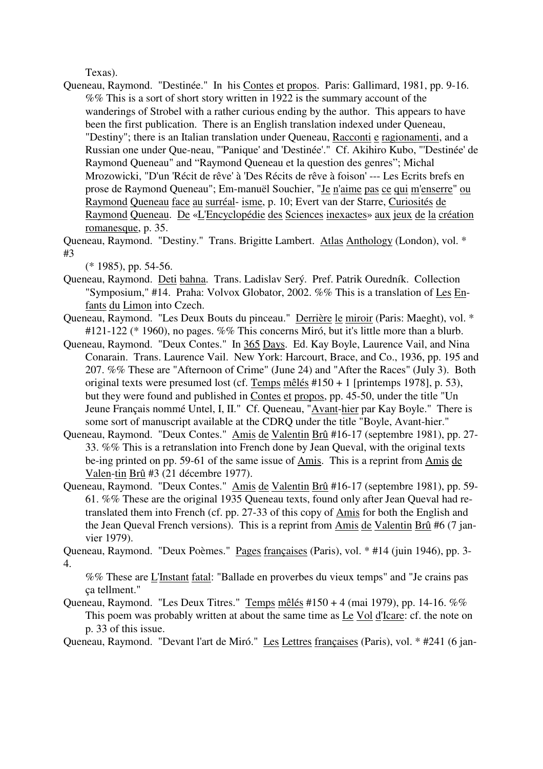Texas).

Queneau, Raymond. "Destinée." In his Contes et propos. Paris: Gallimard, 1981, pp. 9-16. %% This is a sort of short story written in 1922 is the summary account of the wanderings of Strobel with a rather curious ending by the author. This appears to have been the first publication. There is an English translation indexed under Queneau, "Destiny"; there is an Italian translation under Queneau, Racconti e ragionamenti, and a Russian one under Que-neau, "'Panique' and 'Destinée'." Cf. Akihiro Kubo, "'Destinée' de Raymond Queneau" and "Raymond Queneau et la question des genres"; Michal Mrozowicki, "D'un 'Récit de rêve' à 'Des Récits de rêve à foison' --- Les Ecrits brefs en prose de Raymond Queneau"; Em-manuël Souchier, "Je n'aime pas ce qui m'enserre" ou Raymond Queneau face au surréal- isme, p. 10; Evert van der Starre, Curiosités de Raymond Queneau. De «L'Encyclopédie des Sciences inexactes» aux jeux de la création romanesque, p. 35.

Queneau, Raymond. "Destiny." Trans. Brigitte Lambert. Atlas Anthology (London), vol. * #3 (* 1985), pp. 54-56.

Queneau, Raymond. Deti bahna. Trans. Ladislav Serý. Pref. Patrik Ouredník. Collection "Symposium," #14. Praha: Volvox Globator, 2002. %% This is a translation of Les En-fants du Limon into Czech.

Queneau, Raymond. "Les Deux Bouts du pinceau." Derrière le miroir (Paris: Maeght), vol. * #121-122 (* 1960), no pages. %% This concerns Miró, but it's little more than a blurb.

Queneau, Raymond. "Deux Contes." In 365 Days. Ed. Kay Boyle, Laurence Vail, and Nina Conarain. Trans. Laurence Vail. New York: Harcourt, Brace, and Co., 1936, pp. 195 and 207. %% These are "Afternoon of Crime" (June 24) and "After the Races" (July 3). Both original texts were presumed lost (cf. Temps mêlés #150 + 1 [printemps 1978], p. 53), but they were found and published in Contes et propos, pp. 45-50, under the title "Un Jeune Français nommé Untel, I, II." Cf. Queneau, "Avant-hier par Kay Boyle." There is some sort of manuscript available at the CDRQ under the title "Boyle, Avant-hier."

Queneau, Raymond. "Deux Contes." Amis de Valentin Brû #16-17 (septembre 1981), pp. 27-33. %% This is a retranslation into French done by Jean Queval, with the original texts be-ing printed on pp. 59-61 of the same issue of Amis. This is a reprint from Amis de Valen-tin Brû #3 (21 décembre 1977).

Queneau, Raymond. "Deux Contes." Amis de Valentin Brû #16-17 (septembre 1981), pp. 59-61. %% These are the original 1935 Queneau texts, found only after Jean Queval had re-translated them into French (cf. pp. 27-33 of this copy of Amis for both the English and the Jean Queval French versions). This is a reprint from Amis de Valentin Brû #6 (7 jan-vier 1979).

Queneau, Raymond. "Deux Poèmes." Pages françaises (Paris), vol. * #14 (juin 1946), pp. 3-4. %% These are L'Instant fatal: "Ballade en proverbes du vieux temps" and "Je crains pas ça tellment."

Queneau, Raymond. "Les Deux Titres." Temps mêlés #150 + 4 (mai 1979), pp. 14-16. %% This poem was probably written at about the same time as Le Vol d'Icare: cf. the note on p. 33 of this issue.

Queneau, Raymond. "Devant l'art de Miró." Les Lettres françaises (Paris), vol. * #241 (6 jan-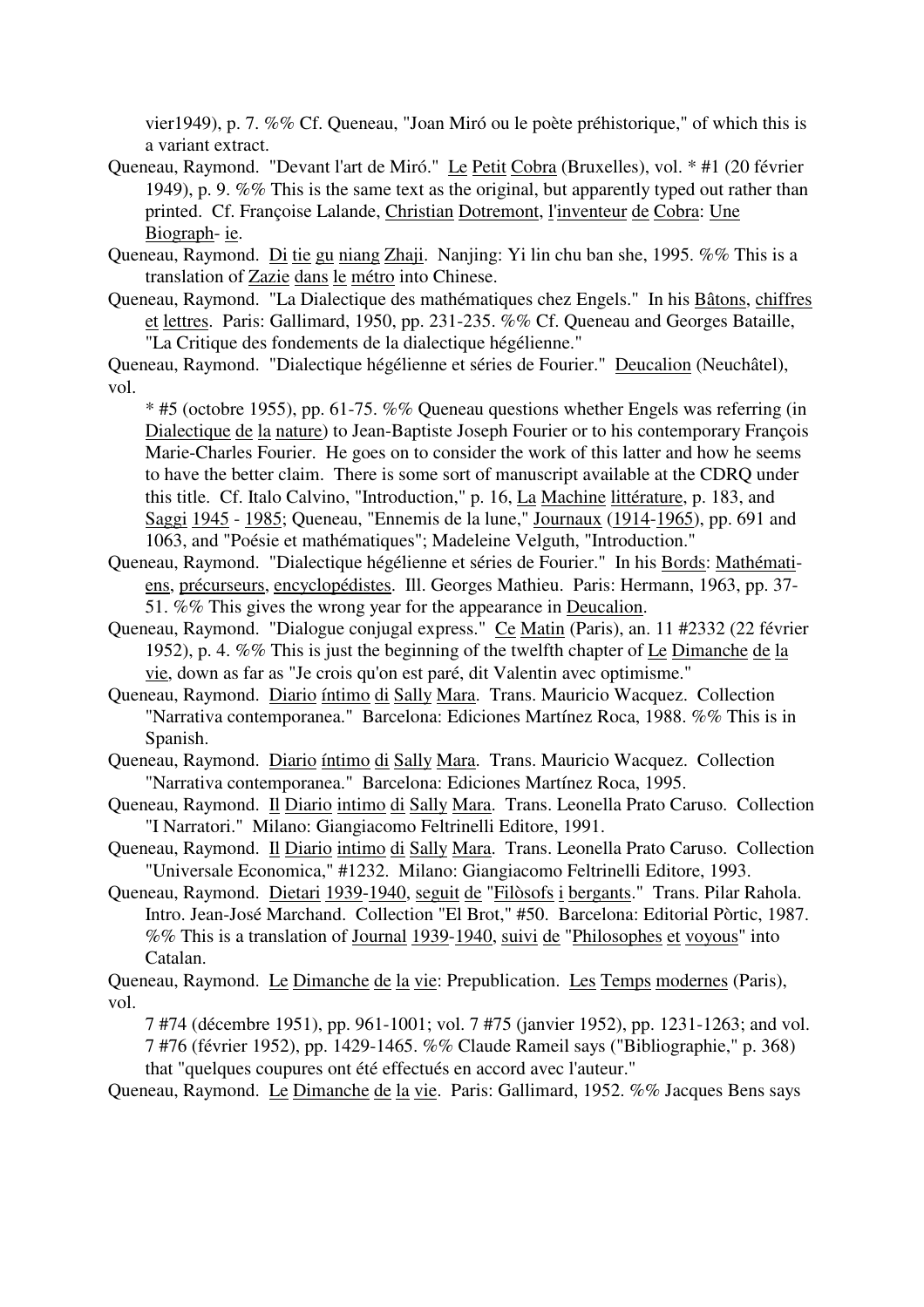vier1949), p. 7. %% Cf. Queneau, "Joan Miró ou le poète préhistorique," of which this is a variant extract.

Queneau, Raymond. "Devant l'art de Miró." Le Petit Cobra (Bruxelles), vol. * #1 (20 février 1949), p. 9. %% This is the same text as the original, but apparently typed out rather than printed. Cf. Françoise Lalande, Christian Dotremont, l'inventeur de Cobra: Une Biograph- ie.

Queneau, Raymond. Di tie gu niang Zhaji. Nanjing: Yi lin chu ban she, 1995. %% This is a translation of Zazie dans le métro into Chinese.

Queneau, Raymond. "La Dialectique des mathématiques chez Engels." In his Bâtons, chiffres et lettres. Paris: Gallimard, 1950, pp. 231-235. %% Cf. Queneau and Georges Bataille, "La Critique des fondements de la dialectique hégélienne."

Queneau, Raymond. "Dialectique hégélienne et séries de Fourier." Deucalion (Neuchâtel), vol. * #5 (octobre 1955), pp. 61-75. %% Queneau questions whether Engels was referring (in Dialectique de la nature) to Jean-Baptiste Joseph Fourier or to his contemporary François Marie-Charles Fourier. He goes on to consider the work of this latter and how he seems to have the better claim. There is some sort of manuscript available at the CDRQ under this title. Cf. Italo Calvino, "Introduction," p. 16, La Machine littérature, p. 183, and Saggi 1945 - 1985; Queneau, "Ennemis de la lune," Journaux (1914-1965), pp. 691 and 1063, and "Poésie et mathématiques"; Madeleine Velguth, "Introduction."

Queneau, Raymond. "Dialectique hégélienne et séries de Fourier." In his Bords: Mathématiens, précurseurs, encyclopédistes. Ill. Georges Mathieu. Paris: Hermann, 1963, pp. 37-51. %% This gives the wrong year for the appearance in Deucalion.

Queneau, Raymond. "Dialogue conjugal express." Ce Matin (Paris), an. 11 #2332 (22 février 1952), p. 4. %% This is just the beginning of the twelfth chapter of Le Dimanche de la vie, down as far as "Je crois qu'on est paré, dit Valentin avec optimisme."

Queneau, Raymond. Diario íntimo di Sally Mara. Trans. Mauricio Wacquez. Collection "Narrativa contemporanea." Barcelona: Ediciones Martínez Roca, 1988. %% This is in Spanish.

Queneau, Raymond. Diario íntimo di Sally Mara. Trans. Mauricio Wacquez. Collection "Narrativa contemporanea." Barcelona: Ediciones Martínez Roca, 1995.

Queneau, Raymond. Il Diario intimo di Sally Mara. Trans. Leonella Prato Caruso. Collection "I Narratori." Milano: Giangiacomo Feltrinelli Editore, 1991.

Queneau, Raymond. Il Diario intimo di Sally Mara. Trans. Leonella Prato Caruso. Collection "Universale Economica," #1232. Milano: Giangiacomo Feltrinelli Editore, 1993.

Queneau, Raymond. Dietari 1939-1940, seguit de "Filòsofs i bergants." Trans. Pilar Rahola. Intro. Jean-José Marchand. Collection "El Brot," #50. Barcelona: Editorial Pòrtic, 1987. %% This is a translation of Journal 1939-1940, suivi de "Philosophes et voyous" into Catalan.

Queneau, Raymond. Le Dimanche de la vie: Prepublication. Les Temps modernes (Paris), vol. 7 #74 (décembre 1951), pp. 961-1001; vol. 7 #75 (janvier 1952), pp. 1231-1263; and vol. 7 #76 (février 1952), pp. 1429-1465. %% Claude Rameil says ("Bibliographie," p. 368) that "quelques coupures ont été effectués en accord avec l'auteur."

Queneau, Raymond. Le Dimanche de la vie. Paris: Gallimard, 1952. %% Jacques Bens says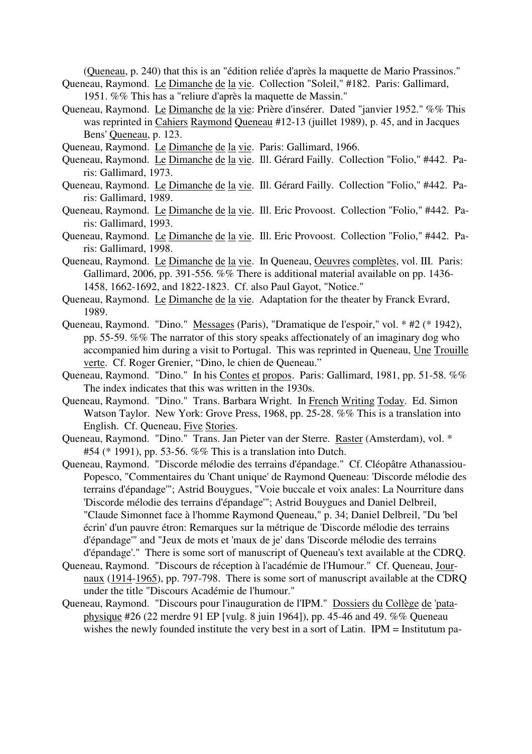(Queneau, p. 240) that this is an "édition reliée d'après la maquette de Mario Prassinos."

Queneau, Raymond. Le Dimanche de la vie. Collection "Soleil," #182. Paris: Gallimard, 1951. %% This has a "reliure d'après la maquette de Massin."

Queneau, Raymond. Le Dimanche de la vie: Prière d'insérer. Dated "janvier 1952." %% This was reprinted in Cahiers Raymond Queneau #12-13 (juillet 1989), p. 45, and in Jacques Bens' Queneau, p. 123.

Queneau, Raymond. Le Dimanche de la vie. Paris: Gallimard, 1966.

Queneau, Raymond. Le Dimanche de la vie. Ill. Gérard Failly. Collection "Folio," #442. Paris: Gallimard, 1973.

Queneau, Raymond. Le Dimanche de la vie. Ill. Gérard Failly. Collection "Folio," #442. Paris: Gallimard, 1989.

Queneau, Raymond. Le Dimanche de la vie. Ill. Eric Provoost. Collection "Folio," #442. Paris: Gallimard, 1993.

Queneau, Raymond. Le Dimanche de la vie. Ill. Eric Provoost. Collection "Folio," #442. Paris: Gallimard, 1998.

Queneau, Raymond. Le Dimanche de la vie. In Queneau, Oeuvres complètes, vol. III. Paris: Gallimard, 2006, pp. 391-556. %% There is additional material available on pp. 1436-1458, 1662-1692, and 1822-1823. Cf. also Paul Gayot, "Notice."

Queneau, Raymond. Le Dimanche de la vie. Adaptation for the theater by Franck Evrard, 1989.

Queneau, Raymond. "Dino." Messages (Paris), "Dramatique de l'espoir," vol. * #2 (* 1942), pp. 55-59. %% The narrator of this story speaks affectionately of an imaginary dog who accompanied him during a visit to Portugal. This was reprinted in Queneau, Une Trouille verte. Cf. Roger Grenier, "Dino, le chien de Queneau."

Queneau, Raymond. "Dino." In his Contes et propos. Paris: Gallimard, 1981, pp. 51-58. %% The index indicates that this was written in the 1930s.

Queneau, Raymond. "Dino." Trans. Barbara Wright. In French Writing Today. Ed. Simon Watson Taylor. New York: Grove Press, 1968, pp. 25-28. %% This is a translation into English. Cf. Queneau, Five Stories.

Queneau, Raymond. "Dino." Trans. Jan Pieter van der Sterre. Raster (Amsterdam), vol. * #54 (* 1991), pp. 53-56. %% This is a translation into Dutch.

Queneau, Raymond. "Discorde mélodie des terrains d'épandage." Cf. Cléopâtre Athanassiou-Popesco, "Commentaires du 'Chant unique' de Raymond Queneau: 'Discorde mélodie des terrains d'épandage'"; Astrid Bouygues, "Voie buccale et voix anales: La Nourriture dans 'Discorde mélodie des terrains d'épandage'"; Astrid Bouygues and Daniel Delbreil, "Claude Simonnet face à l'homme Raymond Queneau," p. 34; Daniel Delbreil, "Du 'bel écrin' d'un pauvre étron: Remarques sur la métrique de 'Discorde mélodie des terrains d'épandage'" and "Jeux de mots et 'maux de je' dans 'Discorde mélodie des terrains d'épandage'." There is some sort of manuscript of Queneau's text available at the CDRQ.

Queneau, Raymond. "Discours de réception à l'académie de l'Humour." Cf. Queneau, Journaux (1914-1965), pp. 797-798. There is some sort of manuscript available at the CDRQ under the title "Discours Académie de l'humour."

Queneau, Raymond. "Discours pour l'inauguration de l'IPM." Dossiers du Collège de 'pataphysique #26 (22 merdre 91 EP [vulg. 8 juin 1964]), pp. 45-46 and 49. %% Queneau wishes the newly founded institute the very best in a sort of Latin. IPM = Institutum pa-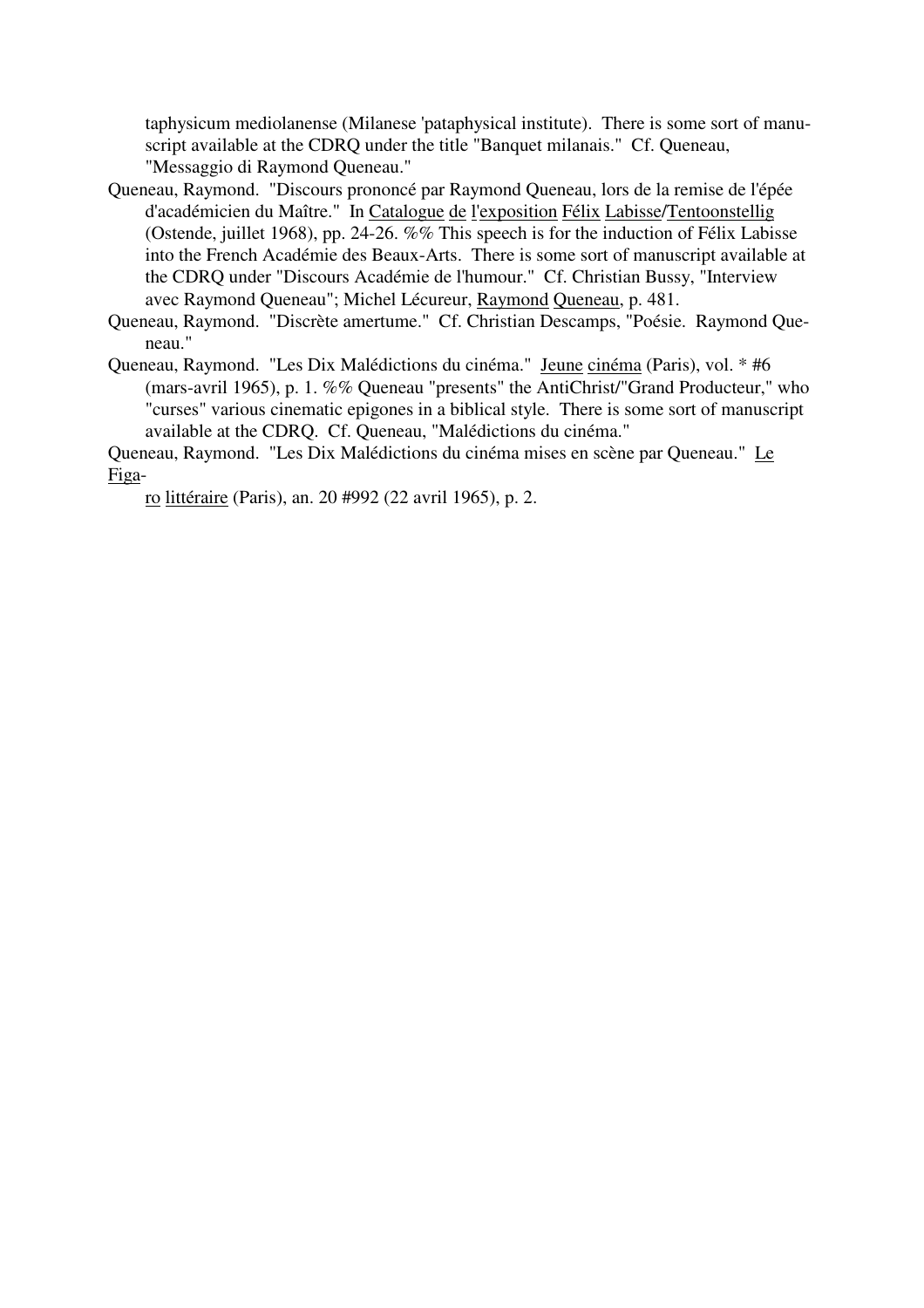taphysicum mediolanense (Milanese 'pataphysical institute). There is some sort of manuscript available at the CDRQ under the title "Banquet milanais." Cf. Queneau, "Messaggio di Raymond Queneau."

Queneau, Raymond. "Discours prononcé par Raymond Queneau, lors de la remise de l'épée d'académicien du Maître." In Catalogue de l'exposition Félix Labisse/Tentoonstellig (Ostende, juillet 1968), pp. 24-26. %% This speech is for the induction of Félix Labisse into the French Académie des Beaux-Arts. There is some sort of manuscript available at the CDRQ under "Discours Académie de l'humour." Cf. Christian Bussy, "Interview avec Raymond Queneau"; Michel Lécureur, Raymond Queneau, p. 481.

Queneau, Raymond. "Discrète amertume." Cf. Christian Descamps, "Poésie. Raymond Queneau."

Queneau, Raymond. "Les Dix Malédictions du cinéma." Jeune cinéma (Paris), vol. * #6 (mars-avril 1965), p. 1. %% Queneau "presents" the AntiChrist/"Grand Producteur," who "curses" various cinematic epigones in a biblical style. There is some sort of manuscript available at the CDRQ. Cf. Queneau, "Malédictions du cinéma."

Queneau, Raymond. "Les Dix Malédictions du cinéma mises en scène par Queneau." Le Figaro littéraire (Paris), an. 20 #992 (22 avril 1965), p. 2.